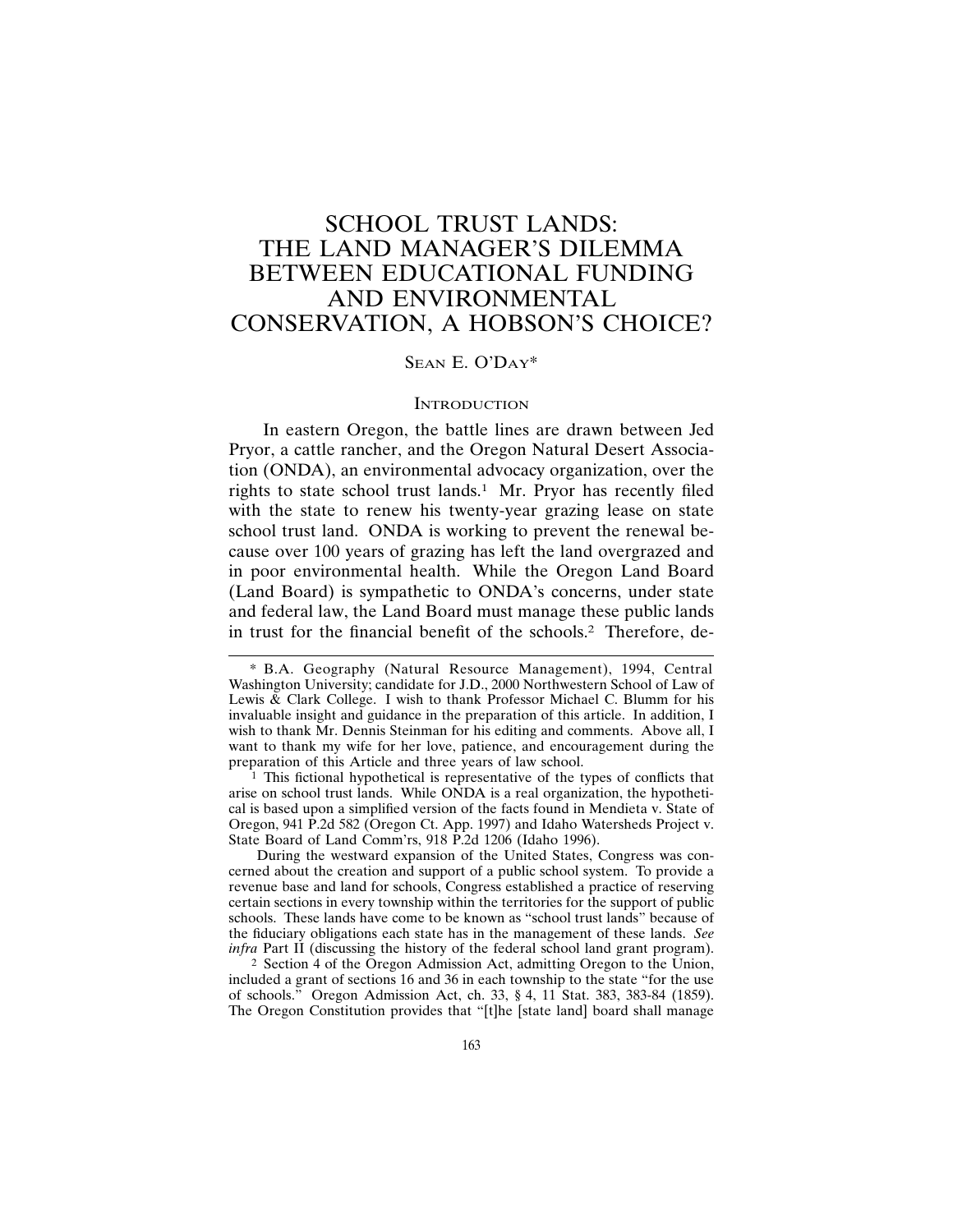# SCHOOL TRUST LANDS: THE LAND MANAGER'S DILEMMA BETWEEN EDUCATIONAL FUNDING AND ENVIRONMENTAL CONSERVATION, A HOBSON'S CHOICE?

SEAN E. O'DAY*

## INTRODUCTION

In eastern Oregon, the battle lines are drawn between Jed Pryor, a cattle rancher, and the Oregon Natural Desert Association (ONDA), an environmental advocacy organization, over the rights to state school trust lands.[1] Mr. Pryor has recently filed with the state to renew his twenty-year grazing lease on state school trust land. ONDA is working to prevent the renewal because over 100 years of grazing has left the land overgrazed and in poor environmental health. While the Oregon Land Board (Land Board) is sympathetic to ONDA's concerns, under state and federal law, the Land Board must manage these public lands in trust for the financial benefit of the schools.[2] Therefore, de-

---

\* B.A. Geography (Natural Resource Management), 1994, Central Washington University; candidate for J.D., 2000 Northwestern School of Law of Lewis & Clark College. I wish to thank Professor Michael C. Blumm for his invaluable insight and guidance in the preparation of this article. In addition, I wish to thank Mr. Dennis Steinman for his editing and comments. Above all, I want to thank my wife for her love, patience, and encouragement during the preparation of this Article and three years of law school.

1 This fictional hypothetical is representative of the types of conflicts that arise on school trust lands. While ONDA is a real organization, the hypothetical is based upon a simplified version of the facts found in Mendieta v. State of Oregon, 941 P.2d 582 (Oregon Ct. App. 1997) and Idaho Watersheds Project v. State Board of Land Comm'rs, 918 P.2d 1206 (Idaho 1996).

During the westward expansion of the United States, Congress was concerned about the creation and support of a public school system. To provide a revenue base and land for schools, Congress established a practice of reserving certain sections in every township within the territories for the support of public schools. These lands have come to be known as "school trust lands" because of the fiduciary obligations each state has in the management of these lands. *See infra* Part II (discussing the history of the federal school land grant program).

2 Section 4 of the Oregon Admission Act, admitting Oregon to the Union, included a grant of sections 16 and 36 in each township to the state "for the use of schools." Oregon Admission Act, ch. 33, § 4, 11 Stat. 383, 383-84 (1859). The Oregon Constitution provides that "[t]he [state land] board shall manage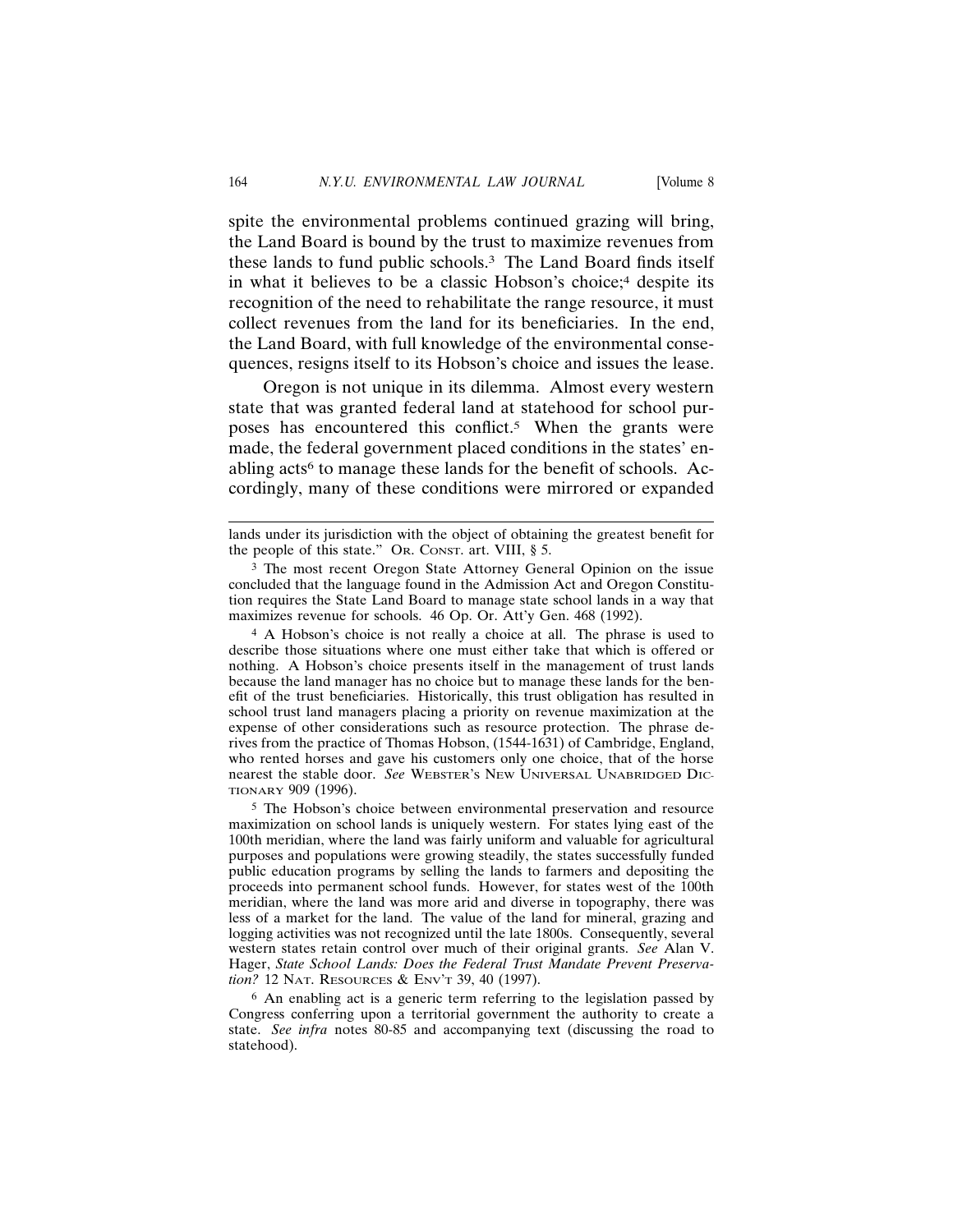spite the environmental problems continued grazing will bring, the Land Board is bound by the trust to maximize revenues from these lands to fund public schools.[3] The Land Board finds itself in what it believes to be a classic Hobson's choice;[4] despite its recognition of the need to rehabilitate the range resource, it must collect revenues from the land for its beneficiaries. In the end, the Land Board, with full knowledge of the environmental consequences, resigns itself to its Hobson's choice and issues the lease.

Oregon is not unique in its dilemma. Almost every western state that was granted federal land at statehood for school purposes has encountered this conflict.[5] When the grants were made, the federal government placed conditions in the states' enabling acts[6] to manage these lands for the benefit of schools. Accordingly, many of these conditions were mirrored or expanded

---

lands under its jurisdiction with the object of obtaining the greatest benefit for the people of this state." OR. CONST. art. VIII, § 5.

[3] The most recent Oregon State Attorney General Opinion on the issue concluded that the language found in the Admission Act and Oregon Constitution requires the State Land Board to manage state school lands in a way that maximizes revenue for schools. 46 Op. Or. Att'y Gen. 468 (1992).

[4] A Hobson's choice is not really a choice at all. The phrase is used to describe those situations where one must either take that which is offered or nothing. A Hobson's choice presents itself in the management of trust lands because the land manager has no choice but to manage these lands for the benefit of the trust beneficiaries. Historically, this trust obligation has resulted in school trust land managers placing a priority on revenue maximization at the expense of other considerations such as resource protection. The phrase derives from the practice of Thomas Hobson, (1544-1631) of Cambridge, England, who rented horses and gave his customers only one choice, that of the horse nearest the stable door. *See* WEBSTER'S NEW UNIVERSAL UNABRIDGED DICTIONARY 909 (1996).

[5] The Hobson's choice between environmental preservation and resource maximization on school lands is uniquely western. For states lying east of the 100th meridian, where the land was fairly uniform and valuable for agricultural purposes and populations were growing steadily, the states successfully funded public education programs by selling the lands to farmers and depositing the proceeds into permanent school funds. However, for states west of the 100th meridian, where the land was more arid and diverse in topography, there was less of a market for the land. The value of the land for mineral, grazing and logging activities was not recognized until the late 1800s. Consequently, several western states retain control over much of their original grants. *See* Alan V. Hager, *State School Lands: Does the Federal Trust Mandate Prevent Preservation?* 12 NAT. RESOURCES & ENV'T 39, 40 (1997).

[6] An enabling act is a generic term referring to the legislation passed by Congress conferring upon a territorial government the authority to create a state. *See infra* notes 80-85 and accompanying text (discussing the road to statehood).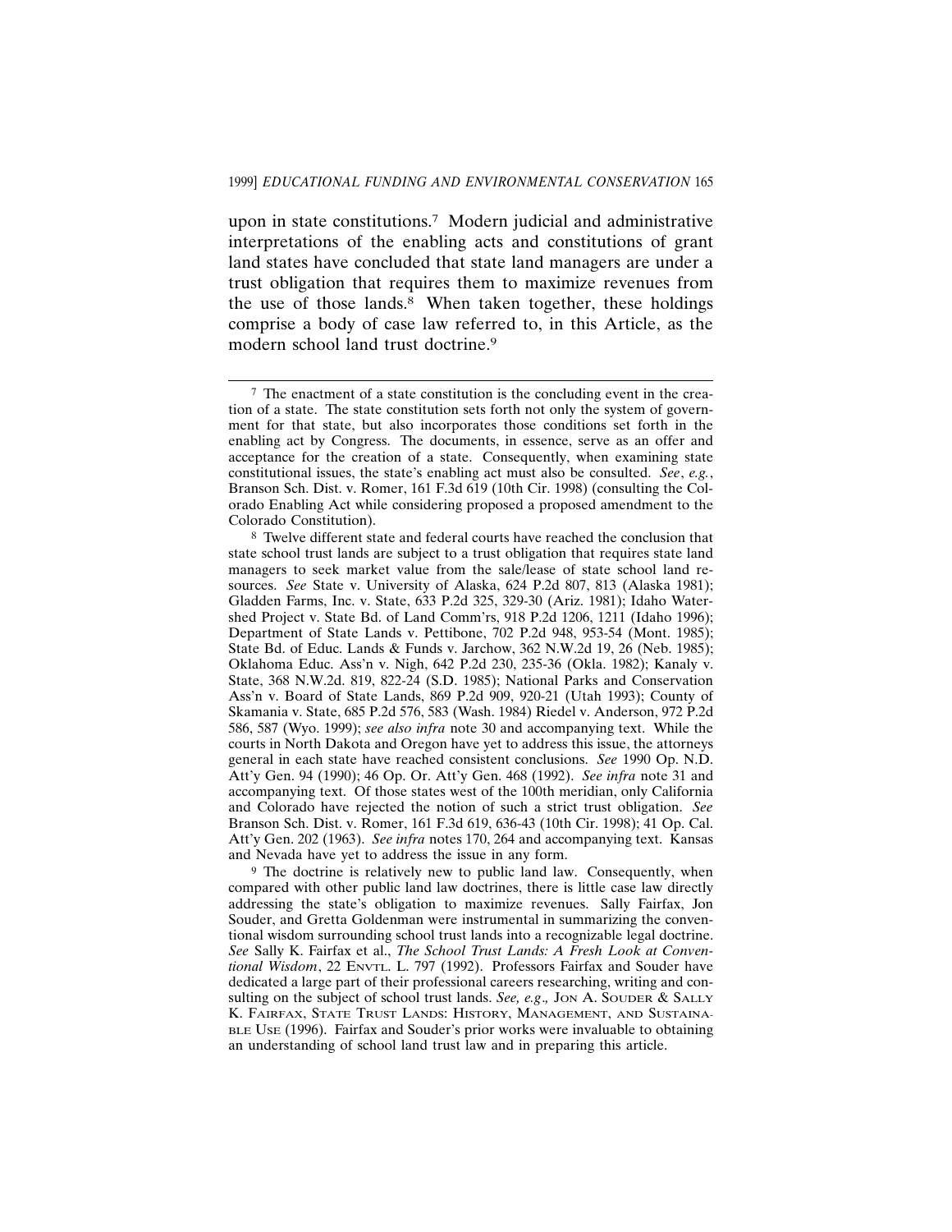upon in state constitutions.[7] Modern judicial and administrative interpretations of the enabling acts and constitutions of grant land states have concluded that state land managers are under a trust obligation that requires them to maximize revenues from the use of those lands.[8] When taken together, these holdings comprise a body of case law referred to, in this Article, as the modern school land trust doctrine.[9]

---

[7] The enactment of a state constitution is the concluding event in the creation of a state. The state constitution sets forth not only the system of government for that state, but also incorporates those conditions set forth in the enabling act by Congress. The documents, in essence, serve as an offer and acceptance for the creation of a state. Consequently, when examining state constitutional issues, the state's enabling act must also be consulted. *See*, *e.g.*, Branson Sch. Dist. v. Romer, 161 F.3d 619 (10th Cir. 1998) (consulting the Colorado Enabling Act while considering proposed a proposed amendment to the Colorado Constitution).

[8] Twelve different state and federal courts have reached the conclusion that state school trust lands are subject to a trust obligation that requires state land managers to seek market value from the sale/lease of state school land resources. *See* State v. University of Alaska, 624 P.2d 807, 813 (Alaska 1981); Gladden Farms, Inc. v. State, 633 P.2d 325, 329-30 (Ariz. 1981); Idaho Watershed Project v. State Bd. of Land Comm'rs, 918 P.2d 1206, 1211 (Idaho 1996); Department of State Lands v. Pettibone, 702 P.2d 948, 953-54 (Mont. 1985); State Bd. of Educ. Lands & Funds v. Jarchow, 362 N.W.2d 19, 26 (Neb. 1985); Oklahoma Educ. Ass'n v. Nigh, 642 P.2d 230, 235-36 (Okla. 1982); Kanaly v. State, 368 N.W.2d. 819, 822-24 (S.D. 1985); National Parks and Conservation Ass'n v. Board of State Lands, 869 P.2d 909, 920-21 (Utah 1993); County of Skamania v. State, 685 P.2d 576, 583 (Wash. 1984) Riedel v. Anderson, 972 P.2d 586, 587 (Wyo. 1999); *see also infra* note 30 and accompanying text. While the courts in North Dakota and Oregon have yet to address this issue, the attorneys general in each state have reached consistent conclusions. *See* 1990 Op. N.D. Att'y Gen. 94 (1990); 46 Op. Or. Att'y Gen. 468 (1992). *See infra* note 31 and accompanying text. Of those states west of the 100th meridian, only California and Colorado have rejected the notion of such a strict trust obligation. *See* Branson Sch. Dist. v. Romer, 161 F.3d 619, 636-43 (10th Cir. 1998); 41 Op. Cal. Att'y Gen. 202 (1963). *See infra* notes 170, 264 and accompanying text. Kansas and Nevada have yet to address the issue in any form.

[9] The doctrine is relatively new to public land law. Consequently, when compared with other public land law doctrines, there is little case law directly addressing the state's obligation to maximize revenues. Sally Fairfax, Jon Souder, and Gretta Goldenman were instrumental in summarizing the conventional wisdom surrounding school trust lands into a recognizable legal doctrine. *See* Sally K. Fairfax et al., *The School Trust Lands: A Fresh Look at Conventional Wisdom*, 22 ENVTL. L. 797 (1992). Professors Fairfax and Souder have dedicated a large part of their professional careers researching, writing and consulting on the subject of school trust lands. *See, e.g.,* JON A. SOUDER & SALLY K. FAIRFAX, STATE TRUST LANDS: HISTORY, MANAGEMENT, AND SUSTAINABLE USE (1996). Fairfax and Souder's prior works were invaluable to obtaining an understanding of school land trust law and in preparing this article.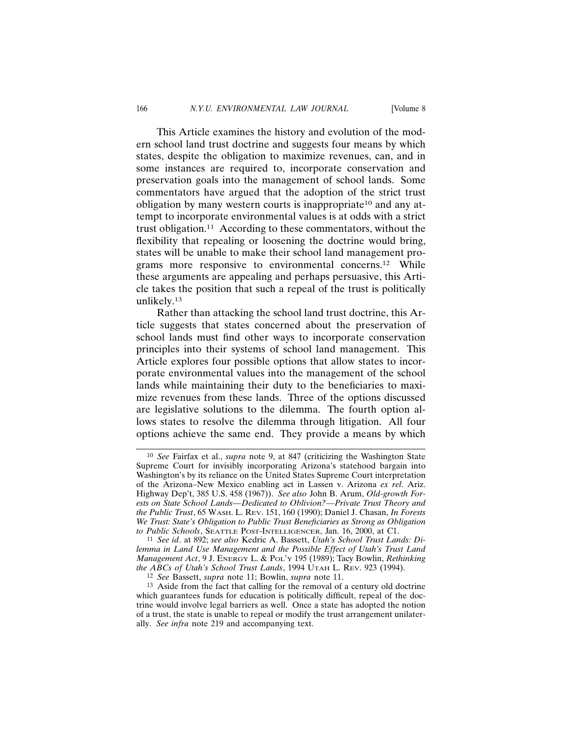This Article examines the history and evolution of the modern school land trust doctrine and suggests four means by which states, despite the obligation to maximize revenues, can, and in some instances are required to, incorporate conservation and preservation goals into the management of school lands. Some commentators have argued that the adoption of the strict trust obligation by many western courts is inappropriate[10] and any attempt to incorporate environmental values is at odds with a strict trust obligation.[11] According to these commentators, without the flexibility that repealing or loosening the doctrine would bring, states will be unable to make their school land management programs more responsive to environmental concerns.[12] While these arguments are appealing and perhaps persuasive, this Article takes the position that such a repeal of the trust is politically unlikely.[13]

Rather than attacking the school land trust doctrine, this Article suggests that states concerned about the preservation of school lands must find other ways to incorporate conservation principles into their systems of school land management. This Article explores four possible options that allow states to incorporate environmental values into the management of the school lands while maintaining their duty to the beneficiaries to maximize revenues from these lands. Three of the options discussed are legislative solutions to the dilemma. The fourth option allows states to resolve the dilemma through litigation. All four options achieve the same end. They provide a means by which

---

[10] *See* Fairfax et al., *supra* note 9, at 847 (criticizing the Washington State Supreme Court for invisibly incorporating Arizona's statehood bargain into Washington's by its reliance on the United States Supreme Court interpretation of the Arizona–New Mexico enabling act in Lassen v. Arizona *ex rel.* Ariz. Highway Dep't, 385 U.S. 458 (1967)). *See also* John B. Arum, *Old-growth Forests on State School Lands—Dedicated to Oblivion?—Private Trust Theory and the Public Trust*, 65 WASH. L. REV. 151, 160 (1990); Daniel J. Chasan, *In Forests We Trust: State's Obligation to Public Trust Beneficiaries as Strong as Obligation to Public Schools*, SEATTLE POST-INTELLIGENCER, Jan. 16, 2000, at C1.

[11] *See id*. at 892; *see also* Kedric A. Bassett, *Utah's School Trust Lands: Dilemma in Land Use Management and the Possible Effect of Utah's Trust Land Management Act*, 9 J. ENERGY L. & POL'Y 195 (1989); Tacy Bowlin, *Rethinking the ABCs of Utah's School Trust Lands*, 1994 UTAH L. REV. 923 (1994).

[12] *See* Bassett, *supra* note 11; Bowlin, *supra* note 11.

[13] Aside from the fact that calling for the removal of a century old doctrine which guarantees funds for education is politically difficult, repeal of the doctrine would involve legal barriers as well. Once a state has adopted the notion of a trust, the state is unable to repeal or modify the trust arrangement unilaterally. *See infra* note 219 and accompanying text.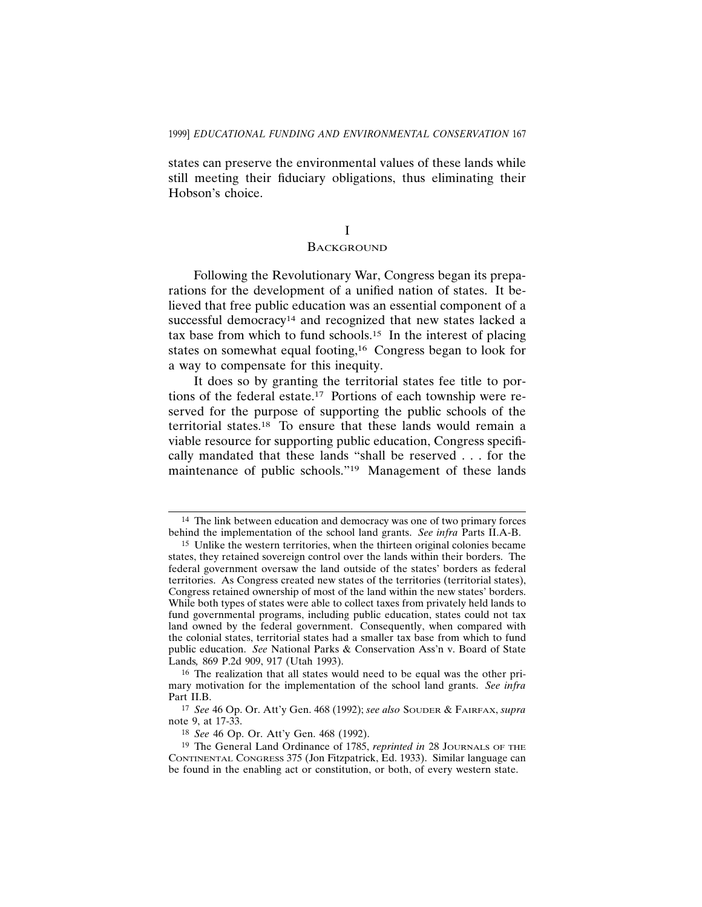states can preserve the environmental values of these lands while still meeting their fiduciary obligations, thus eliminating their Hobson's choice.

# I
## Background

Following the Revolutionary War, Congress began its preparations for the development of a unified nation of states. It believed that free public education was an essential component of a successful democracy[14] and recognized that new states lacked a tax base from which to fund schools.[15] In the interest of placing states on somewhat equal footing,[16] Congress began to look for a way to compensate for this inequity.

It does so by granting the territorial states fee title to portions of the federal estate.[17] Portions of each township were reserved for the purpose of supporting the public schools of the territorial states.[18] To ensure that these lands would remain a viable resource for supporting public education, Congress specifically mandated that these lands "shall be reserved . . . for the maintenance of public schools."[19] Management of these lands

---

[14] The link between education and democracy was one of two primary forces behind the implementation of the school land grants. *See infra* Parts II.A-B.

[15] Unlike the western territories, when the thirteen original colonies became states, they retained sovereign control over the lands within their borders. The federal government oversaw the land outside of the states' borders as federal territories. As Congress created new states of the territories (territorial states), Congress retained ownership of most of the land within the new states' borders. While both types of states were able to collect taxes from privately held lands to fund governmental programs, including public education, states could not tax land owned by the federal government. Consequently, when compared with the colonial states, territorial states had a smaller tax base from which to fund public education. *See* National Parks & Conservation Ass'n v. Board of State Lands*,* 869 P.2d 909, 917 (Utah 1993).

[16] The realization that all states would need to be equal was the other primary motivation for the implementation of the school land grants. *See infra* Part II.B.

[17] *See* 46 Op. Or. Att'y Gen. 468 (1992); *see also* Souder & Fairfax, *supra* note 9, at 17-33.

[18] *See* 46 Op. Or. Att'y Gen. 468 (1992).

[19] The General Land Ordinance of 1785, *reprinted in* 28 Journals of the Continental Congress 375 (Jon Fitzpatrick, Ed. 1933). Similar language can be found in the enabling act or constitution, or both, of every western state.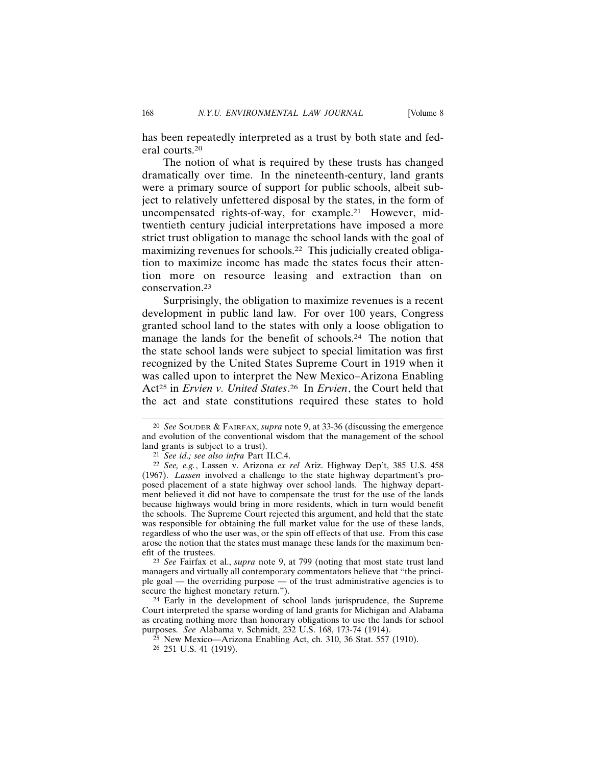has been repeatedly interpreted as a trust by both state and federal courts.[20]

The notion of what is required by these trusts has changed dramatically over time. In the nineteenth-century, land grants were a primary source of support for public schools, albeit subject to relatively unfettered disposal by the states, in the form of uncompensated rights-of-way, for example.[21] However, mid-twentieth century judicial interpretations have imposed a more strict trust obligation to manage the school lands with the goal of maximizing revenues for schools.[22] This judicially created obligation to maximize income has made the states focus their attention more on resource leasing and extraction than on conservation.[23]

Surprisingly, the obligation to maximize revenues is a recent development in public land law. For over 100 years, Congress granted school land to the states with only a loose obligation to manage the lands for the benefit of schools.[24] The notion that the state school lands were subject to special limitation was first recognized by the United States Supreme Court in 1919 when it was called upon to interpret the New Mexico–Arizona Enabling Act[25] in *Ervien v. United States*.[26] In *Ervien*, the Court held that the act and state constitutions required these states to hold

---

[20] *See* Souder & Fairfax, *supra* note 9, at 33-36 (discussing the emergence and evolution of the conventional wisdom that the management of the school land grants is subject to a trust).

[21] *See id.; see also infra* Part II.C.4.

[22] *See, e.g.*, Lassen v. Arizona *ex rel* Ariz. Highway Dep't, 385 U.S. 458 (1967). *Lassen* involved a challenge to the state highway department's proposed placement of a state highway over school lands. The highway department believed it did not have to compensate the trust for the use of the lands because highways would bring in more residents, which in turn would benefit the schools. The Supreme Court rejected this argument, and held that the state was responsible for obtaining the full market value for the use of these lands, regardless of who the user was, or the spin off effects of that use. From this case arose the notion that the states must manage these lands for the maximum benefit of the trustees.

[23] *See* Fairfax et al., *supra* note 9, at 799 (noting that most state trust land managers and virtually all contemporary commentators believe that "the principle goal — the overriding purpose — of the trust administrative agencies is to secure the highest monetary return.").

[24] Early in the development of school lands jurisprudence, the Supreme Court interpreted the sparse wording of land grants for Michigan and Alabama as creating nothing more than honorary obligations to use the lands for school purposes. *See* Alabama v. Schmidt, 232 U.S. 168, 173-74 (1914).

[25] New Mexico—Arizona Enabling Act, ch. 310, 36 Stat. 557 (1910).

[26] 251 U.S. 41 (1919).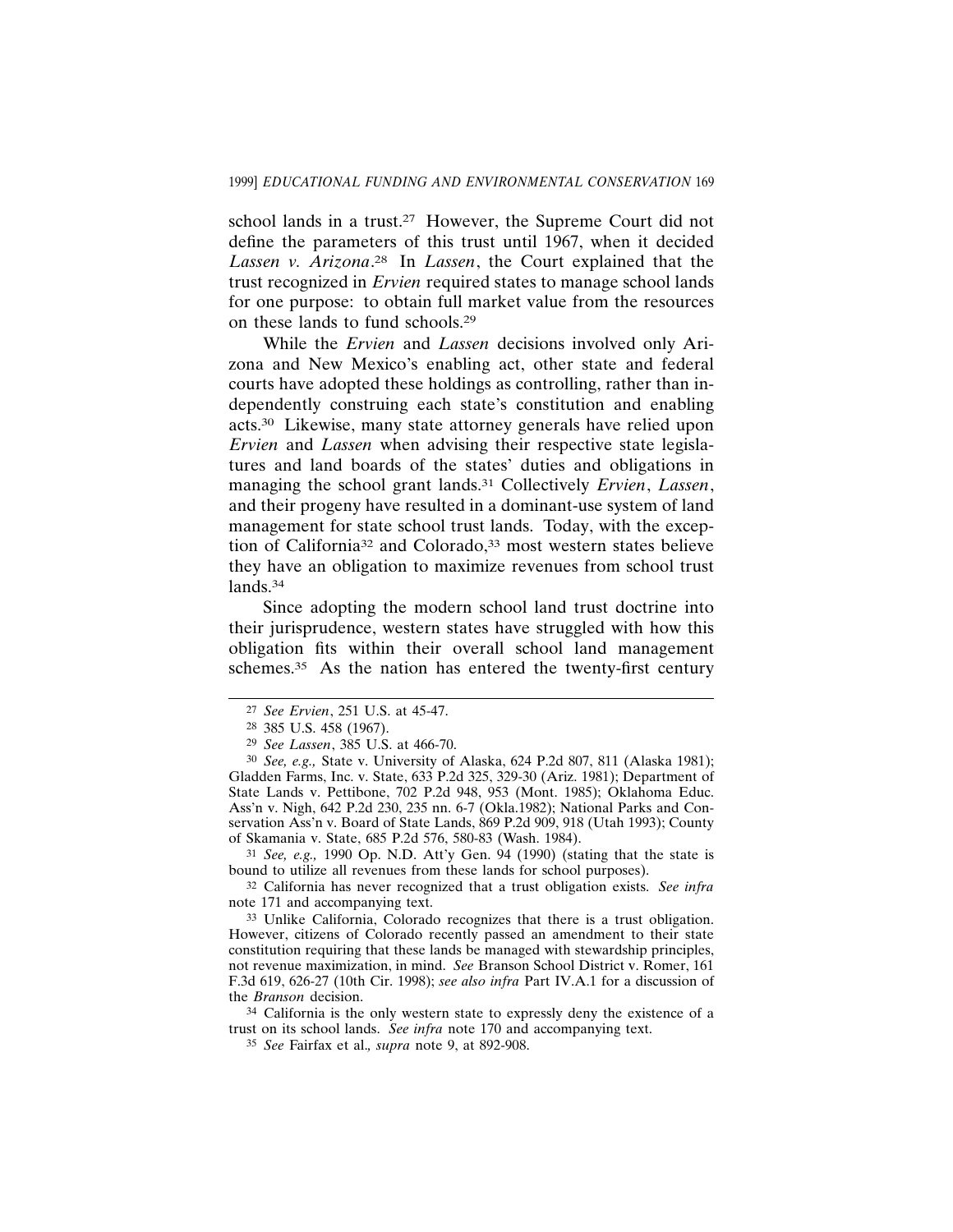school lands in a trust.[27] However, the Supreme Court did not define the parameters of this trust until 1967, when it decided *Lassen v. Arizona*.[28] In *Lassen*, the Court explained that the trust recognized in *Ervien* required states to manage school lands for one purpose: to obtain full market value from the resources on these lands to fund schools.[29]

While the *Ervien* and *Lassen* decisions involved only Arizona and New Mexico's enabling act, other state and federal courts have adopted these holdings as controlling, rather than independently construing each state's constitution and enabling acts.[30] Likewise, many state attorney generals have relied upon *Ervien* and *Lassen* when advising their respective state legislatures and land boards of the states' duties and obligations in managing the school grant lands.[31] Collectively *Ervien*, *Lassen*, and their progeny have resulted in a dominant-use system of land management for state school trust lands. Today, with the exception of California[32] and Colorado,[33] most western states believe they have an obligation to maximize revenues from school trust lands.[34]

Since adopting the modern school land trust doctrine into their jurisprudence, western states have struggled with how this obligation fits within their overall school land management schemes.[35] As the nation has entered the twenty-first century

---

[27] *See Ervien*, 251 U.S. at 45-47.

[28] 385 U.S. 458 (1967).

[29] *See Lassen*, 385 U.S. at 466-70.

[30] *See, e.g.,* State v. University of Alaska, 624 P.2d 807, 811 (Alaska 1981); Gladden Farms, Inc. v. State, 633 P.2d 325, 329-30 (Ariz. 1981); Department of State Lands v. Pettibone, 702 P.2d 948, 953 (Mont. 1985); Oklahoma Educ. Ass'n v. Nigh, 642 P.2d 230, 235 nn. 6-7 (Okla.1982); National Parks and Conservation Ass'n v. Board of State Lands, 869 P.2d 909, 918 (Utah 1993); County of Skamania v. State, 685 P.2d 576, 580-83 (Wash. 1984).

[31] *See, e.g.,* 1990 Op. N.D. Att'y Gen. 94 (1990) (stating that the state is bound to utilize all revenues from these lands for school purposes).

[32] California has never recognized that a trust obligation exists. *See infra* note 171 and accompanying text.

[33] Unlike California, Colorado recognizes that there is a trust obligation. However, citizens of Colorado recently passed an amendment to their state constitution requiring that these lands be managed with stewardship principles, not revenue maximization, in mind. *See* Branson School District v. Romer, 161 F.3d 619, 626-27 (10th Cir. 1998); *see also infra* Part IV.A.1 for a discussion of the *Branson* decision.

[34] California is the only western state to expressly deny the existence of a trust on its school lands. *See infra* note 170 and accompanying text.

[35] *See* Fairfax et al.*, supra* note 9, at 892-908.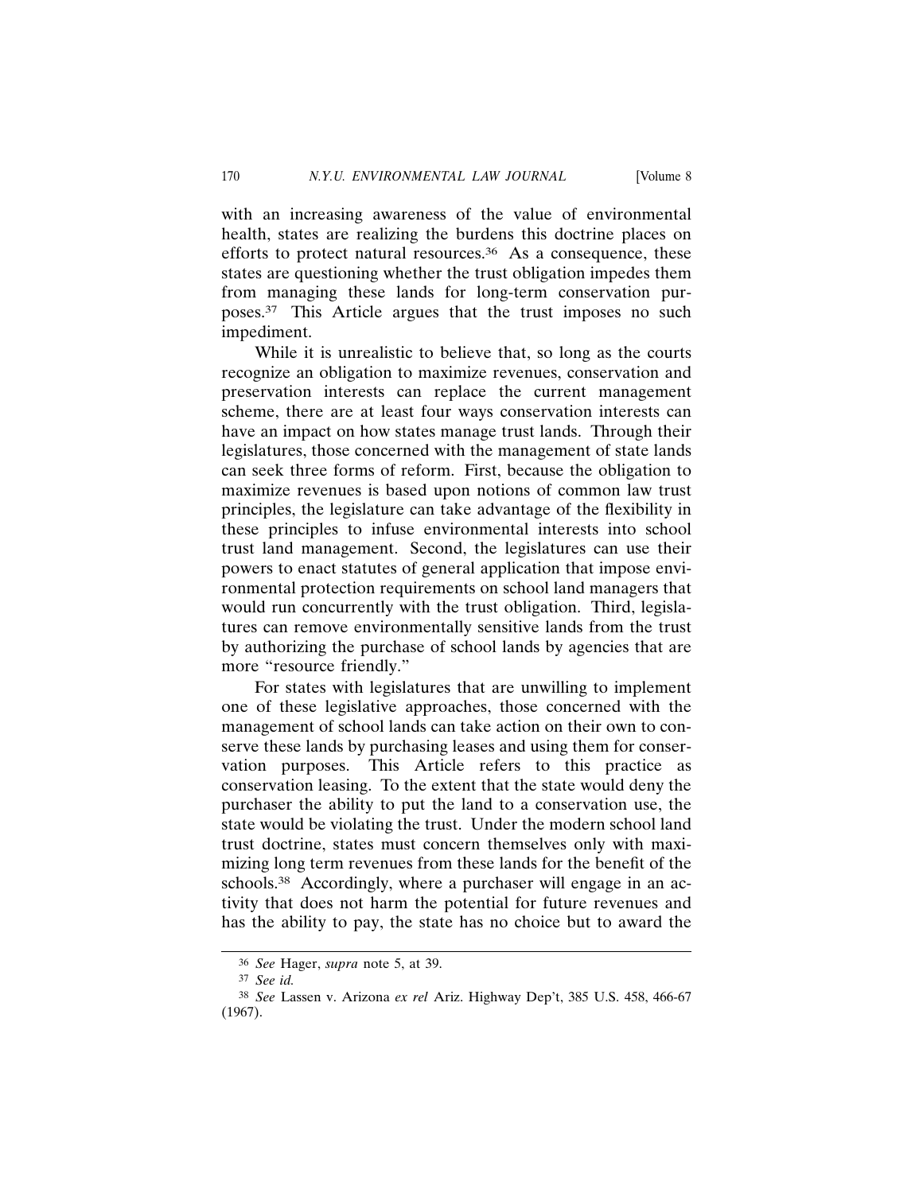with an increasing awareness of the value of environmental health, states are realizing the burdens this doctrine places on efforts to protect natural resources.[36] As a consequence, these states are questioning whether the trust obligation impedes them from managing these lands for long-term conservation purposes.[37] This Article argues that the trust imposes no such impediment.

While it is unrealistic to believe that, so long as the courts recognize an obligation to maximize revenues, conservation and preservation interests can replace the current management scheme, there are at least four ways conservation interests can have an impact on how states manage trust lands. Through their legislatures, those concerned with the management of state lands can seek three forms of reform. First, because the obligation to maximize revenues is based upon notions of common law trust principles, the legislature can take advantage of the flexibility in these principles to infuse environmental interests into school trust land management. Second, the legislatures can use their powers to enact statutes of general application that impose environmental protection requirements on school land managers that would run concurrently with the trust obligation. Third, legislatures can remove environmentally sensitive lands from the trust by authorizing the purchase of school lands by agencies that are more "resource friendly."

For states with legislatures that are unwilling to implement one of these legislative approaches, those concerned with the management of school lands can take action on their own to conserve these lands by purchasing leases and using them for conservation purposes. This Article refers to this practice as conservation leasing. To the extent that the state would deny the purchaser the ability to put the land to a conservation use, the state would be violating the trust. Under the modern school land trust doctrine, states must concern themselves only with maximizing long term revenues from these lands for the benefit of the schools.[38] Accordingly, where a purchaser will engage in an activity that does not harm the potential for future revenues and has the ability to pay, the state has no choice but to award the

---

[36] *See* Hager, *supra* note 5, at 39.

[37] *See id.*

[38] *See* Lassen v. Arizona *ex rel* Ariz. Highway Dep't, 385 U.S. 458, 466-67 (1967).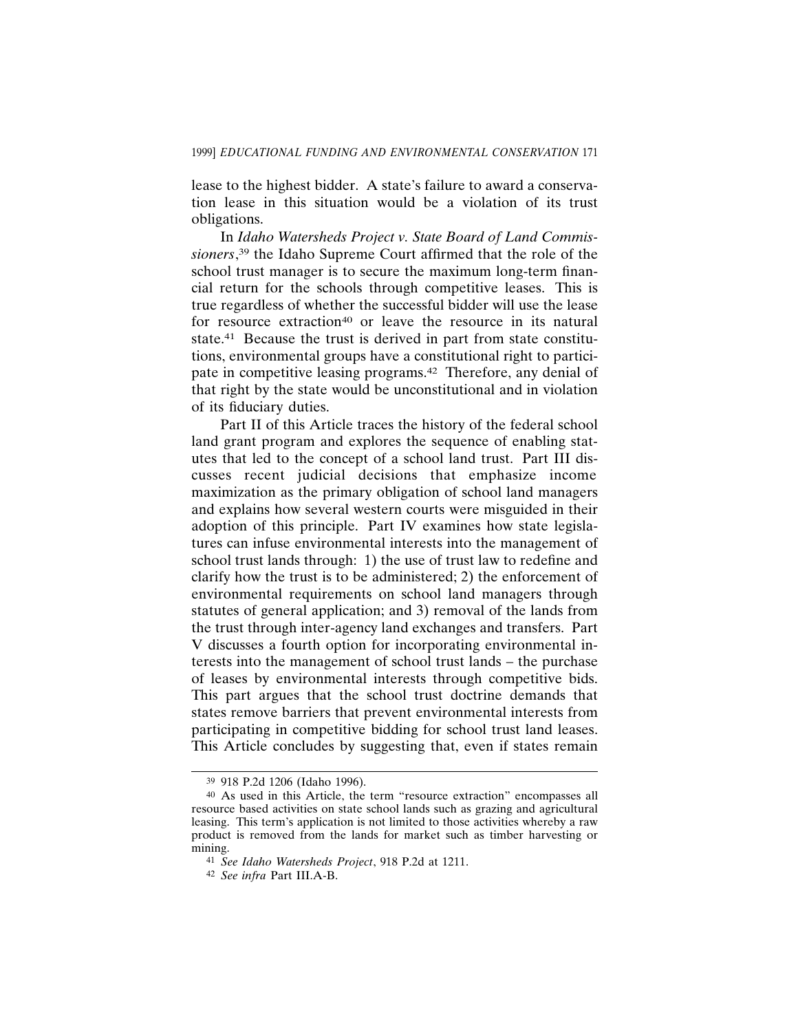lease to the highest bidder. A state's failure to award a conservation lease in this situation would be a violation of its trust obligations.

In *Idaho Watersheds Project v. State Board of Land Commissioners*,[39] the Idaho Supreme Court affirmed that the role of the school trust manager is to secure the maximum long-term financial return for the schools through competitive leases. This is true regardless of whether the successful bidder will use the lease for resource extraction[40] or leave the resource in its natural state.[41] Because the trust is derived in part from state constitutions, environmental groups have a constitutional right to participate in competitive leasing programs.[42] Therefore, any denial of that right by the state would be unconstitutional and in violation of its fiduciary duties.

Part II of this Article traces the history of the federal school land grant program and explores the sequence of enabling statutes that led to the concept of a school land trust. Part III discusses recent judicial decisions that emphasize income maximization as the primary obligation of school land managers and explains how several western courts were misguided in their adoption of this principle. Part IV examines how state legislatures can infuse environmental interests into the management of school trust lands through: 1) the use of trust law to redefine and clarify how the trust is to be administered; 2) the enforcement of environmental requirements on school land managers through statutes of general application; and 3) removal of the lands from the trust through inter-agency land exchanges and transfers. Part V discusses a fourth option for incorporating environmental interests into the management of school trust lands – the purchase of leases by environmental interests through competitive bids. This part argues that the school trust doctrine demands that states remove barriers that prevent environmental interests from participating in competitive bidding for school trust land leases. This Article concludes by suggesting that, even if states remain

---

[39] 918 P.2d 1206 (Idaho 1996).

[40] As used in this Article, the term "resource extraction" encompasses all resource based activities on state school lands such as grazing and agricultural leasing. This term's application is not limited to those activities whereby a raw product is removed from the lands for market such as timber harvesting or mining.

[41] *See Idaho Watersheds Project*, 918 P.2d at 1211.

[42] *See infra* Part III.A-B.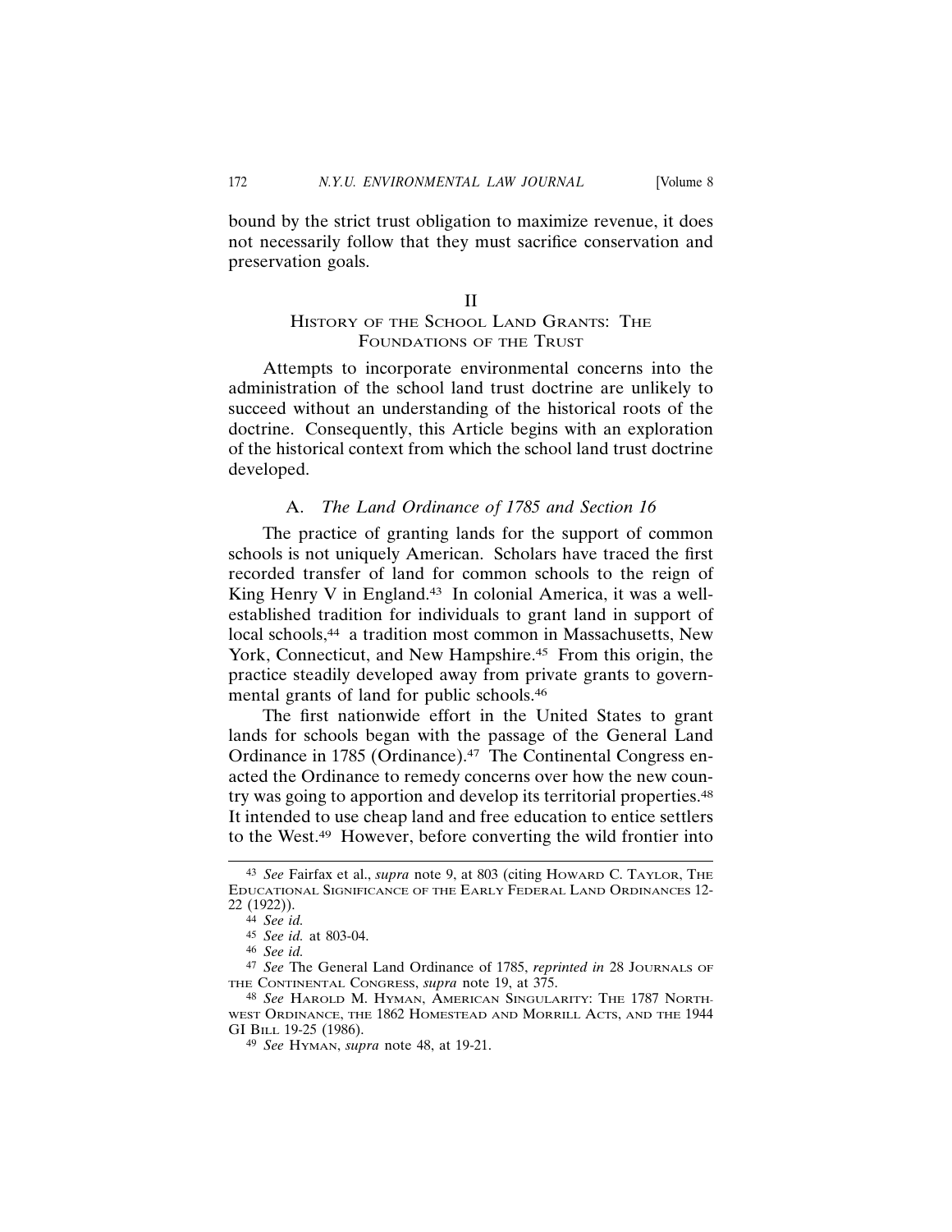bound by the strict trust obligation to maximize revenue, it does not necessarily follow that they must sacrifice conservation and preservation goals.

## II
## HISTORY OF THE SCHOOL LAND GRANTS: THE FOUNDATIONS OF THE TRUST

Attempts to incorporate environmental concerns into the administration of the school land trust doctrine are unlikely to succeed without an understanding of the historical roots of the doctrine. Consequently, this Article begins with an exploration of the historical context from which the school land trust doctrine developed.

### A. *The Land Ordinance of 1785 and Section 16*

The practice of granting lands for the support of common schools is not uniquely American. Scholars have traced the first recorded transfer of land for common schools to the reign of King Henry V in England.[43] In colonial America, it was a well-established tradition for individuals to grant land in support of local schools,[44] a tradition most common in Massachusetts, New York, Connecticut, and New Hampshire.[45] From this origin, the practice steadily developed away from private grants to governmental grants of land for public schools.[46]

The first nationwide effort in the United States to grant lands for schools began with the passage of the General Land Ordinance in 1785 (Ordinance).[47] The Continental Congress enacted the Ordinance to remedy concerns over how the new country was going to apportion and develop its territorial properties.[48] It intended to use cheap land and free education to entice settlers to the West.[49] However, before converting the wild frontier into

---

[43] *See* Fairfax et al., *supra* note 9, at 803 (citing HOWARD C. TAYLOR, THE EDUCATIONAL SIGNIFICANCE OF THE EARLY FEDERAL LAND ORDINANCES 12-22 (1922)).

[44] *See id.*

[45] *See id.* at 803-04.

[46] *See id.*

[47] *See* The General Land Ordinance of 1785, *reprinted in* 28 JOURNALS OF THE CONTINENTAL CONGRESS, *supra* note 19, at 375.

[48] *See* HAROLD M. HYMAN, AMERICAN SINGULARITY: THE 1787 NORTHWEST ORDINANCE, THE 1862 HOMESTEAD AND MORRILL ACTS, AND THE 1944 GI BILL 19-25 (1986).

[49] *See* HYMAN, *supra* note 48, at 19-21.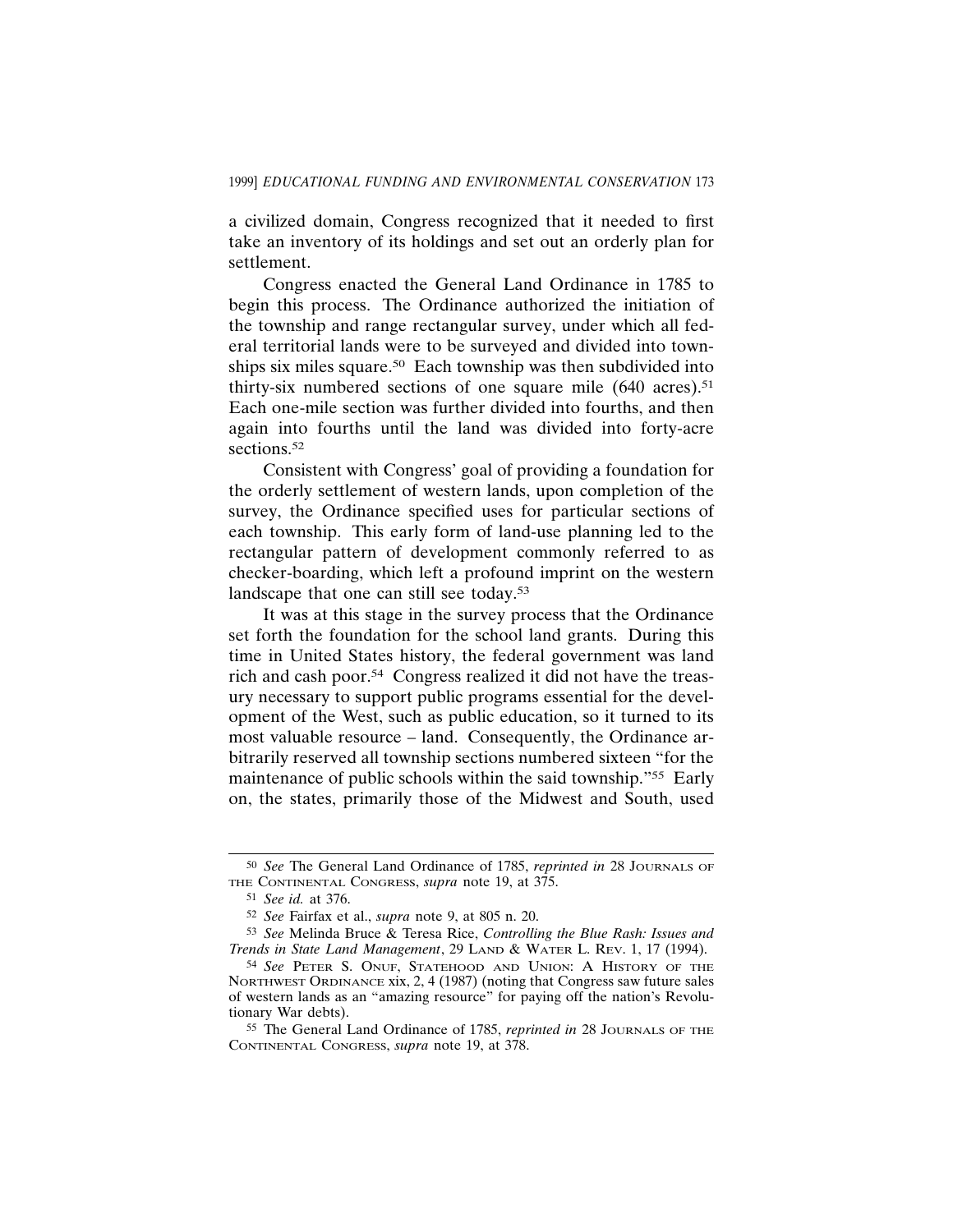a civilized domain, Congress recognized that it needed to first take an inventory of its holdings and set out an orderly plan for settlement.

Congress enacted the General Land Ordinance in 1785 to begin this process. The Ordinance authorized the initiation of the township and range rectangular survey, under which all federal territorial lands were to be surveyed and divided into townships six miles square.[50] Each township was then subdivided into thirty-six numbered sections of one square mile (640 acres).[51] Each one-mile section was further divided into fourths, and then again into fourths until the land was divided into forty-acre sections.[52]

Consistent with Congress' goal of providing a foundation for the orderly settlement of western lands, upon completion of the survey, the Ordinance specified uses for particular sections of each township. This early form of land-use planning led to the rectangular pattern of development commonly referred to as checker-boarding, which left a profound imprint on the western landscape that one can still see today.[53]

It was at this stage in the survey process that the Ordinance set forth the foundation for the school land grants. During this time in United States history, the federal government was land rich and cash poor.[54] Congress realized it did not have the treasury necessary to support public programs essential for the development of the West, such as public education, so it turned to its most valuable resource – land. Consequently, the Ordinance arbitrarily reserved all township sections numbered sixteen "for the maintenance of public schools within the said township."[55] Early on, the states, primarily those of the Midwest and South, used

---

[50] *See* The General Land Ordinance of 1785, *reprinted in* 28 JOURNALS OF THE CONTINENTAL CONGRESS, *supra* note 19, at 375.

[51] *See id.* at 376.

[52] *See* Fairfax et al., *supra* note 9, at 805 n. 20.

[53] *See* Melinda Bruce & Teresa Rice, *Controlling the Blue Rash: Issues and Trends in State Land Management*, 29 LAND & WATER L. REV. 1, 17 (1994).

[54] *See* PETER S. ONUF, STATEHOOD AND UNION: A HISTORY OF THE NORTHWEST ORDINANCE xix, 2, 4 (1987) (noting that Congress saw future sales of western lands as an "amazing resource" for paying off the nation's Revolutionary War debts).

[55] The General Land Ordinance of 1785, *reprinted in* 28 JOURNALS OF THE CONTINENTAL CONGRESS, *supra* note 19, at 378.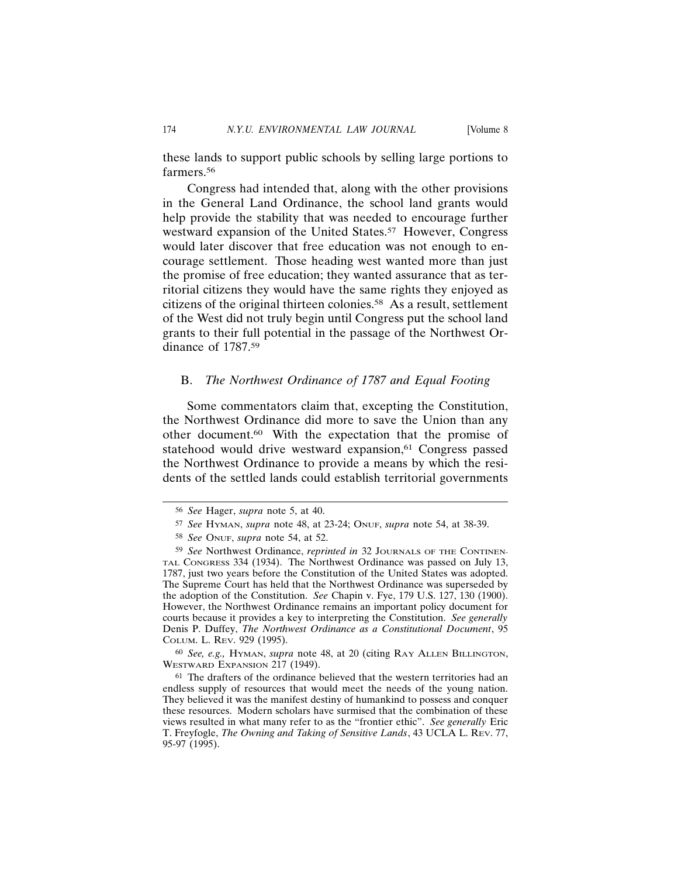these lands to support public schools by selling large portions to farmers.[56]

Congress had intended that, along with the other provisions in the General Land Ordinance, the school land grants would help provide the stability that was needed to encourage further westward expansion of the United States.[57] However, Congress would later discover that free education was not enough to encourage settlement. Those heading west wanted more than just the promise of free education; they wanted assurance that as territorial citizens they would have the same rights they enjoyed as citizens of the original thirteen colonies.[58] As a result, settlement of the West did not truly begin until Congress put the school land grants to their full potential in the passage of the Northwest Ordinance of 1787.[59]

### B. *The Northwest Ordinance of 1787 and Equal Footing*

Some commentators claim that, excepting the Constitution, the Northwest Ordinance did more to save the Union than any other document.[60] With the expectation that the promise of statehood would drive westward expansion,[61] Congress passed the Northwest Ordinance to provide a means by which the residents of the settled lands could establish territorial governments

---

[56] *See* Hager, *supra* note 5, at 40.

[57] *See* HYMAN, *supra* note 48, at 23-24; ONUF, *supra* note 54, at 38-39.

[58] *See* ONUF, *supra* note 54, at 52.

[59] *See* Northwest Ordinance, *reprinted in* 32 JOURNALS OF THE CONTINENTAL CONGRESS 334 (1934). The Northwest Ordinance was passed on July 13, 1787, just two years before the Constitution of the United States was adopted. The Supreme Court has held that the Northwest Ordinance was superseded by the adoption of the Constitution. *See* Chapin v. Fye, 179 U.S. 127, 130 (1900). However, the Northwest Ordinance remains an important policy document for courts because it provides a key to interpreting the Constitution. *See generally* Denis P. Duffey, *The Northwest Ordinance as a Constitutional Document*, 95 COLUM. L. REV. 929 (1995).

[60] *See, e.g.,* HYMAN, *supra* note 48, at 20 (citing RAY ALLEN BILLINGTON, WESTWARD EXPANSION 217 (1949).

[61] The drafters of the ordinance believed that the western territories had an endless supply of resources that would meet the needs of the young nation. They believed it was the manifest destiny of humankind to possess and conquer these resources. Modern scholars have surmised that the combination of these views resulted in what many refer to as the "frontier ethic". *See generally* Eric T. Freyfogle, *The Owning and Taking of Sensitive Lands*, 43 UCLA L. REV. 77, 95-97 (1995).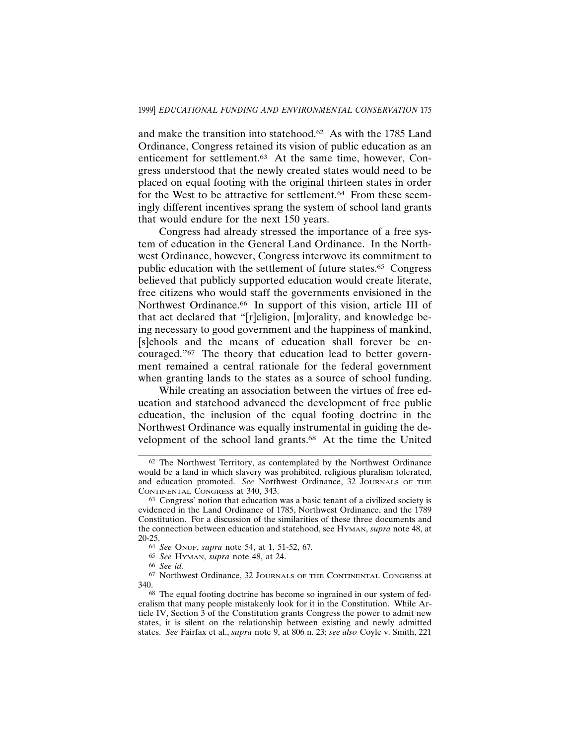and make the transition into statehood.[62] As with the 1785 Land Ordinance, Congress retained its vision of public education as an enticement for settlement.[63] At the same time, however, Congress understood that the newly created states would need to be placed on equal footing with the original thirteen states in order for the West to be attractive for settlement.[64] From these seemingly different incentives sprang the system of school land grants that would endure for the next 150 years.

Congress had already stressed the importance of a free system of education in the General Land Ordinance. In the Northwest Ordinance, however, Congress interwove its commitment to public education with the settlement of future states.[65] Congress believed that publicly supported education would create literate, free citizens who would staff the governments envisioned in the Northwest Ordinance.[66] In support of this vision, article III of that act declared that "[r]eligion, [m]orality, and knowledge being necessary to good government and the happiness of mankind, [s]chools and the means of education shall forever be encouraged."[67] The theory that education lead to better government remained a central rationale for the federal government when granting lands to the states as a source of school funding.

While creating an association between the virtues of free education and statehood advanced the development of free public education, the inclusion of the equal footing doctrine in the Northwest Ordinance was equally instrumental in guiding the development of the school land grants.[68] At the time the United

---

[62] The Northwest Territory, as contemplated by the Northwest Ordinance would be a land in which slavery was prohibited, religious pluralism tolerated, and education promoted. *See* Northwest Ordinance, 32 JOURNALS OF THE CONTINENTAL CONGRESS at 340, 343.

[63] Congress' notion that education was a basic tenant of a civilized society is evidenced in the Land Ordinance of 1785, Northwest Ordinance, and the 1789 Constitution. For a discussion of the similarities of these three documents and the connection between education and statehood, see HYMAN, *supra* note 48, at 20-25.

[64] *See* ONUF, *supra* note 54, at 1, 51-52, 67.

[65] *See* HYMAN, *supra* note 48, at 24.

[66] *See id.*

[67] Northwest Ordinance, 32 JOURNALS OF THE CONTINENTAL CONGRESS at 340.

[68] The equal footing doctrine has become so ingrained in our system of federalism that many people mistakenly look for it in the Constitution. While Article IV, Section 3 of the Constitution grants Congress the power to admit new states, it is silent on the relationship between existing and newly admitted states. *See* Fairfax et al., *supra* note 9, at 806 n. 23; *see also* Coyle v. Smith, 221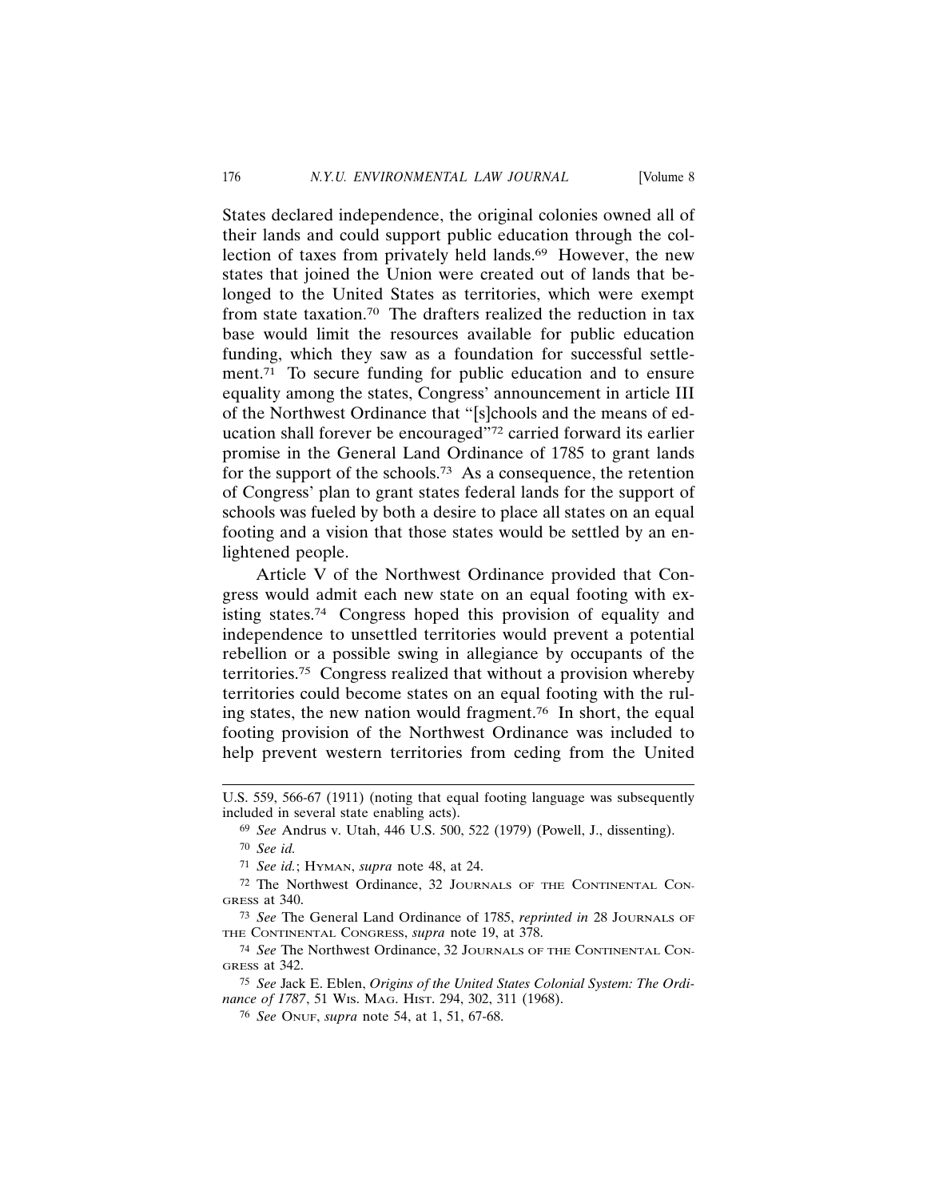States declared independence, the original colonies owned all of their lands and could support public education through the collection of taxes from privately held lands.[69] However, the new states that joined the Union were created out of lands that belonged to the United States as territories, which were exempt from state taxation.[70] The drafters realized the reduction in tax base would limit the resources available for public education funding, which they saw as a foundation for successful settlement.[71] To secure funding for public education and to ensure equality among the states, Congress' announcement in article III of the Northwest Ordinance that "[s]chools and the means of education shall forever be encouraged"[72] carried forward its earlier promise in the General Land Ordinance of 1785 to grant lands for the support of the schools.[73] As a consequence, the retention of Congress' plan to grant states federal lands for the support of schools was fueled by both a desire to place all states on an equal footing and a vision that those states would be settled by an enlightened people.

Article V of the Northwest Ordinance provided that Congress would admit each new state on an equal footing with existing states.[74] Congress hoped this provision of equality and independence to unsettled territories would prevent a potential rebellion or a possible swing in allegiance by occupants of the territories.[75] Congress realized that without a provision whereby territories could become states on an equal footing with the ruling states, the new nation would fragment.[76] In short, the equal footing provision of the Northwest Ordinance was included to help prevent western territories from ceding from the United

---

U.S. 559, 566-67 (1911) (noting that equal footing language was subsequently included in several state enabling acts).

[69] *See* Andrus v. Utah, 446 U.S. 500, 522 (1979) (Powell, J., dissenting).

[70] *See id.*

[71] *See id.*; HYMAN, *supra* note 48, at 24.

[72] The Northwest Ordinance, 32 JOURNALS OF THE CONTINENTAL CONGRESS at 340.

[73] *See* The General Land Ordinance of 1785, *reprinted in* 28 JOURNALS OF THE CONTINENTAL CONGRESS, *supra* note 19, at 378.

[74] *See* The Northwest Ordinance, 32 JOURNALS OF THE CONTINENTAL CONGRESS at 342.

[75] *See* Jack E. Eblen, *Origins of the United States Colonial System: The Ordinance of 1787*, 51 WIS. MAG. HIST. 294, 302, 311 (1968).

[76] *See* ONUF, *supra* note 54, at 1, 51, 67-68.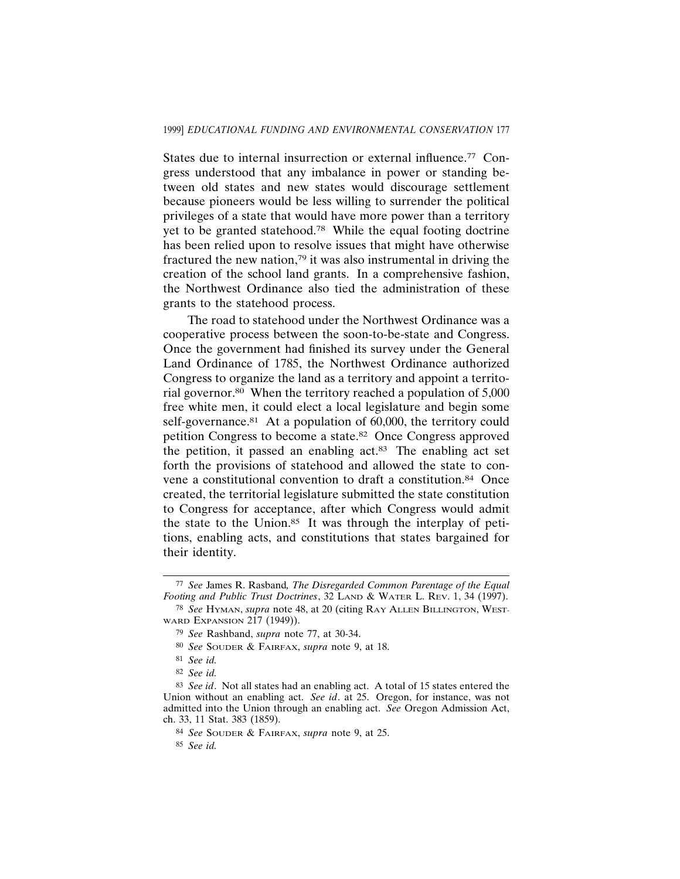States due to internal insurrection or external influence.[77] Congress understood that any imbalance in power or standing between old states and new states would discourage settlement because pioneers would be less willing to surrender the political privileges of a state that would have more power than a territory yet to be granted statehood.[78] While the equal footing doctrine has been relied upon to resolve issues that might have otherwise fractured the new nation,[79] it was also instrumental in driving the creation of the school land grants. In a comprehensive fashion, the Northwest Ordinance also tied the administration of these grants to the statehood process.

The road to statehood under the Northwest Ordinance was a cooperative process between the soon-to-be-state and Congress. Once the government had finished its survey under the General Land Ordinance of 1785, the Northwest Ordinance authorized Congress to organize the land as a territory and appoint a territorial governor.[80] When the territory reached a population of 5,000 free white men, it could elect a local legislature and begin some self-governance.[81] At a population of 60,000, the territory could petition Congress to become a state.[82] Once Congress approved the petition, it passed an enabling act.[83] The enabling act set forth the provisions of statehood and allowed the state to convene a constitutional convention to draft a constitution.[84] Once created, the territorial legislature submitted the state constitution to Congress for acceptance, after which Congress would admit the state to the Union.[85] It was through the interplay of petitions, enabling acts, and constitutions that states bargained for their identity.

---

[77] *See* James R. Rasband*, The Disregarded Common Parentage of the Equal Footing and Public Trust Doctrines*, 32 LAND & WATER L. REV. 1, 34 (1997).

[78] *See* HYMAN, *supra* note 48, at 20 (citing RAY ALLEN BILLINGTON, WESTWARD EXPANSION 217 (1949)).

[79] *See* Rashband, *supra* note 77, at 30-34.

[80] *See* SOUDER & FAIRFAX, *supra* note 9, at 18.

[81] *See id.*

[82] *See id.*

[83] *See id*. Not all states had an enabling act. A total of 15 states entered the Union without an enabling act. *See id*. at 25. Oregon, for instance, was not admitted into the Union through an enabling act. *See* Oregon Admission Act, ch. 33, 11 Stat. 383 (1859).

[84] *See* SOUDER & FAIRFAX, *supra* note 9, at 25.

[85] *See id.*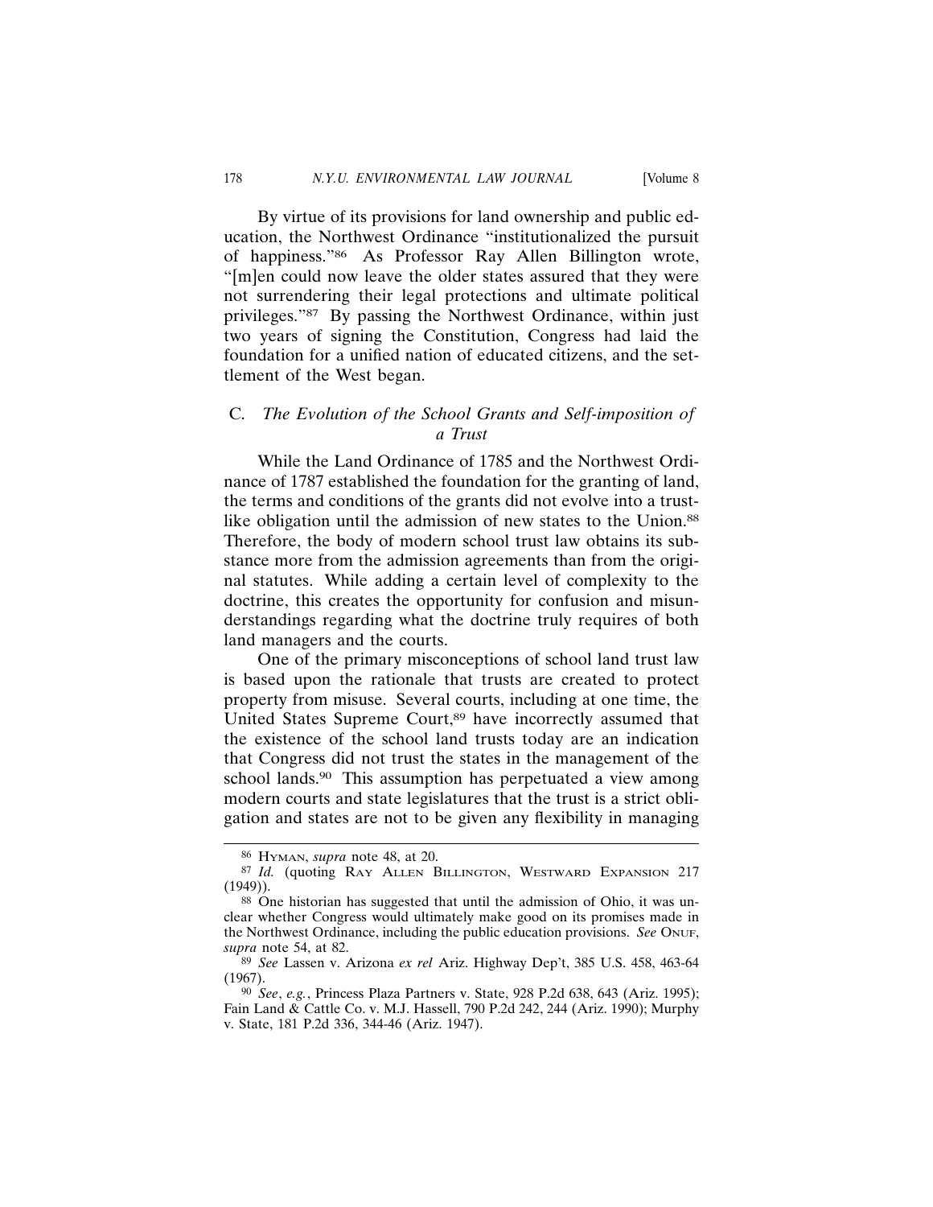By virtue of its provisions for land ownership and public education, the Northwest Ordinance "institutionalized the pursuit of happiness."[86] As Professor Ray Allen Billington wrote, "[m]en could now leave the older states assured that they were not surrendering their legal protections and ultimate political privileges."[87] By passing the Northwest Ordinance, within just two years of signing the Constitution, Congress had laid the foundation for a unified nation of educated citizens, and the settlement of the West began.

### C. *The Evolution of the School Grants and Self-imposition of a Trust*

While the Land Ordinance of 1785 and the Northwest Ordinance of 1787 established the foundation for the granting of land, the terms and conditions of the grants did not evolve into a trust-like obligation until the admission of new states to the Union.[88] Therefore, the body of modern school trust law obtains its substance more from the admission agreements than from the original statutes. While adding a certain level of complexity to the doctrine, this creates the opportunity for confusion and misunderstandings regarding what the doctrine truly requires of both land managers and the courts.

One of the primary misconceptions of school land trust law is based upon the rationale that trusts are created to protect property from misuse. Several courts, including at one time, the United States Supreme Court,[89] have incorrectly assumed that the existence of the school land trusts today are an indication that Congress did not trust the states in the management of the school lands.[90] This assumption has perpetuated a view among modern courts and state legislatures that the trust is a strict obligation and states are not to be given any flexibility in managing

---

[86] Hyman, *supra* note 48, at 20.

[87] *Id.* (quoting Ray Allen Billington, Westward Expansion 217 (1949)).

[88] One historian has suggested that until the admission of Ohio, it was unclear whether Congress would ultimately make good on its promises made in the Northwest Ordinance, including the public education provisions. *See* Onuf, *supra* note 54, at 82.

[89] *See* Lassen v. Arizona *ex rel* Ariz. Highway Dep't, 385 U.S. 458, 463-64 (1967).

[90] *See*, *e.g.*, Princess Plaza Partners v. State, 928 P.2d 638, 643 (Ariz. 1995); Fain Land & Cattle Co. v. M.J. Hassell, 790 P.2d 242, 244 (Ariz. 1990); Murphy v. State, 181 P.2d 336, 344-46 (Ariz. 1947).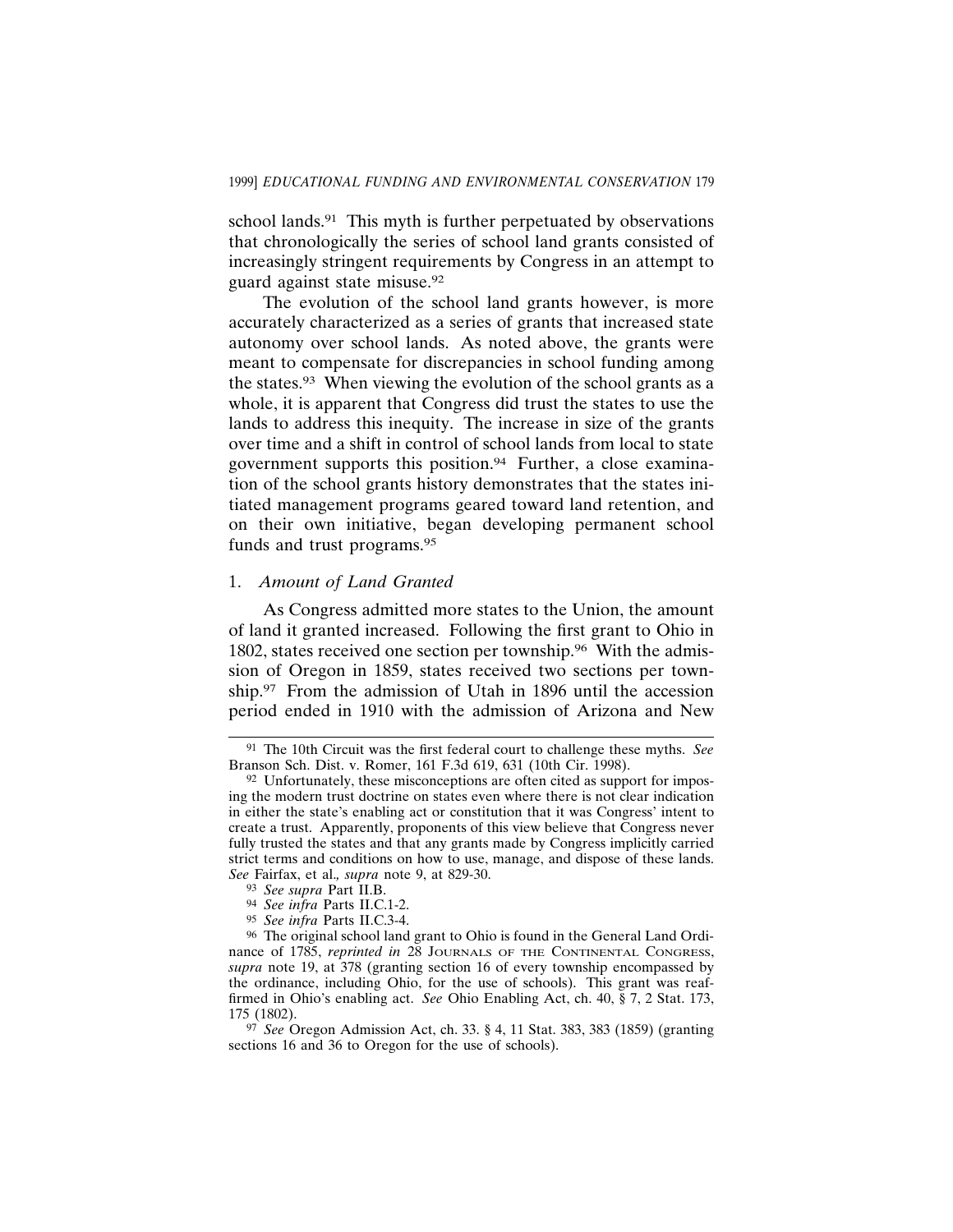school lands.[91] This myth is further perpetuated by observations that chronologically the series of school land grants consisted of increasingly stringent requirements by Congress in an attempt to guard against state misuse.[92]

The evolution of the school land grants however, is more accurately characterized as a series of grants that increased state autonomy over school lands. As noted above, the grants were meant to compensate for discrepancies in school funding among the states.[93] When viewing the evolution of the school grants as a whole, it is apparent that Congress did trust the states to use the lands to address this inequity. The increase in size of the grants over time and a shift in control of school lands from local to state government supports this position.[94] Further, a close examination of the school grants history demonstrates that the states initiated management programs geared toward land retention, and on their own initiative, began developing permanent school funds and trust programs.[95]

### 1. *Amount of Land Granted*

As Congress admitted more states to the Union, the amount of land it granted increased. Following the first grant to Ohio in 1802, states received one section per township.[96] With the admission of Oregon in 1859, states received two sections per township.[97] From the admission of Utah in 1896 until the accession period ended in 1910 with the admission of Arizona and New

---

[91] The 10th Circuit was the first federal court to challenge these myths. *See* Branson Sch. Dist. v. Romer, 161 F.3d 619, 631 (10th Cir. 1998).

[92] Unfortunately, these misconceptions are often cited as support for imposing the modern trust doctrine on states even where there is not clear indication in either the state's enabling act or constitution that it was Congress' intent to create a trust. Apparently, proponents of this view believe that Congress never fully trusted the states and that any grants made by Congress implicitly carried strict terms and conditions on how to use, manage, and dispose of these lands. *See* Fairfax, et al*., supra* note 9, at 829-30.

[93] *See supra* Part II.B.

[94] *See infra* Parts II.C.1-2.

[95] *See infra* Parts II.C.3-4.

[96] The original school land grant to Ohio is found in the General Land Ordinance of 1785, *reprinted in* 28 JOURNALS OF THE CONTINENTAL CONGRESS, *supra* note 19, at 378 (granting section 16 of every township encompassed by the ordinance, including Ohio, for the use of schools). This grant was reaffirmed in Ohio's enabling act. *See* Ohio Enabling Act, ch. 40, § 7, 2 Stat. 173, 175 (1802).

[97] *See* Oregon Admission Act, ch. 33. § 4, 11 Stat. 383, 383 (1859) (granting sections 16 and 36 to Oregon for the use of schools).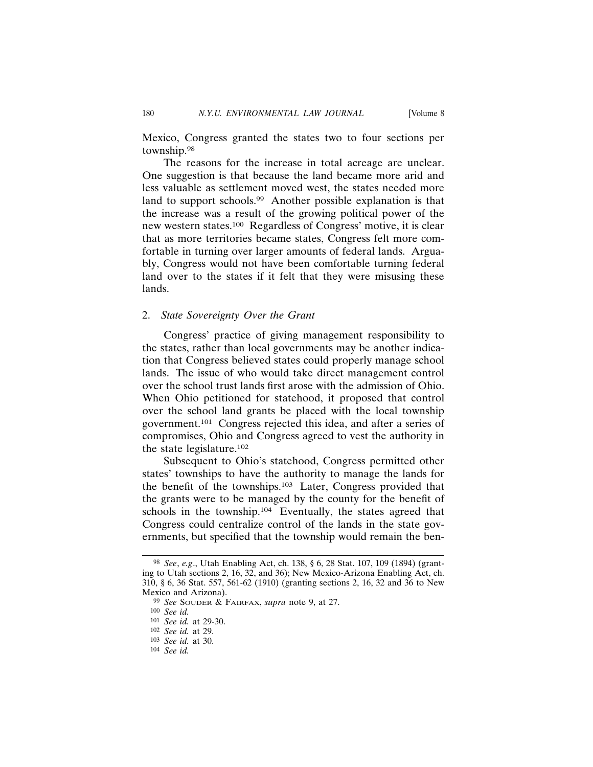Mexico, Congress granted the states two to four sections per township.[98]

The reasons for the increase in total acreage are unclear. One suggestion is that because the land became more arid and less valuable as settlement moved west, the states needed more land to support schools.[99] Another possible explanation is that the increase was a result of the growing political power of the new western states.[100] Regardless of Congress' motive, it is clear that as more territories became states, Congress felt more comfortable in turning over larger amounts of federal lands. Arguably, Congress would not have been comfortable turning federal land over to the states if it felt that they were misusing these lands.

### 2. *State Sovereignty Over the Grant*

Congress' practice of giving management responsibility to the states, rather than local governments may be another indication that Congress believed states could properly manage school lands. The issue of who would take direct management control over the school trust lands first arose with the admission of Ohio. When Ohio petitioned for statehood, it proposed that control over the school land grants be placed with the local township government.[101] Congress rejected this idea, and after a series of compromises, Ohio and Congress agreed to vest the authority in the state legislature.[102]

Subsequent to Ohio's statehood, Congress permitted other states' townships to have the authority to manage the lands for the benefit of the townships.[103] Later, Congress provided that the grants were to be managed by the county for the benefit of schools in the township.[104] Eventually, the states agreed that Congress could centralize control of the lands in the state governments, but specified that the township would remain the ben-

---

[98] *See*, *e.g*., Utah Enabling Act, ch. 138, § 6, 28 Stat. 107, 109 (1894) (granting to Utah sections 2, 16, 32, and 36); New Mexico-Arizona Enabling Act, ch. 310, § 6, 36 Stat. 557, 561-62 (1910) (granting sections 2, 16, 32 and 36 to New Mexico and Arizona).

[99] *See* Souder & Fairfax, *supra* note 9, at 27.

[100] *See id.*

[101] *See id.* at 29-30.

[102] *See id.* at 29.

[103] *See id.* at 30.

[104] *See id.*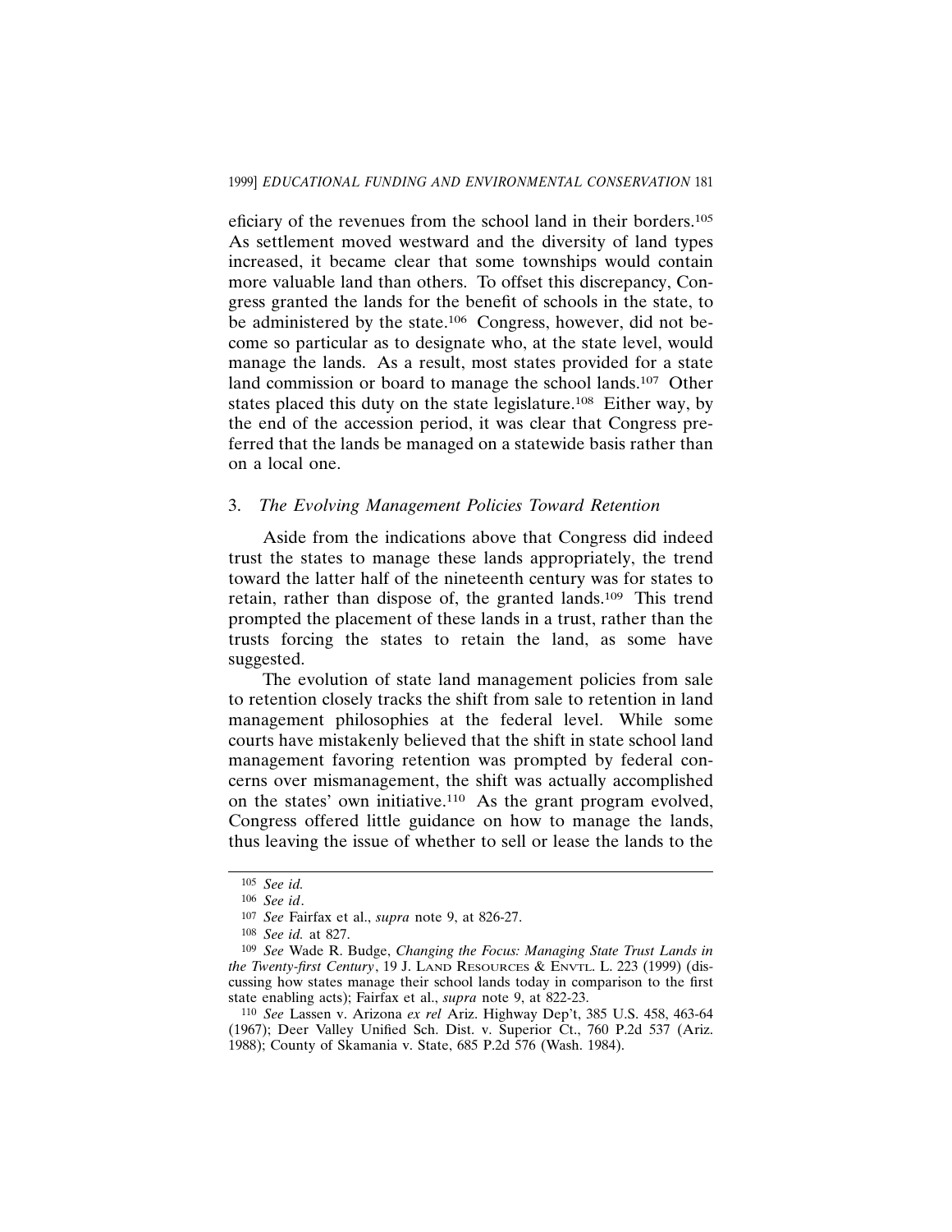eficiary of the revenues from the school land in their borders.[105] As settlement moved westward and the diversity of land types increased, it became clear that some townships would contain more valuable land than others. To offset this discrepancy, Congress granted the lands for the benefit of schools in the state, to be administered by the state.[106] Congress, however, did not become so particular as to designate who, at the state level, would manage the lands. As a result, most states provided for a state land commission or board to manage the school lands.[107] Other states placed this duty on the state legislature.[108] Either way, by the end of the accession period, it was clear that Congress preferred that the lands be managed on a statewide basis rather than on a local one.

### 3. *The Evolving Management Policies Toward Retention*

Aside from the indications above that Congress did indeed trust the states to manage these lands appropriately, the trend toward the latter half of the nineteenth century was for states to retain, rather than dispose of, the granted lands.[109] This trend prompted the placement of these lands in a trust, rather than the trusts forcing the states to retain the land, as some have suggested.

The evolution of state land management policies from sale to retention closely tracks the shift from sale to retention in land management philosophies at the federal level. While some courts have mistakenly believed that the shift in state school land management favoring retention was prompted by federal concerns over mismanagement, the shift was actually accomplished on the states' own initiative.[110] As the grant program evolved, Congress offered little guidance on how to manage the lands, thus leaving the issue of whether to sell or lease the lands to the

---

[105] *See id.*

[106] *See id*.

[107] *See* Fairfax et al., *supra* note 9, at 826-27.

[108] *See id.* at 827.

[109] *See* Wade R. Budge, *Changing the Focus: Managing State Trust Lands in the Twenty-first Century*, 19 J. Land Resources & Envtl. L. 223 (1999) (discussing how states manage their school lands today in comparison to the first state enabling acts); Fairfax et al., *supra* note 9, at 822-23.

[110] *See* Lassen v. Arizona *ex rel* Ariz. Highway Dep't, 385 U.S. 458, 463-64 (1967); Deer Valley Unified Sch. Dist. v. Superior Ct., 760 P.2d 537 (Ariz. 1988); County of Skamania v. State, 685 P.2d 576 (Wash. 1984).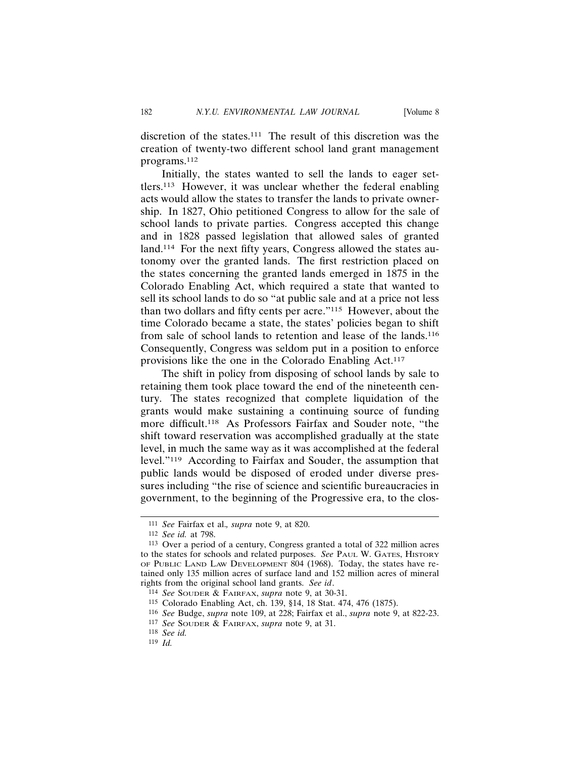discretion of the states.[111] The result of this discretion was the creation of twenty-two different school land grant management programs.[112]

Initially, the states wanted to sell the lands to eager settlers.[113] However, it was unclear whether the federal enabling acts would allow the states to transfer the lands to private ownership. In 1827, Ohio petitioned Congress to allow for the sale of school lands to private parties. Congress accepted this change and in 1828 passed legislation that allowed sales of granted land.[114] For the next fifty years, Congress allowed the states autonomy over the granted lands. The first restriction placed on the states concerning the granted lands emerged in 1875 in the Colorado Enabling Act, which required a state that wanted to sell its school lands to do so "at public sale and at a price not less than two dollars and fifty cents per acre."[115] However, about the time Colorado became a state, the states' policies began to shift from sale of school lands to retention and lease of the lands.[116] Consequently, Congress was seldom put in a position to enforce provisions like the one in the Colorado Enabling Act.[117]

The shift in policy from disposing of school lands by sale to retaining them took place toward the end of the nineteenth century. The states recognized that complete liquidation of the grants would make sustaining a continuing source of funding more difficult.[118] As Professors Fairfax and Souder note, "the shift toward reservation was accomplished gradually at the state level, in much the same way as it was accomplished at the federal level."[119] According to Fairfax and Souder, the assumption that public lands would be disposed of eroded under diverse pressures including "the rise of science and scientific bureaucracies in government, to the beginning of the Progressive era, to the clos-

---

[111] *See* Fairfax et al., *supra* note 9, at 820.

[112] *See id.* at 798.

[113] Over a period of a century, Congress granted a total of 322 million acres to the states for schools and related purposes. *See* Paul W. Gates, History of Public Land Law Development 804 (1968). Today, the states have retained only 135 million acres of surface land and 152 million acres of mineral rights from the original school land grants. *See id*.

[114] *See* Souder & Fairfax, *supra* note 9, at 30-31.

[115] Colorado Enabling Act, ch. 139, §14, 18 Stat. 474, 476 (1875).

[116] *See* Budge, *supra* note 109, at 228; Fairfax et al., *supra* note 9, at 822-23.

[117] *See* Souder & Fairfax, *supra* note 9, at 31.

[118] *See id.*

[119] *Id.*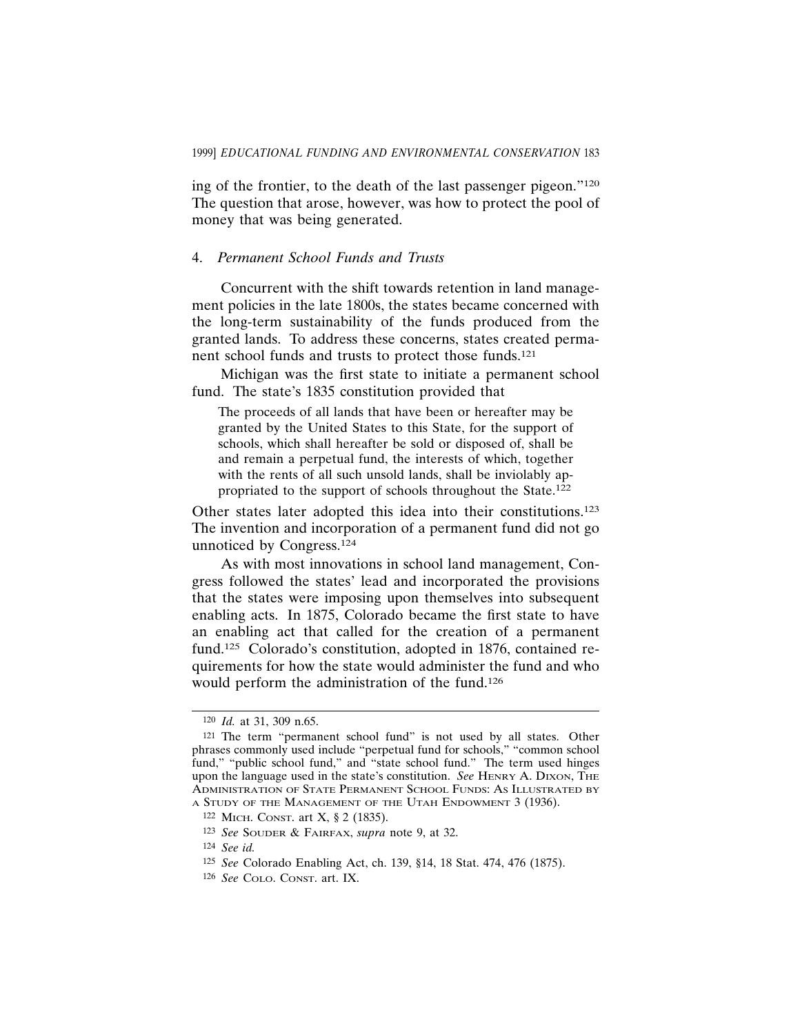ing of the frontier, to the death of the last passenger pigeon."[120] The question that arose, however, was how to protect the pool of money that was being generated.

#### 4. *Permanent School Funds and Trusts*

Concurrent with the shift towards retention in land management policies in the late 1800s, the states became concerned with the long-term sustainability of the funds produced from the granted lands. To address these concerns, states created permanent school funds and trusts to protect those funds.[121]

Michigan was the first state to initiate a permanent school fund. The state's 1835 constitution provided that

> The proceeds of all lands that have been or hereafter may be granted by the United States to this State, for the support of schools, which shall hereafter be sold or disposed of, shall be and remain a perpetual fund, the interests of which, together with the rents of all such unsold lands, shall be inviolably appropriated to the support of schools throughout the State.[122]

Other states later adopted this idea into their constitutions.[123] The invention and incorporation of a permanent fund did not go unnoticed by Congress.[124]

As with most innovations in school land management, Congress followed the states' lead and incorporated the provisions that the states were imposing upon themselves into subsequent enabling acts. In 1875, Colorado became the first state to have an enabling act that called for the creation of a permanent fund.[125] Colorado's constitution, adopted in 1876, contained requirements for how the state would administer the fund and who would perform the administration of the fund.[126]

---

[120] *Id.* at 31, 309 n.65.

[121] The term "permanent school fund" is not used by all states. Other phrases commonly used include "perpetual fund for schools," "common school fund," "public school fund," and "state school fund." The term used hinges upon the language used in the state's constitution. *See* HENRY A. DIXON, THE ADMINISTRATION OF STATE PERMANENT SCHOOL FUNDS: AS ILLUSTRATED BY A STUDY OF THE MANAGEMENT OF THE UTAH ENDOWMENT 3 (1936).

[122] MICH. CONST. art X, § 2 (1835).

[123] *See* SOUDER & FAIRFAX, *supra* note 9, at 32.

[124] *See id.*

[125] *See* Colorado Enabling Act, ch. 139, §14, 18 Stat. 474, 476 (1875).

[126] *See* COLO. CONST. art. IX.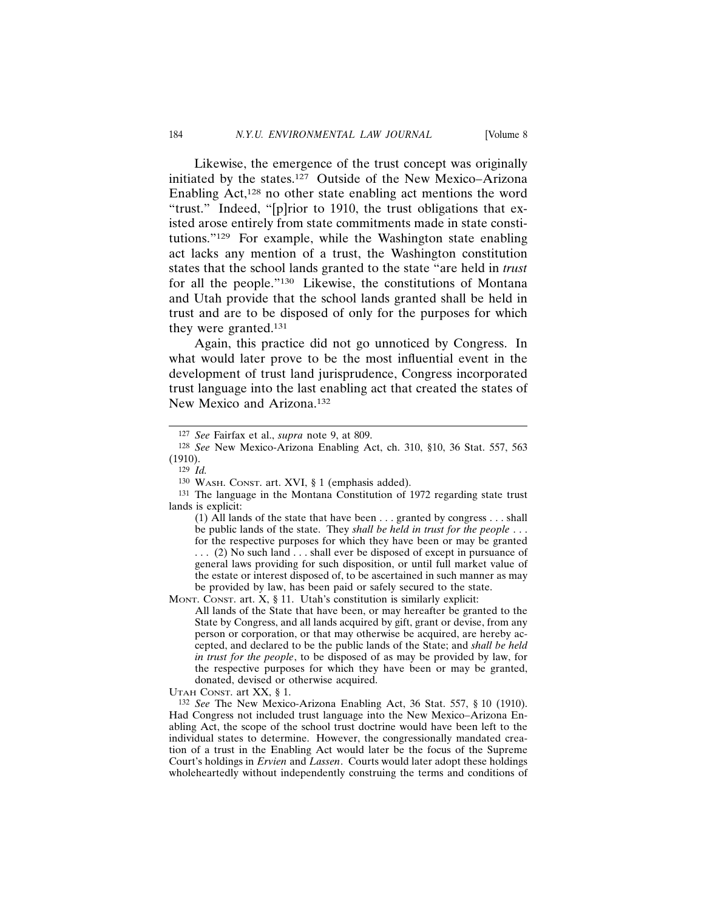Likewise, the emergence of the trust concept was originally initiated by the states.[127] Outside of the New Mexico–Arizona Enabling Act,[128] no other state enabling act mentions the word "trust." Indeed, "[p]rior to 1910, the trust obligations that existed arose entirely from state commitments made in state constitutions."[129] For example, while the Washington state enabling act lacks any mention of a trust, the Washington constitution states that the school lands granted to the state "are held in *trust* for all the people."[130] Likewise, the constitutions of Montana and Utah provide that the school lands granted shall be held in trust and are to be disposed of only for the purposes for which they were granted.[131]

Again, this practice did not go unnoticed by Congress. In what would later prove to be the most influential event in the development of trust land jurisprudence, Congress incorporated trust language into the last enabling act that created the states of New Mexico and Arizona.[132]

---

[127] *See* Fairfax et al., *supra* note 9, at 809.

[128] *See* New Mexico-Arizona Enabling Act, ch. 310, §10, 36 Stat. 557, 563 (1910).

[129] *Id.*

[130] WASH. CONST. art. XVI, § 1 (emphasis added).

[131] The language in the Montana Constitution of 1972 regarding state trust lands is explicit:

> (1) All lands of the state that have been . . . granted by congress . . . shall be public lands of the state. They *shall be held in trust for the people* . . . for the respective purposes for which they have been or may be granted . . . (2) No such land . . . shall ever be disposed of except in pursuance of general laws providing for such disposition, or until full market value of the estate or interest disposed of, to be ascertained in such manner as may be provided by law, has been paid or safely secured to the state.

MONT. CONST. art. X, § 11. Utah's constitution is similarly explicit:

> All lands of the State that have been, or may hereafter be granted to the State by Congress, and all lands acquired by gift, grant or devise, from any person or corporation, or that may otherwise be acquired, are hereby accepted, and declared to be the public lands of the State; and *shall be held in trust for the people*, to be disposed of as may be provided by law, for the respective purposes for which they have been or may be granted, donated, devised or otherwise acquired.

UTAH CONST. art XX, § 1.

[132] *See* The New Mexico-Arizona Enabling Act, 36 Stat. 557, § 10 (1910). Had Congress not included trust language into the New Mexico–Arizona Enabling Act, the scope of the school trust doctrine would have been left to the individual states to determine. However, the congressionally mandated creation of a trust in the Enabling Act would later be the focus of the Supreme Court's holdings in *Ervien* and *Lassen*. Courts would later adopt these holdings wholeheartedly without independently construing the terms and conditions of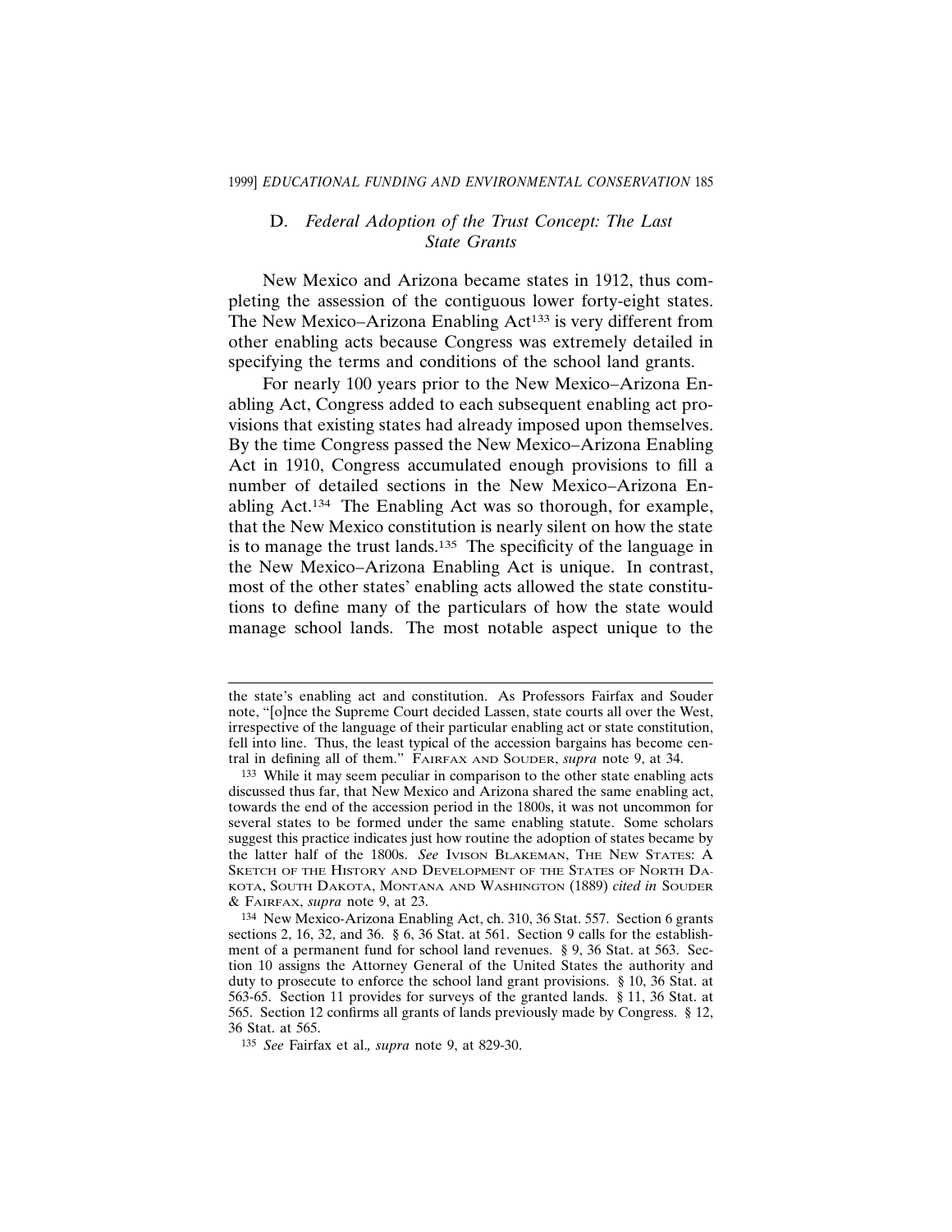### D. *Federal Adoption of the Trust Concept: The Last State Grants*

New Mexico and Arizona became states in 1912, thus completing the assession of the contiguous lower forty-eight states. The New Mexico–Arizona Enabling Act[133] is very different from other enabling acts because Congress was extremely detailed in specifying the terms and conditions of the school land grants.

For nearly 100 years prior to the New Mexico–Arizona Enabling Act, Congress added to each subsequent enabling act provisions that existing states had already imposed upon themselves. By the time Congress passed the New Mexico–Arizona Enabling Act in 1910, Congress accumulated enough provisions to fill a number of detailed sections in the New Mexico–Arizona Enabling Act.[134] The Enabling Act was so thorough, for example, that the New Mexico constitution is nearly silent on how the state is to manage the trust lands.[135] The specificity of the language in the New Mexico–Arizona Enabling Act is unique. In contrast, most of the other states' enabling acts allowed the state constitutions to define many of the particulars of how the state would manage school lands. The most notable aspect unique to the

---

the state's enabling act and constitution. As Professors Fairfax and Souder note, "[o]nce the Supreme Court decided Lassen, state courts all over the West, irrespective of the language of their particular enabling act or state constitution, fell into line. Thus, the least typical of the accession bargains has become central in defining all of them." FAIRFAX AND SOUDER, *supra* note 9, at 34.

[133] While it may seem peculiar in comparison to the other state enabling acts discussed thus far, that New Mexico and Arizona shared the same enabling act, towards the end of the accession period in the 1800s, it was not uncommon for several states to be formed under the same enabling statute. Some scholars suggest this practice indicates just how routine the adoption of states became by the latter half of the 1800s. *See* IVISON BLAKEMAN, THE NEW STATES: A SKETCH OF THE HISTORY AND DEVELOPMENT OF THE STATES OF NORTH DAKOTA, SOUTH DAKOTA, MONTANA AND WASHINGTON (1889) *cited in* SOUDER & FAIRFAX, *supra* note 9, at 23.

[134] New Mexico-Arizona Enabling Act, ch. 310, 36 Stat. 557. Section 6 grants sections 2, 16, 32, and 36. § 6, 36 Stat. at 561. Section 9 calls for the establishment of a permanent fund for school land revenues. § 9, 36 Stat. at 563. Section 10 assigns the Attorney General of the United States the authority and duty to prosecute to enforce the school land grant provisions. § 10, 36 Stat. at 563-65. Section 11 provides for surveys of the granted lands. § 11, 36 Stat. at 565. Section 12 confirms all grants of lands previously made by Congress. § 12, 36 Stat. at 565.

[135] *See* Fairfax et al.*, supra* note 9, at 829-30.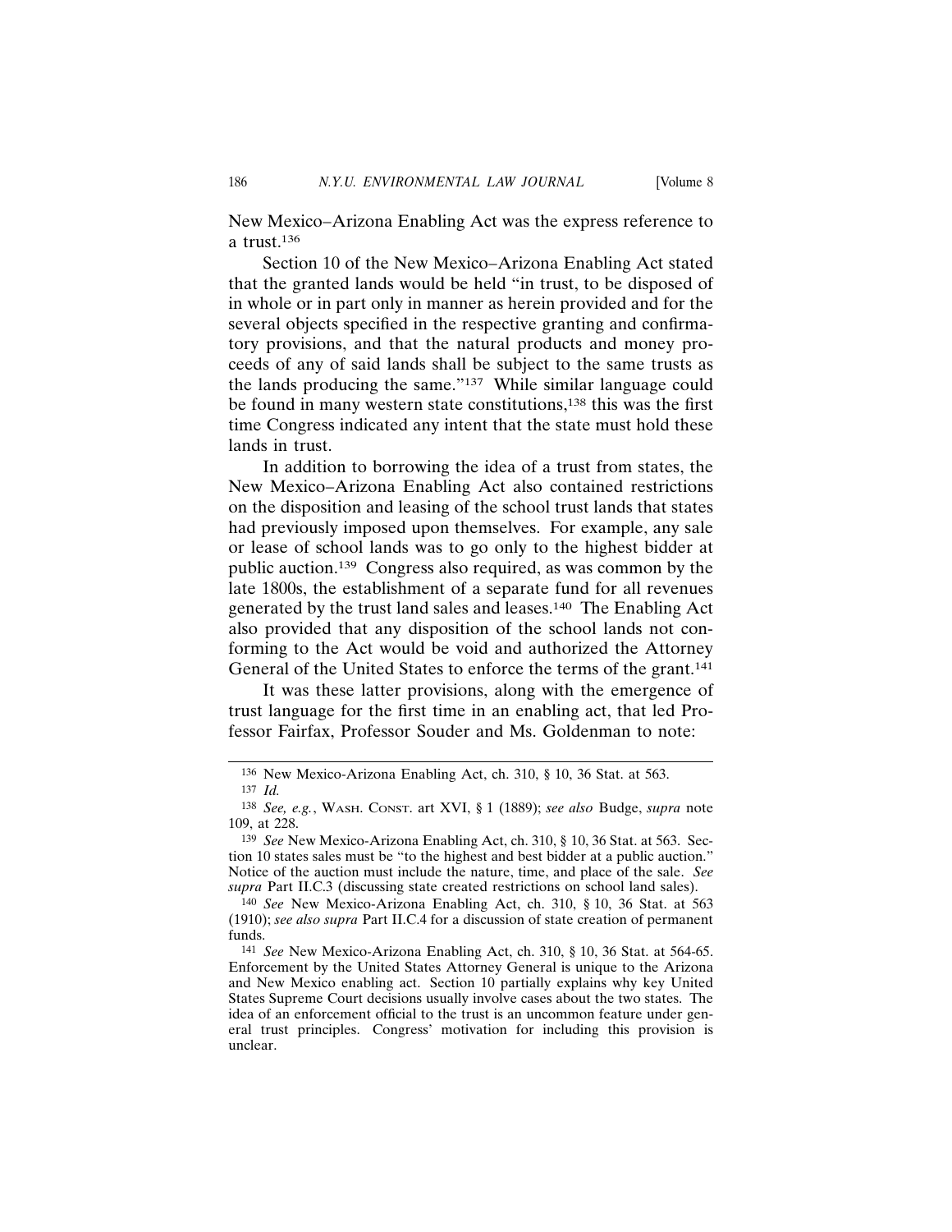New Mexico–Arizona Enabling Act was the express reference to a trust.[136]

Section 10 of the New Mexico–Arizona Enabling Act stated that the granted lands would be held "in trust, to be disposed of in whole or in part only in manner as herein provided and for the several objects specified in the respective granting and confirmatory provisions, and that the natural products and money proceeds of any of said lands shall be subject to the same trusts as the lands producing the same."[137] While similar language could be found in many western state constitutions,[138] this was the first time Congress indicated any intent that the state must hold these lands in trust.

In addition to borrowing the idea of a trust from states, the New Mexico–Arizona Enabling Act also contained restrictions on the disposition and leasing of the school trust lands that states had previously imposed upon themselves. For example, any sale or lease of school lands was to go only to the highest bidder at public auction.[139] Congress also required, as was common by the late 1800s, the establishment of a separate fund for all revenues generated by the trust land sales and leases.[140] The Enabling Act also provided that any disposition of the school lands not conforming to the Act would be void and authorized the Attorney General of the United States to enforce the terms of the grant.[141]

It was these latter provisions, along with the emergence of trust language for the first time in an enabling act, that led Professor Fairfax, Professor Souder and Ms. Goldenman to note:

---

136 New Mexico-Arizona Enabling Act, ch. 310, § 10, 36 Stat. at 563.

137 *Id.*

138 *See, e.g.*, WASH. CONST. art XVI, § 1 (1889); *see also* Budge, *supra* note 109, at 228.

139 *See* New Mexico-Arizona Enabling Act, ch. 310, § 10, 36 Stat. at 563. Section 10 states sales must be "to the highest and best bidder at a public auction." Notice of the auction must include the nature, time, and place of the sale. *See supra* Part II.C.3 (discussing state created restrictions on school land sales).

140 *See* New Mexico-Arizona Enabling Act, ch. 310, § 10, 36 Stat. at 563 (1910); *see also supra* Part II.C.4 for a discussion of state creation of permanent funds.

141 *See* New Mexico-Arizona Enabling Act, ch. 310, § 10, 36 Stat. at 564-65. Enforcement by the United States Attorney General is unique to the Arizona and New Mexico enabling act. Section 10 partially explains why key United States Supreme Court decisions usually involve cases about the two states. The idea of an enforcement official to the trust is an uncommon feature under general trust principles. Congress' motivation for including this provision is unclear.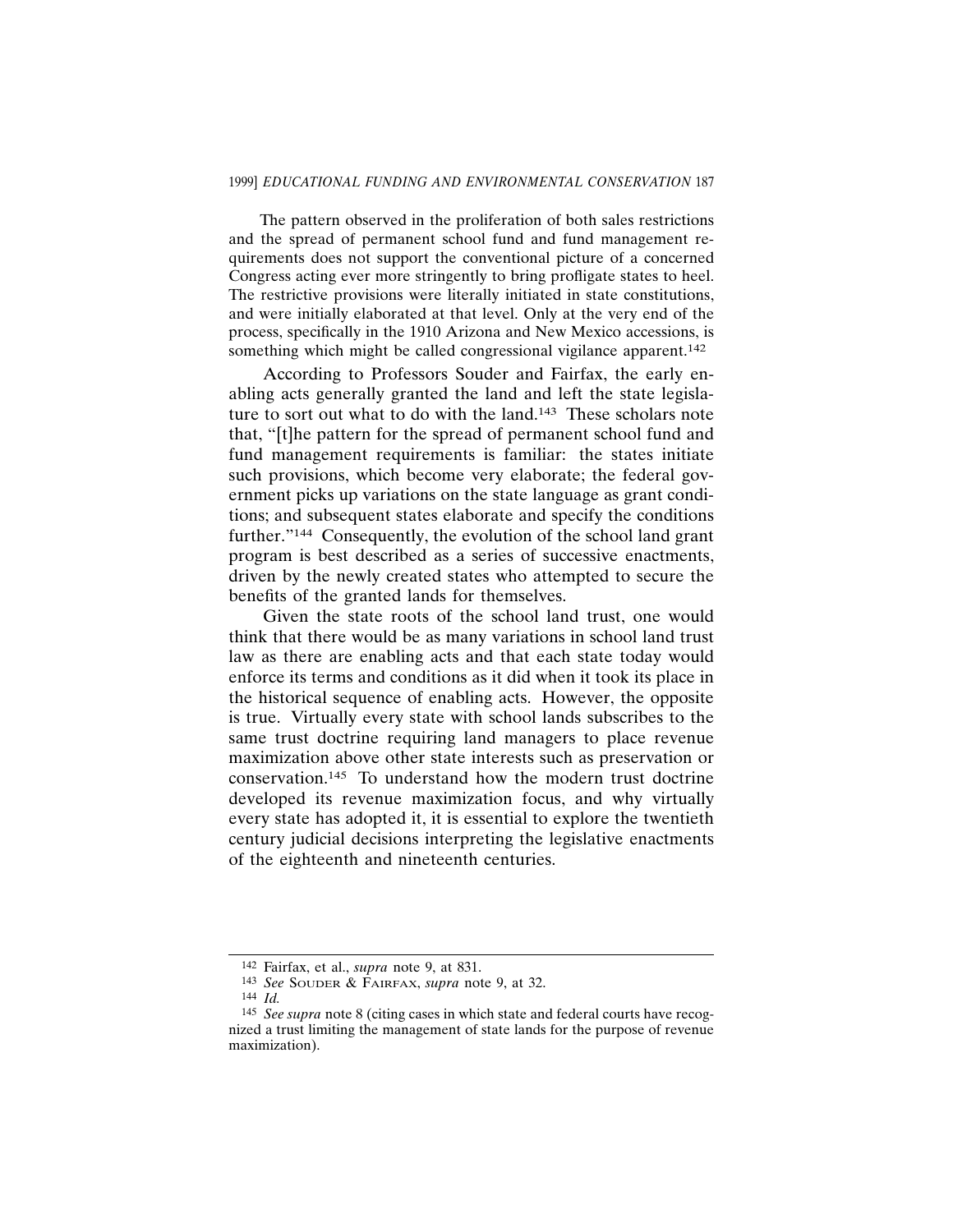The pattern observed in the proliferation of both sales restrictions and the spread of permanent school fund and fund management requirements does not support the conventional picture of a concerned Congress acting ever more stringently to bring profligate states to heel. The restrictive provisions were literally initiated in state constitutions, and were initially elaborated at that level. Only at the very end of the process, specifically in the 1910 Arizona and New Mexico accessions, is something which might be called congressional vigilance apparent.[142]

According to Professors Souder and Fairfax, the early enabling acts generally granted the land and left the state legislature to sort out what to do with the land.[143] These scholars note that, "[t]he pattern for the spread of permanent school fund and fund management requirements is familiar: the states initiate such provisions, which become very elaborate; the federal government picks up variations on the state language as grant conditions; and subsequent states elaborate and specify the conditions further."[144] Consequently, the evolution of the school land grant program is best described as a series of successive enactments, driven by the newly created states who attempted to secure the benefits of the granted lands for themselves.

Given the state roots of the school land trust, one would think that there would be as many variations in school land trust law as there are enabling acts and that each state today would enforce its terms and conditions as it did when it took its place in the historical sequence of enabling acts. However, the opposite is true. Virtually every state with school lands subscribes to the same trust doctrine requiring land managers to place revenue maximization above other state interests such as preservation or conservation.[145] To understand how the modern trust doctrine developed its revenue maximization focus, and why virtually every state has adopted it, it is essential to explore the twentieth century judicial decisions interpreting the legislative enactments of the eighteenth and nineteenth centuries.

---

[142] Fairfax, et al., *supra* note 9, at 831.

[143] *See* Souder & Fairfax, *supra* note 9, at 32.

[144] *Id.*

[145] *See supra* note 8 (citing cases in which state and federal courts have recognized a trust limiting the management of state lands for the purpose of revenue maximization).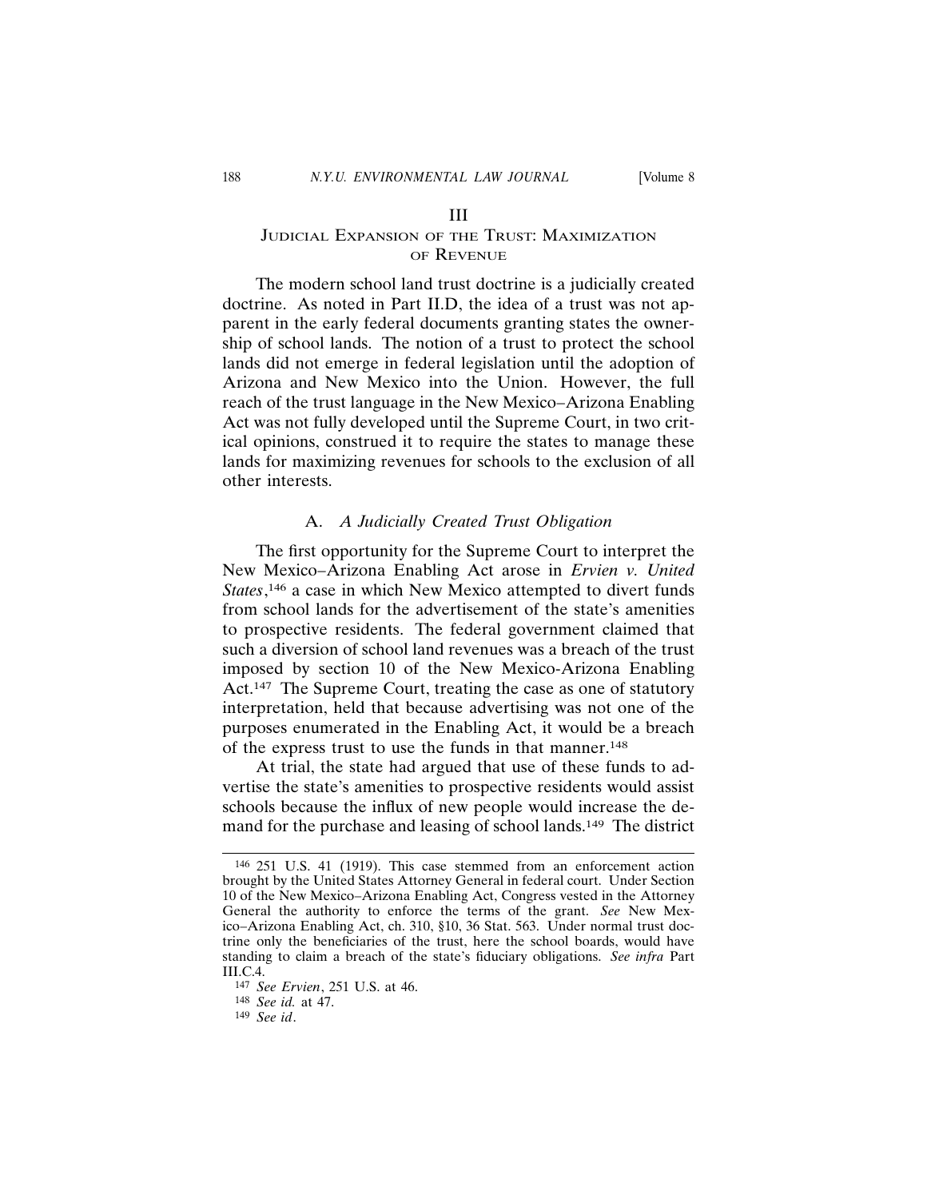# III

## Judicial Expansion of the Trust: Maximization of Revenue

The modern school land trust doctrine is a judicially created doctrine. As noted in Part II.D, the idea of a trust was not apparent in the early federal documents granting states the ownership of school lands. The notion of a trust to protect the school lands did not emerge in federal legislation until the adoption of Arizona and New Mexico into the Union. However, the full reach of the trust language in the New Mexico–Arizona Enabling Act was not fully developed until the Supreme Court, in two critical opinions, construed it to require the states to manage these lands for maximizing revenues for schools to the exclusion of all other interests.

### A. *A Judicially Created Trust Obligation*

The first opportunity for the Supreme Court to interpret the New Mexico–Arizona Enabling Act arose in *Ervien v. United States*,[146] a case in which New Mexico attempted to divert funds from school lands for the advertisement of the state's amenities to prospective residents. The federal government claimed that such a diversion of school land revenues was a breach of the trust imposed by section 10 of the New Mexico-Arizona Enabling Act.[147] The Supreme Court, treating the case as one of statutory interpretation, held that because advertising was not one of the purposes enumerated in the Enabling Act, it would be a breach of the express trust to use the funds in that manner.[148]

At trial, the state had argued that use of these funds to advertise the state's amenities to prospective residents would assist schools because the influx of new people would increase the demand for the purchase and leasing of school lands.[149] The district

---

[146] 251 U.S. 41 (1919). This case stemmed from an enforcement action brought by the United States Attorney General in federal court. Under Section 10 of the New Mexico–Arizona Enabling Act, Congress vested in the Attorney General the authority to enforce the terms of the grant. *See* New Mexico–Arizona Enabling Act, ch. 310, §10, 36 Stat. 563. Under normal trust doctrine only the beneficiaries of the trust, here the school boards, would have standing to claim a breach of the state's fiduciary obligations. *See infra* Part III.C.4.

[147] *See Ervien*, 251 U.S. at 46.

[148] *See id.* at 47.

[149] *See id*.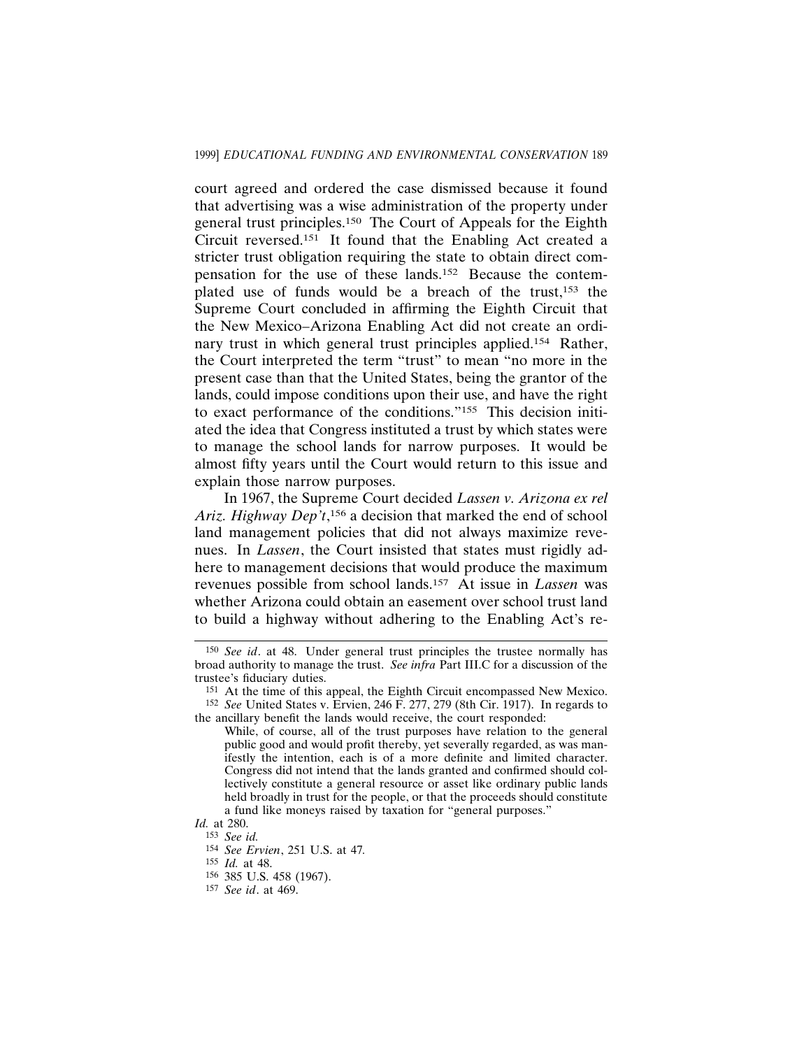court agreed and ordered the case dismissed because it found that advertising was a wise administration of the property under general trust principles.[150] The Court of Appeals for the Eighth Circuit reversed.[151] It found that the Enabling Act created a stricter trust obligation requiring the state to obtain direct compensation for the use of these lands.[152] Because the contemplated use of funds would be a breach of the trust,[153] the Supreme Court concluded in affirming the Eighth Circuit that the New Mexico–Arizona Enabling Act did not create an ordinary trust in which general trust principles applied.[154] Rather, the Court interpreted the term "trust" to mean "no more in the present case than that the United States, being the grantor of the lands, could impose conditions upon their use, and have the right to exact performance of the conditions."[155] This decision initiated the idea that Congress instituted a trust by which states were to manage the school lands for narrow purposes. It would be almost fifty years until the Court would return to this issue and explain those narrow purposes.

In 1967, the Supreme Court decided *Lassen v. Arizona ex rel Ariz. Highway Dep't*,[156] a decision that marked the end of school land management policies that did not always maximize revenues. In *Lassen*, the Court insisted that states must rigidly adhere to management decisions that would produce the maximum revenues possible from school lands.[157] At issue in *Lassen* was whether Arizona could obtain an easement over school trust land to build a highway without adhering to the Enabling Act's re-

---

[150] *See id*. at 48. Under general trust principles the trustee normally has broad authority to manage the trust. *See infra* Part III.C for a discussion of the trustee's fiduciary duties.

[151] At the time of this appeal, the Eighth Circuit encompassed New Mexico.

[152] *See* United States v. Ervien, 246 F. 277, 279 (8th Cir. 1917). In regards to the ancillary benefit the lands would receive, the court responded:

> While, of course, all of the trust purposes have relation to the general public good and would profit thereby, yet severally regarded, as was manifestly the intention, each is of a more definite and limited character. Congress did not intend that the lands granted and confirmed should collectively constitute a general resource or asset like ordinary public lands held broadly in trust for the people, or that the proceeds should constitute a fund like moneys raised by taxation for "general purposes."

*Id.* at 280.

[153] *See id.*

[154] *See Ervien*, 251 U.S. at 47.

[155] *Id.* at 48.

[156] 385 U.S. 458 (1967).

[157] *See id*. at 469.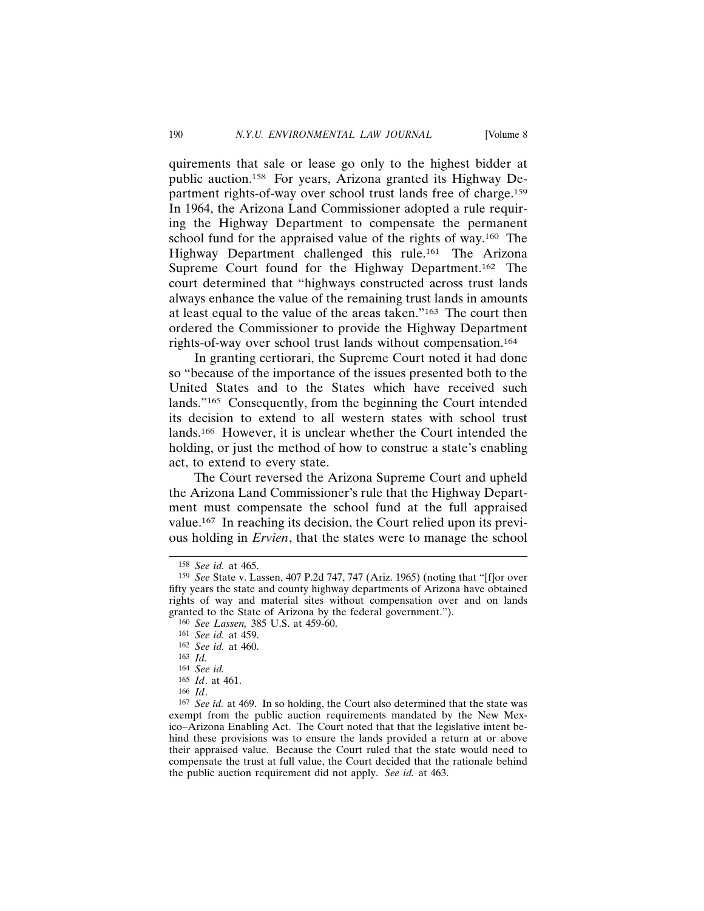quirements that sale or lease go only to the highest bidder at public auction.[158] For years, Arizona granted its Highway Department rights-of-way over school trust lands free of charge.[159] In 1964, the Arizona Land Commissioner adopted a rule requiring the Highway Department to compensate the permanent school fund for the appraised value of the rights of way.[160] The Highway Department challenged this rule.[161] The Arizona Supreme Court found for the Highway Department.[162] The court determined that "highways constructed across trust lands always enhance the value of the remaining trust lands in amounts at least equal to the value of the areas taken."[163] The court then ordered the Commissioner to provide the Highway Department rights-of-way over school trust lands without compensation.[164]

In granting certiorari, the Supreme Court noted it had done so "because of the importance of the issues presented both to the United States and to the States which have received such lands."[165] Consequently, from the beginning the Court intended its decision to extend to all western states with school trust lands.[166] However, it is unclear whether the Court intended the holding, or just the method of how to construe a state's enabling act, to extend to every state.

The Court reversed the Arizona Supreme Court and upheld the Arizona Land Commissioner's rule that the Highway Department must compensate the school fund at the full appraised value.[167] In reaching its decision, the Court relied upon its previous holding in *Ervien*, that the states were to manage the school

---

[158] *See id.* at 465.

[159] *See* State v. Lassen, 407 P.2d 747, 747 (Ariz. 1965) (noting that "[f]or over fifty years the state and county highway departments of Arizona have obtained rights of way and material sites without compensation over and on lands granted to the State of Arizona by the federal government.").

[160] *See Lassen,* 385 U.S. at 459-60.

[161] *See id.* at 459.

[162] *See id.* at 460.

[163] *Id.*

[164] *See id.*

[165] *Id*. at 461.

[166] *Id*.

[167] *See id.* at 469. In so holding, the Court also determined that the state was exempt from the public auction requirements mandated by the New Mexico–Arizona Enabling Act. The Court noted that that the legislative intent behind these provisions was to ensure the lands provided a return at or above their appraised value. Because the Court ruled that the state would need to compensate the trust at full value, the Court decided that the rationale behind the public auction requirement did not apply. *See id.* at 463.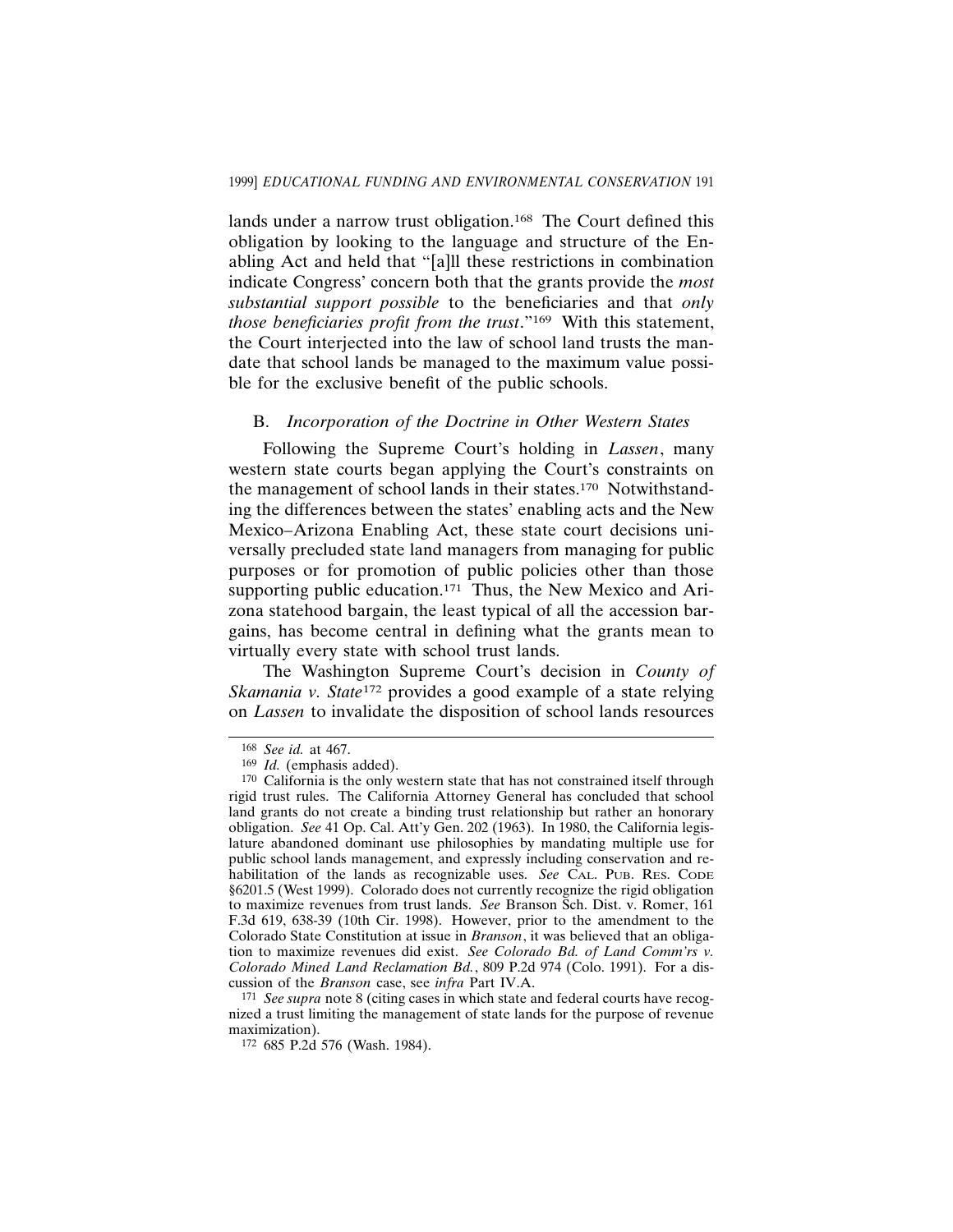lands under a narrow trust obligation.[168] The Court defined this obligation by looking to the language and structure of the Enabling Act and held that "[a]ll these restrictions in combination indicate Congress' concern both that the grants provide the *most substantial support possible* to the beneficiaries and that *only those beneficiaries profit from the trust*."[169] With this statement, the Court interjected into the law of school land trusts the mandate that school lands be managed to the maximum value possible for the exclusive benefit of the public schools.

### B. *Incorporation of the Doctrine in Other Western States*

Following the Supreme Court's holding in *Lassen*, many western state courts began applying the Court's constraints on the management of school lands in their states.[170] Notwithstanding the differences between the states' enabling acts and the New Mexico–Arizona Enabling Act, these state court decisions universally precluded state land managers from managing for public purposes or for promotion of public policies other than those supporting public education.[171] Thus, the New Mexico and Arizona statehood bargain, the least typical of all the accession bargains, has become central in defining what the grants mean to virtually every state with school trust lands.

The Washington Supreme Court's decision in *County of Skamania v. State*[172] provides a good example of a state relying on *Lassen* to invalidate the disposition of school lands resources

---

[168] *See id.* at 467.

[169] *Id.* (emphasis added).

[170] California is the only western state that has not constrained itself through rigid trust rules. The California Attorney General has concluded that school land grants do not create a binding trust relationship but rather an honorary obligation. *See* 41 Op. Cal. Att'y Gen. 202 (1963). In 1980, the California legislature abandoned dominant use philosophies by mandating multiple use for public school lands management, and expressly including conservation and rehabilitation of the lands as recognizable uses. *See* CAL. PUB. RES. CODE §6201.5 (West 1999). Colorado does not currently recognize the rigid obligation to maximize revenues from trust lands. *See* Branson Sch. Dist. v. Romer, 161 F.3d 619, 638-39 (10th Cir. 1998). However, prior to the amendment to the Colorado State Constitution at issue in *Branson*, it was believed that an obligation to maximize revenues did exist. *See Colorado Bd. of Land Comm'rs v. Colorado Mined Land Reclamation Bd.*, 809 P.2d 974 (Colo. 1991). For a discussion of the *Branson* case, see *infra* Part IV.A.

[171] *See supra* note 8 (citing cases in which state and federal courts have recognized a trust limiting the management of state lands for the purpose of revenue maximization).

[172] 685 P.2d 576 (Wash. 1984).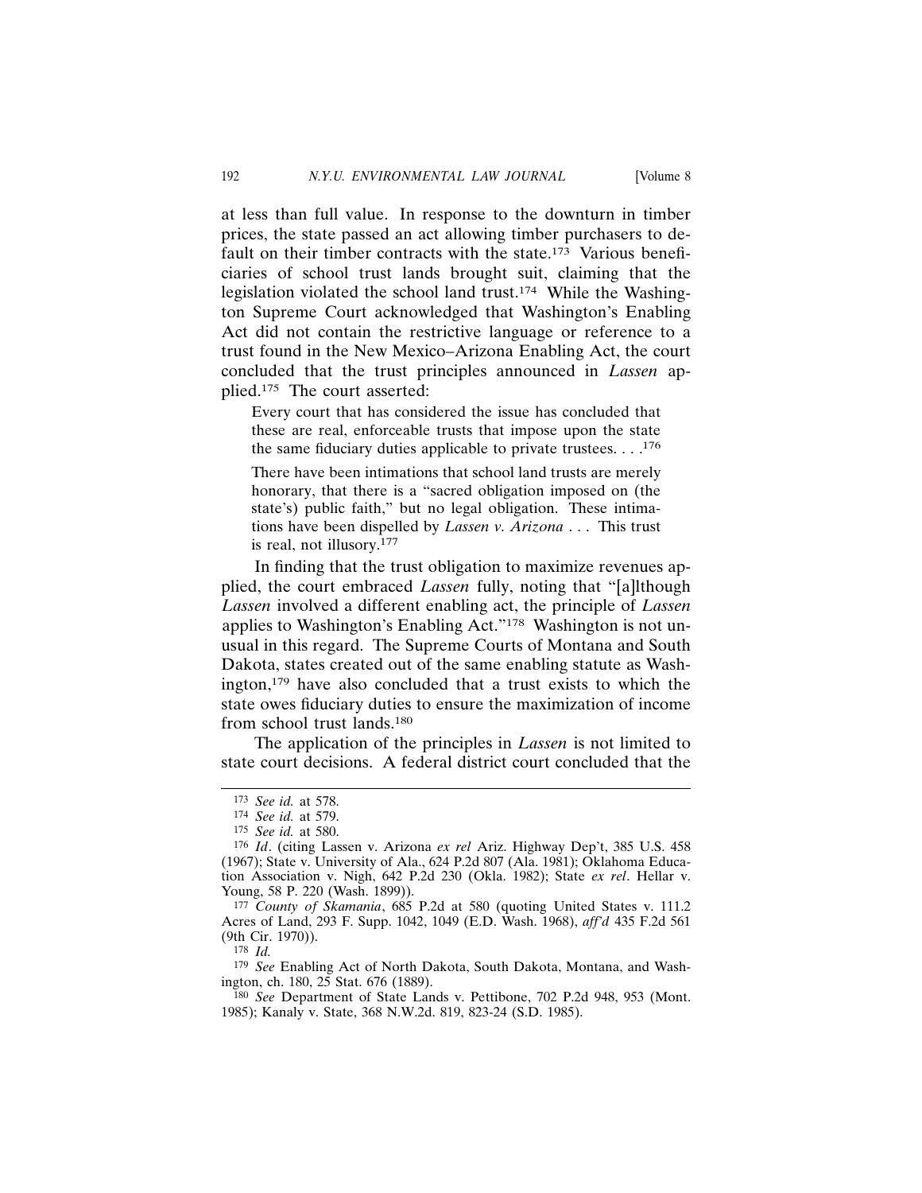at less than full value. In response to the downturn in timber prices, the state passed an act allowing timber purchasers to default on their timber contracts with the state.[173] Various beneficiaries of school trust lands brought suit, claiming that the legislation violated the school land trust.[174] While the Washington Supreme Court acknowledged that Washington's Enabling Act did not contain the restrictive language or reference to a trust found in the New Mexico–Arizona Enabling Act, the court concluded that the trust principles announced in *Lassen* applied.[175] The court asserted:

> Every court that has considered the issue has concluded that these are real, enforceable trusts that impose upon the state the same fiduciary duties applicable to private trustees. . . .[176]
>
> There have been intimations that school land trusts are merely honorary, that there is a "sacred obligation imposed on (the state's) public faith," but no legal obligation. These intimations have been dispelled by *Lassen v. Arizona* . . . This trust is real, not illusory.[177]

In finding that the trust obligation to maximize revenues applied, the court embraced *Lassen* fully, noting that "[a]lthough *Lassen* involved a different enabling act, the principle of *Lassen* applies to Washington's Enabling Act."[178] Washington is not unusual in this regard. The Supreme Courts of Montana and South Dakota, states created out of the same enabling statute as Washington,[179] have also concluded that a trust exists to which the state owes fiduciary duties to ensure the maximization of income from school trust lands.[180]

The application of the principles in *Lassen* is not limited to state court decisions. A federal district court concluded that the

---

[173] *See id.* at 578.

[174] *See id.* at 579.

[175] *See id.* at 580.

[176] *Id*. (citing Lassen v. Arizona *ex rel* Ariz. Highway Dep't, 385 U.S. 458 (1967); State v. University of Ala., 624 P.2d 807 (Ala. 1981); Oklahoma Education Association v. Nigh, 642 P.2d 230 (Okla. 1982); State *ex rel*. Hellar v. Young, 58 P. 220 (Wash. 1899)).

[177] *County of Skamania*, 685 P.2d at 580 (quoting United States v. 111.2 Acres of Land, 293 F. Supp. 1042, 1049 (E.D. Wash. 1968), *aff'd* 435 F.2d 561 (9th Cir. 1970)).

[178] *Id.*

[179] *See* Enabling Act of North Dakota, South Dakota, Montana, and Washington, ch. 180, 25 Stat. 676 (1889).

[180] *See* Department of State Lands v. Pettibone, 702 P.2d 948, 953 (Mont. 1985); Kanaly v. State, 368 N.W.2d. 819, 823-24 (S.D. 1985).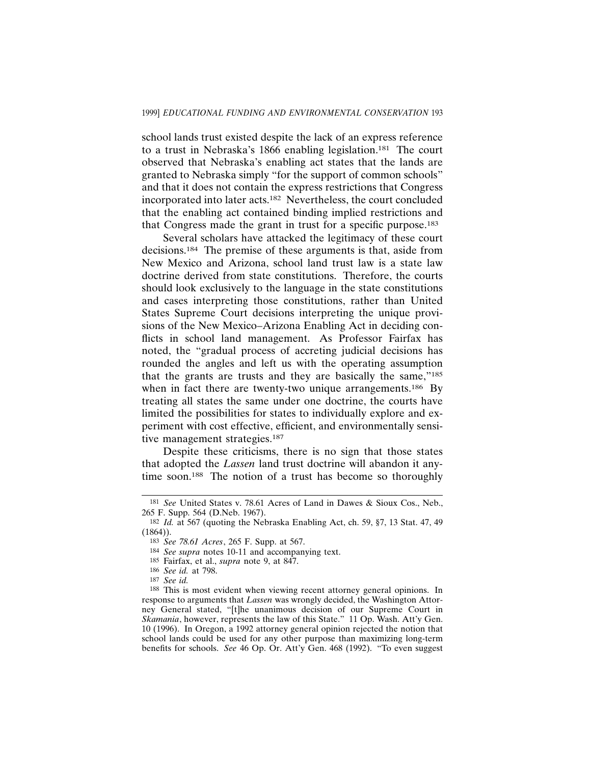school lands trust existed despite the lack of an express reference to a trust in Nebraska's 1866 enabling legislation.[181] The court observed that Nebraska's enabling act states that the lands are granted to Nebraska simply "for the support of common schools" and that it does not contain the express restrictions that Congress incorporated into later acts.[182] Nevertheless, the court concluded that the enabling act contained binding implied restrictions and that Congress made the grant in trust for a specific purpose.[183]

Several scholars have attacked the legitimacy of these court decisions.[184] The premise of these arguments is that, aside from New Mexico and Arizona, school land trust law is a state law doctrine derived from state constitutions. Therefore, the courts should look exclusively to the language in the state constitutions and cases interpreting those constitutions, rather than United States Supreme Court decisions interpreting the unique provisions of the New Mexico–Arizona Enabling Act in deciding conflicts in school land management. As Professor Fairfax has noted, the "gradual process of accreting judicial decisions has rounded the angles and left us with the operating assumption that the grants are trusts and they are basically the same,"[185] when in fact there are twenty-two unique arrangements.[186] By treating all states the same under one doctrine, the courts have limited the possibilities for states to individually explore and experiment with cost effective, efficient, and environmentally sensitive management strategies.[187]

Despite these criticisms, there is no sign that those states that adopted the *Lassen* land trust doctrine will abandon it anytime soon.[188] The notion of a trust has become so thoroughly

---

[181] *See* United States v. 78.61 Acres of Land in Dawes & Sioux Cos., Neb., 265 F. Supp. 564 (D.Neb. 1967).

[182] *Id.* at 567 (quoting the Nebraska Enabling Act, ch. 59, §7, 13 Stat. 47, 49 (1864)).

[183] *See 78.61 Acres*, 265 F. Supp. at 567.

[184] *See supra* notes 10-11 and accompanying text.

[185] Fairfax, et al., *supra* note 9, at 847.

[186] *See id.* at 798.

[187] *See id.*

[188] This is most evident when viewing recent attorney general opinions. In response to arguments that *Lassen* was wrongly decided, the Washington Attorney General stated, "[t]he unanimous decision of our Supreme Court in *Skamania*, however, represents the law of this State." 11 Op. Wash. Att'y Gen. 10 (1996). In Oregon, a 1992 attorney general opinion rejected the notion that school lands could be used for any other purpose than maximizing long-term benefits for schools. *See* 46 Op. Or. Att'y Gen. 468 (1992). "To even suggest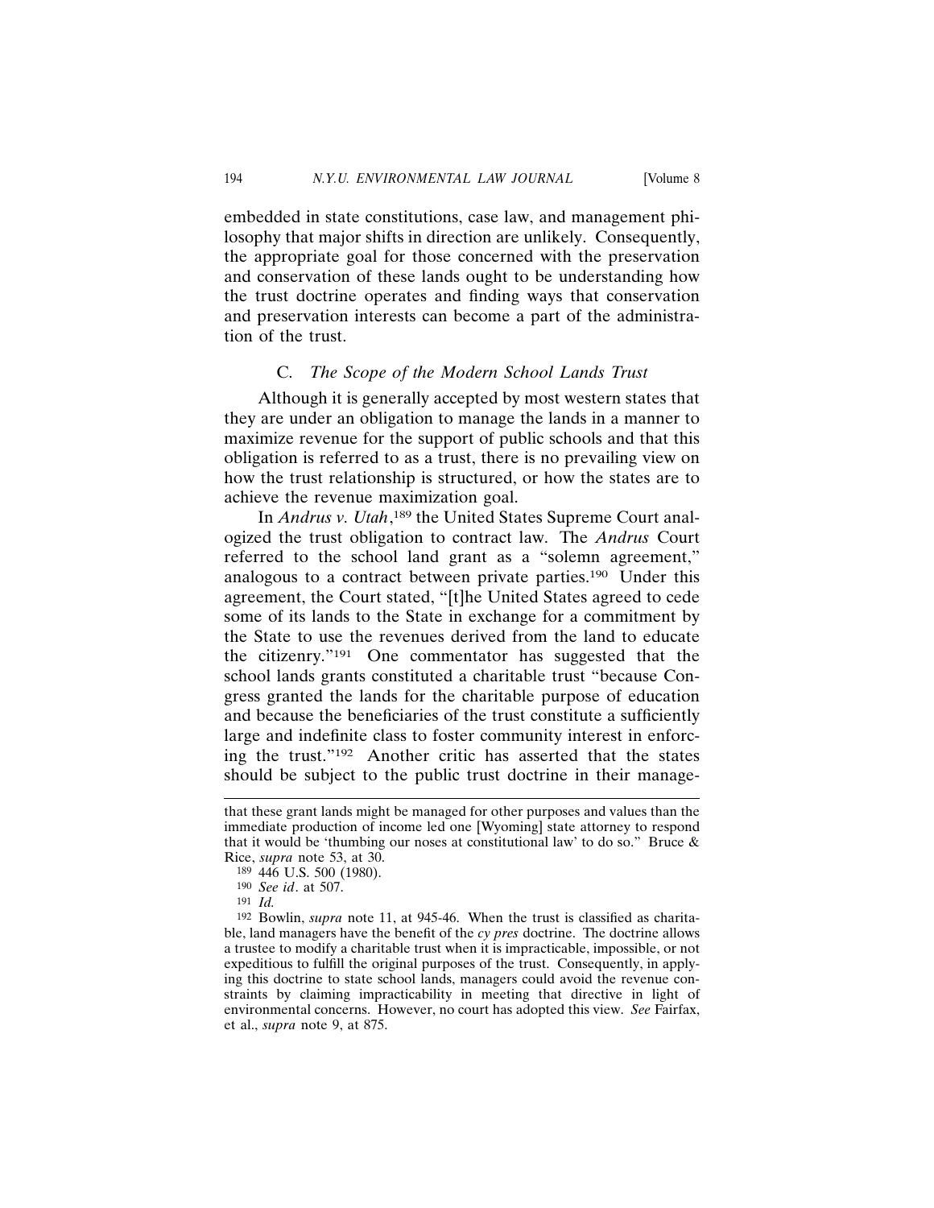embedded in state constitutions, case law, and management philosophy that major shifts in direction are unlikely. Consequently, the appropriate goal for those concerned with the preservation and conservation of these lands ought to be understanding how the trust doctrine operates and finding ways that conservation and preservation interests can become a part of the administration of the trust.

### C. *The Scope of the Modern School Lands Trust*

Although it is generally accepted by most western states that they are under an obligation to manage the lands in a manner to maximize revenue for the support of public schools and that this obligation is referred to as a trust, there is no prevailing view on how the trust relationship is structured, or how the states are to achieve the revenue maximization goal.

In *Andrus v. Utah*,[189] the United States Supreme Court analogized the trust obligation to contract law. The *Andrus* Court referred to the school land grant as a "solemn agreement," analogous to a contract between private parties.[190] Under this agreement, the Court stated, "[t]he United States agreed to cede some of its lands to the State in exchange for a commitment by the State to use the revenues derived from the land to educate the citizenry."[191] One commentator has suggested that the school lands grants constituted a charitable trust "because Congress granted the lands for the charitable purpose of education and because the beneficiaries of the trust constitute a sufficiently large and indefinite class to foster community interest in enforcing the trust."[192] Another critic has asserted that the states should be subject to the public trust doctrine in their manage-

---

that these grant lands might be managed for other purposes and values than the immediate production of income led one [Wyoming] state attorney to respond that it would be 'thumbing our noses at constitutional law' to do so." Bruce & Rice, *supra* note 53, at 30.

189 446 U.S. 500 (1980).

190 *See id*. at 507.

191 *Id.*

192 Bowlin, *supra* note 11, at 945-46. When the trust is classified as charitable, land managers have the benefit of the *cy pres* doctrine. The doctrine allows a trustee to modify a charitable trust when it is impracticable, impossible, or not expeditious to fulfill the original purposes of the trust. Consequently, in applying this doctrine to state school lands, managers could avoid the revenue constraints by claiming impracticability in meeting that directive in light of environmental concerns. However, no court has adopted this view. *See* Fairfax, et al., *supra* note 9, at 875.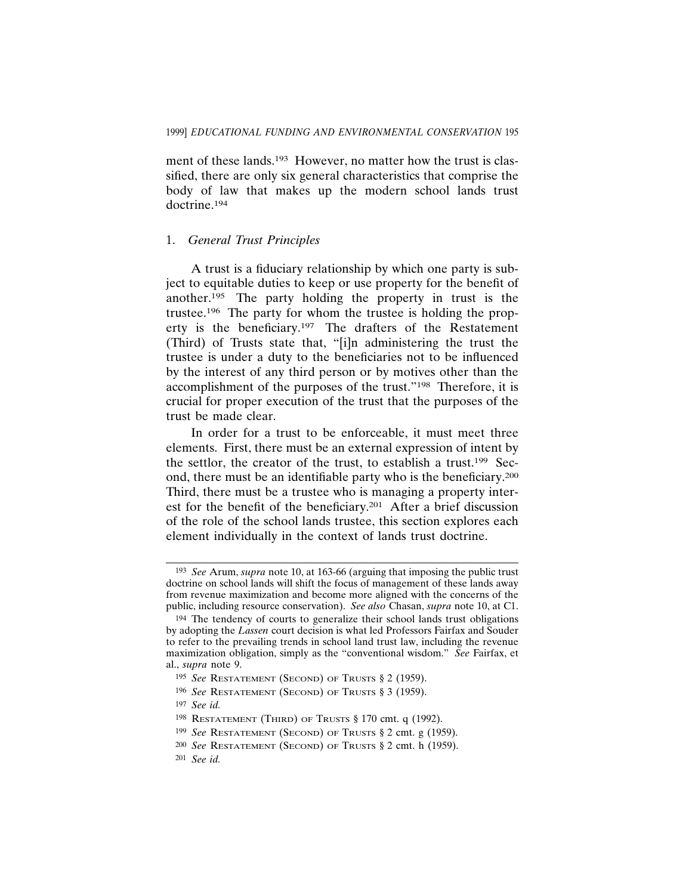ment of these lands.[193] However, no matter how the trust is classified, there are only six general characteristics that comprise the body of law that makes up the modern school lands trust doctrine.[194]

### 1. *General Trust Principles*

A trust is a fiduciary relationship by which one party is subject to equitable duties to keep or use property for the benefit of another.[195] The party holding the property in trust is the trustee.[196] The party for whom the trustee is holding the property is the beneficiary.[197] The drafters of the Restatement (Third) of Trusts state that, "[i]n administering the trust the trustee is under a duty to the beneficiaries not to be influenced by the interest of any third person or by motives other than the accomplishment of the purposes of the trust."[198] Therefore, it is crucial for proper execution of the trust that the purposes of the trust be made clear.

In order for a trust to be enforceable, it must meet three elements. First, there must be an external expression of intent by the settlor, the creator of the trust, to establish a trust.[199] Second, there must be an identifiable party who is the beneficiary.[200] Third, there must be a trustee who is managing a property interest for the benefit of the beneficiary.[201] After a brief discussion of the role of the school lands trustee, this section explores each element individually in the context of lands trust doctrine.

---

[193] *See* Arum, *supra* note 10, at 163-66 (arguing that imposing the public trust doctrine on school lands will shift the focus of management of these lands away from revenue maximization and become more aligned with the concerns of the public, including resource conservation). *See also* Chasan, *supra* note 10, at C1.

[194] The tendency of courts to generalize their school lands trust obligations by adopting the *Lassen* court decision is what led Professors Fairfax and Souder to refer to the prevailing trends in school land trust law, including the revenue maximization obligation, simply as the "conventional wisdom." *See* Fairfax, et al., *supra* note 9.

[195] *See* Restatement (Second) of Trusts § 2 (1959).

[196] *See* Restatement (Second) of Trusts § 3 (1959).

[197] *See id.*

[198] Restatement (Third) of Trusts § 170 cmt. q (1992).

[199] *See* Restatement (Second) of Trusts § 2 cmt. g (1959).

[200] *See* Restatement (Second) of Trusts § 2 cmt. h (1959).

[201] *See id.*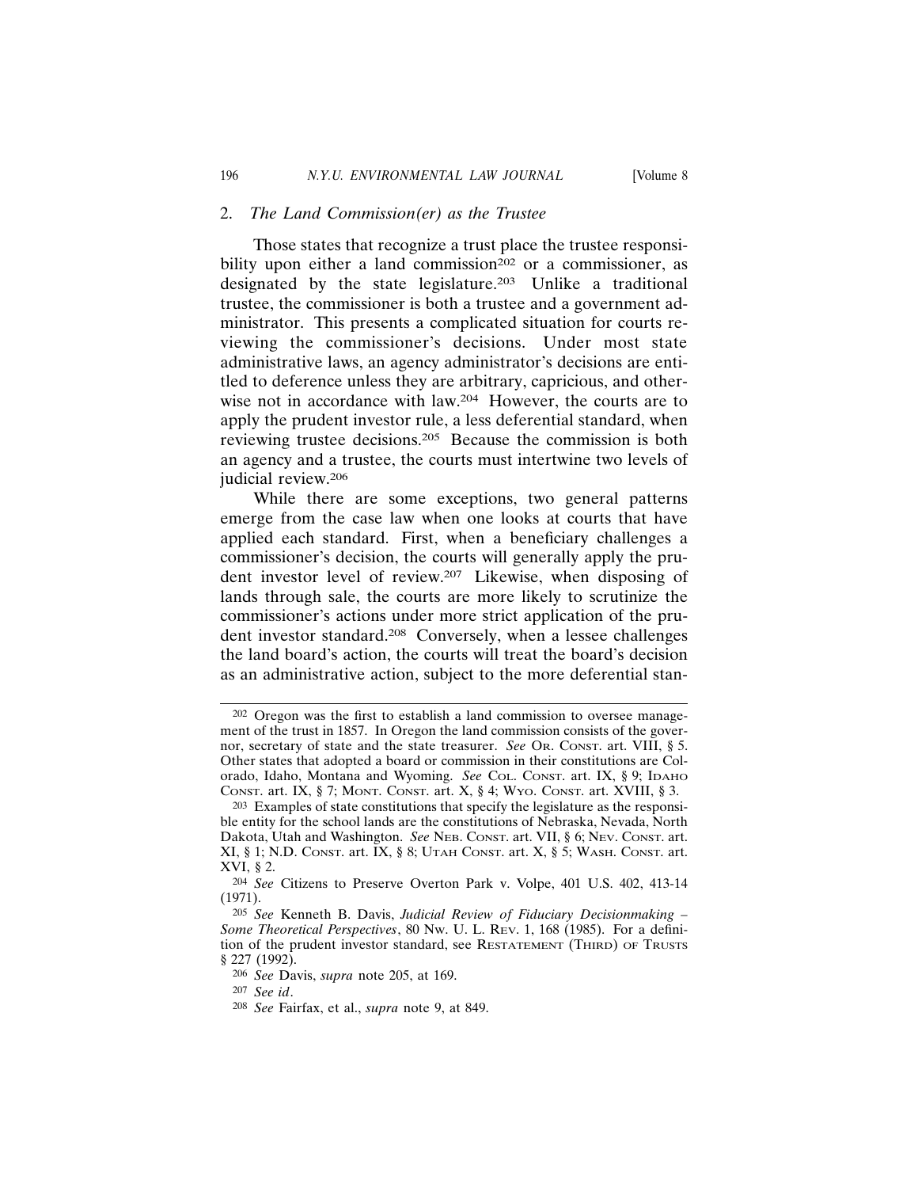### 2. *The Land Commission(er) as the Trustee*

Those states that recognize a trust place the trustee responsibility upon either a land commission[202] or a commissioner, as designated by the state legislature.[203] Unlike a traditional trustee, the commissioner is both a trustee and a government administrator. This presents a complicated situation for courts reviewing the commissioner's decisions. Under most state administrative laws, an agency administrator's decisions are entitled to deference unless they are arbitrary, capricious, and otherwise not in accordance with law.[204] However, the courts are to apply the prudent investor rule, a less deferential standard, when reviewing trustee decisions.[205] Because the commission is both an agency and a trustee, the courts must intertwine two levels of judicial review.[206]

While there are some exceptions, two general patterns emerge from the case law when one looks at courts that have applied each standard. First, when a beneficiary challenges a commissioner's decision, the courts will generally apply the prudent investor level of review.[207] Likewise, when disposing of lands through sale, the courts are more likely to scrutinize the commissioner's actions under more strict application of the prudent investor standard.[208] Conversely, when a lessee challenges the land board's action, the courts will treat the board's decision as an administrative action, subject to the more deferential stan-

---

[202] Oregon was the first to establish a land commission to oversee management of the trust in 1857. In Oregon the land commission consists of the governor, secretary of state and the state treasurer. *See* OR. CONST. art. VIII, § 5. Other states that adopted a board or commission in their constitutions are Colorado, Idaho, Montana and Wyoming. *See* COL. CONST. art. IX, § 9; IDAHO CONST. art. IX, § 7; MONT. CONST. art. X, § 4; WYO. CONST. art. XVIII, § 3.

[203] Examples of state constitutions that specify the legislature as the responsible entity for the school lands are the constitutions of Nebraska, Nevada, North Dakota, Utah and Washington. *See* NEB. CONST. art. VII, § 6; NEV. CONST. art. XI, § 1; N.D. CONST. art. IX, § 8; UTAH CONST. art. X, § 5; WASH. CONST. art. XVI, § 2.

[204] *See* Citizens to Preserve Overton Park v. Volpe, 401 U.S. 402, 413-14 (1971).

[205] *See* Kenneth B. Davis, *Judicial Review of Fiduciary Decisionmaking – Some Theoretical Perspectives*, 80 NW. U. L. REV. 1, 168 (1985). For a definition of the prudent investor standard, see RESTATEMENT (THIRD) OF TRUSTS § 227 (1992).

[206] *See* Davis, *supra* note 205, at 169.

[207] *See id*.

[208] *See* Fairfax, et al., *supra* note 9, at 849.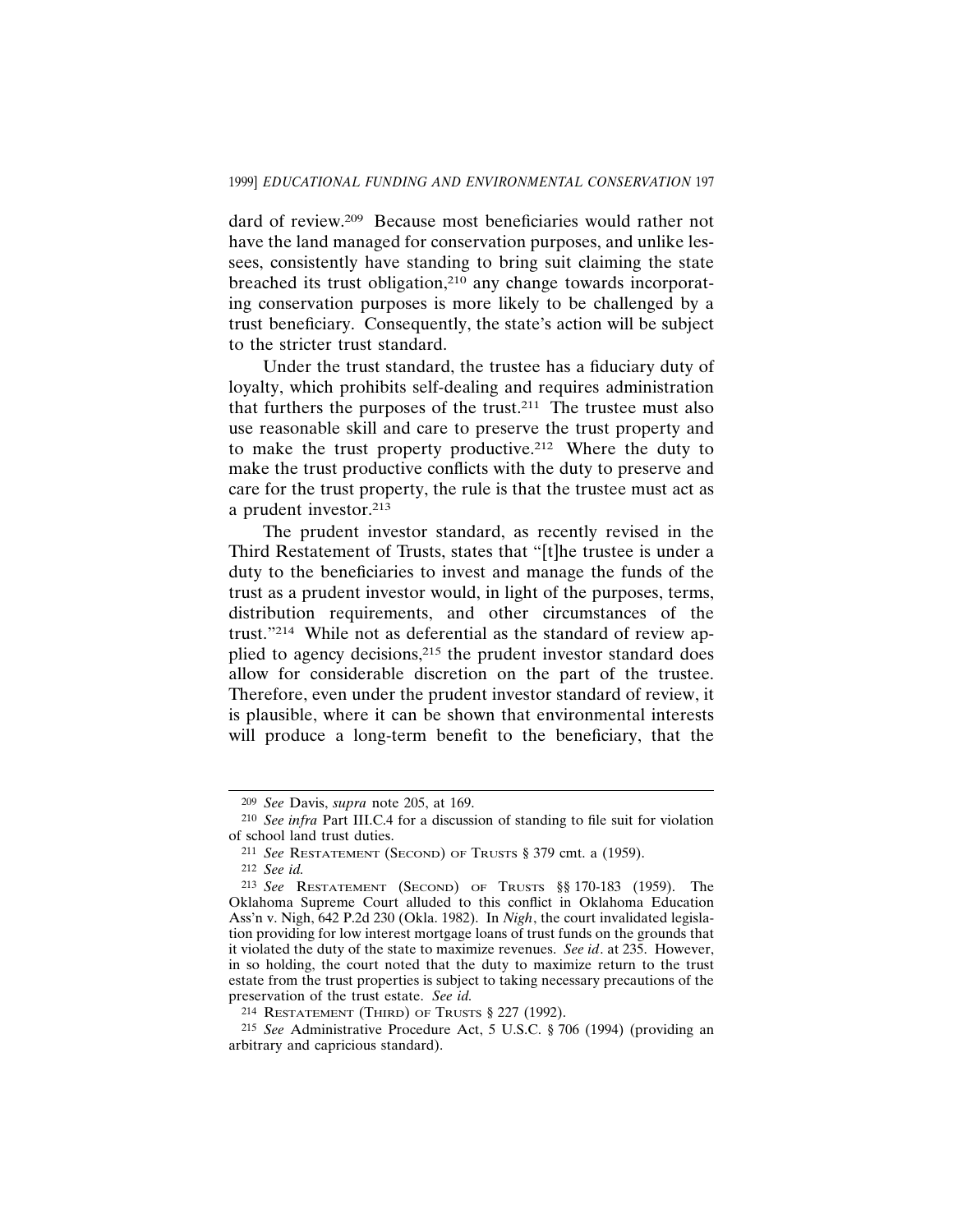dard of review.[209] Because most beneficiaries would rather not have the land managed for conservation purposes, and unlike lessees, consistently have standing to bring suit claiming the state breached its trust obligation,[210] any change towards incorporating conservation purposes is more likely to be challenged by a trust beneficiary. Consequently, the state's action will be subject to the stricter trust standard.

Under the trust standard, the trustee has a fiduciary duty of loyalty, which prohibits self-dealing and requires administration that furthers the purposes of the trust.[211] The trustee must also use reasonable skill and care to preserve the trust property and to make the trust property productive.[212] Where the duty to make the trust productive conflicts with the duty to preserve and care for the trust property, the rule is that the trustee must act as a prudent investor.[213]

The prudent investor standard, as recently revised in the Third Restatement of Trusts, states that "[t]he trustee is under a duty to the beneficiaries to invest and manage the funds of the trust as a prudent investor would, in light of the purposes, terms, distribution requirements, and other circumstances of the trust."[214] While not as deferential as the standard of review applied to agency decisions,[215] the prudent investor standard does allow for considerable discretion on the part of the trustee. Therefore, even under the prudent investor standard of review, it is plausible, where it can be shown that environmental interests will produce a long-term benefit to the beneficiary, that the

---

209 *See* Davis, *supra* note 205, at 169.

210 *See infra* Part III.C.4 for a discussion of standing to file suit for violation of school land trust duties.

211 *See* RESTATEMENT (SECOND) OF TRUSTS § 379 cmt. a (1959).

212 *See id.*

213 *See* RESTATEMENT (SECOND) OF TRUSTS §§ 170-183 (1959). The Oklahoma Supreme Court alluded to this conflict in Oklahoma Education Ass'n v. Nigh, 642 P.2d 230 (Okla. 1982). In *Nigh*, the court invalidated legislation providing for low interest mortgage loans of trust funds on the grounds that it violated the duty of the state to maximize revenues. *See id*. at 235. However, in so holding, the court noted that the duty to maximize return to the trust estate from the trust properties is subject to taking necessary precautions of the preservation of the trust estate. *See id.*

214 RESTATEMENT (THIRD) OF TRUSTS § 227 (1992).

215 *See* Administrative Procedure Act, 5 U.S.C. § 706 (1994) (providing an arbitrary and capricious standard).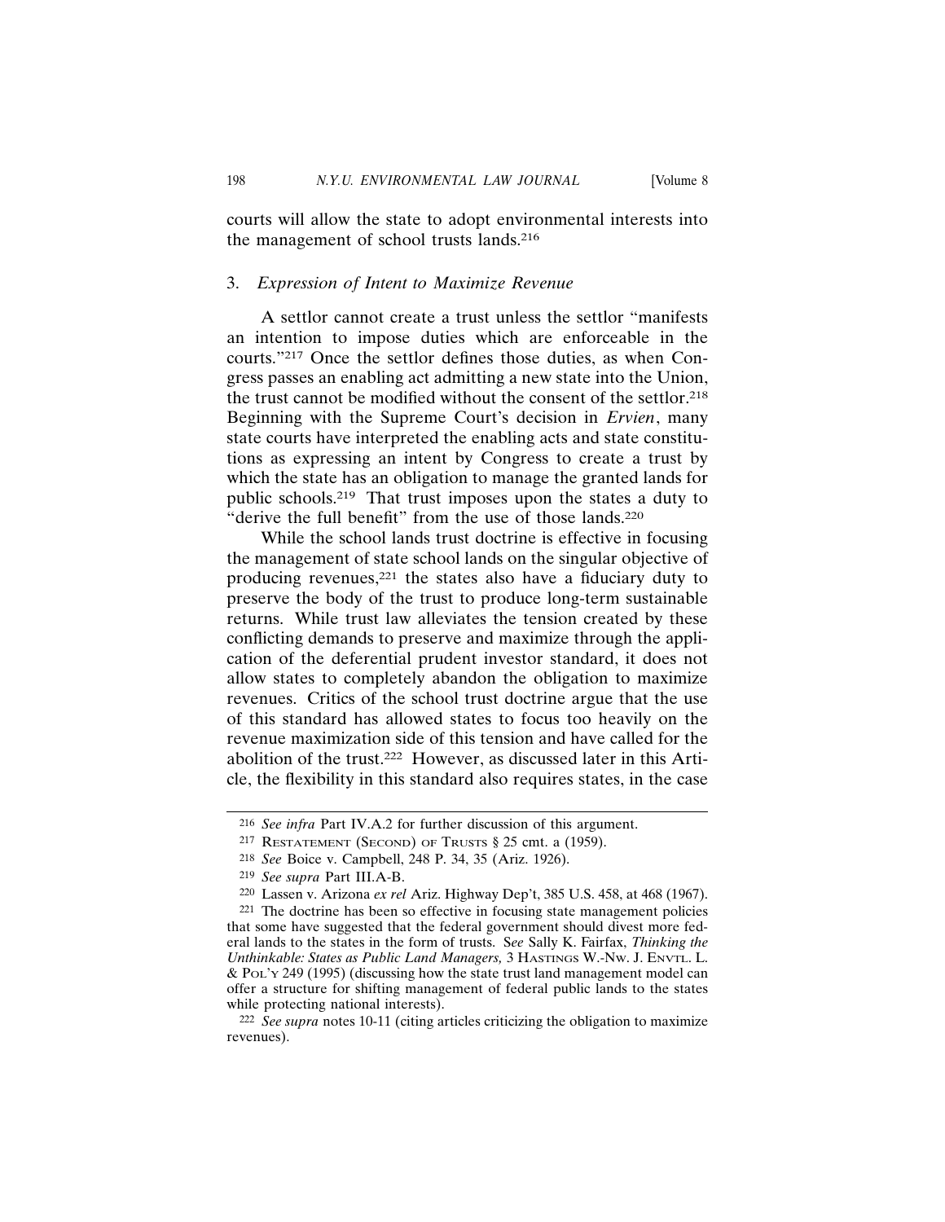courts will allow the state to adopt environmental interests into the management of school trusts lands.[216]

### 3. *Expression of Intent to Maximize Revenue*

A settlor cannot create a trust unless the settlor "manifests an intention to impose duties which are enforceable in the courts."[217] Once the settlor defines those duties, as when Congress passes an enabling act admitting a new state into the Union, the trust cannot be modified without the consent of the settlor.[218] Beginning with the Supreme Court's decision in *Ervien*, many state courts have interpreted the enabling acts and state constitutions as expressing an intent by Congress to create a trust by which the state has an obligation to manage the granted lands for public schools.[219] That trust imposes upon the states a duty to "derive the full benefit" from the use of those lands.[220]

While the school lands trust doctrine is effective in focusing the management of state school lands on the singular objective of producing revenues,[221] the states also have a fiduciary duty to preserve the body of the trust to produce long-term sustainable returns. While trust law alleviates the tension created by these conflicting demands to preserve and maximize through the application of the deferential prudent investor standard, it does not allow states to completely abandon the obligation to maximize revenues. Critics of the school trust doctrine argue that the use of this standard has allowed states to focus too heavily on the revenue maximization side of this tension and have called for the abolition of the trust.[222] However, as discussed later in this Article, the flexibility in this standard also requires states, in the case

---

[216] *See infra* Part IV.A.2 for further discussion of this argument.

[217] RESTATEMENT (SECOND) OF TRUSTS § 25 cmt. a (1959).

[218] *See* Boice v. Campbell, 248 P. 34, 35 (Ariz. 1926).

[219] *See supra* Part III.A-B.

[220] Lassen v. Arizona *ex rel* Ariz. Highway Dep't, 385 U.S. 458, at 468 (1967).

[221] The doctrine has been so effective in focusing state management policies that some have suggested that the federal government should divest more federal lands to the states in the form of trusts. S*ee* Sally K. Fairfax, *Thinking the Unthinkable: States as Public Land Managers,* 3 HASTINGS W.-NW. J. ENVTL. L. & POL'Y 249 (1995) (discussing how the state trust land management model can offer a structure for shifting management of federal public lands to the states while protecting national interests).

[222] *See supra* notes 10-11 (citing articles criticizing the obligation to maximize revenues).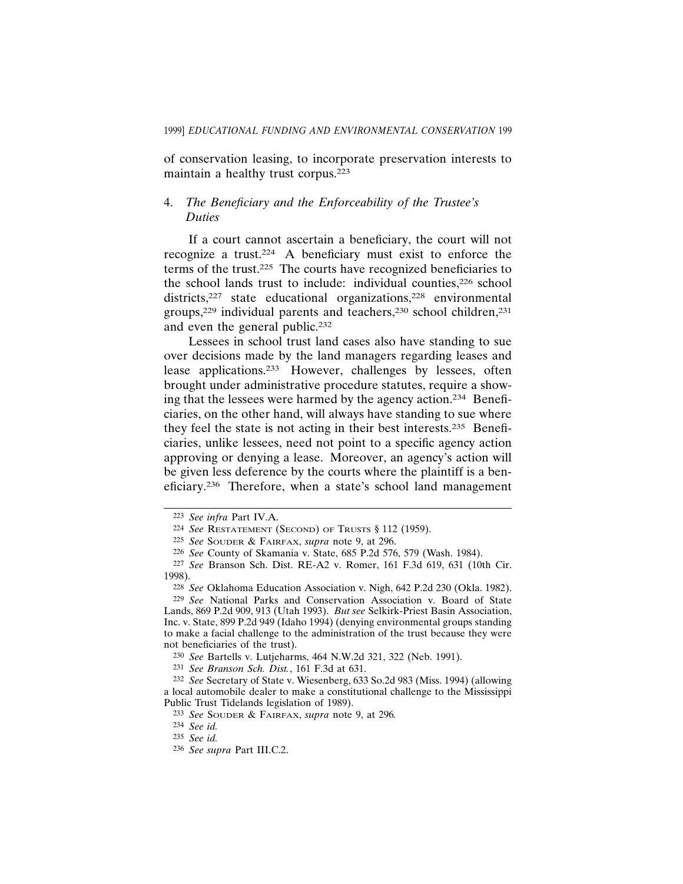of conservation leasing, to incorporate preservation interests to maintain a healthy trust corpus.[223]

### 4. *The Beneficiary and the Enforceability of the Trustee's Duties*

If a court cannot ascertain a beneficiary, the court will not recognize a trust.[224] A beneficiary must exist to enforce the terms of the trust.[225] The courts have recognized beneficiaries to the school lands trust to include: individual counties,[226] school districts,[227] state educational organizations,[228] environmental groups,[229] individual parents and teachers,[230] school children,[231] and even the general public.[232]

Lessees in school trust land cases also have standing to sue over decisions made by the land managers regarding leases and lease applications.[233] However, challenges by lessees, often brought under administrative procedure statutes, require a showing that the lessees were harmed by the agency action.[234] Beneficiaries, on the other hand, will always have standing to sue where they feel the state is not acting in their best interests.[235] Beneficiaries, unlike lessees, need not point to a specific agency action approving or denying a lease. Moreover, an agency's action will be given less deference by the courts where the plaintiff is a beneficiary.[236] Therefore, when a state's school land management

---

[223] *See infra* Part IV.A.

[224] *See* Restatement (Second) of Trusts § 112 (1959).

[225] *See* Souder & Fairfax, *supra* note 9, at 296.

[226] *See* County of Skamania v. State, 685 P.2d 576, 579 (Wash. 1984).

[227] *See* Branson Sch. Dist. RE-A2 v. Romer, 161 F.3d 619, 631 (10th Cir. 1998).

[228] *See* Oklahoma Education Association v. Nigh, 642 P.2d 230 (Okla. 1982).

[229] *See* National Parks and Conservation Association v. Board of State Lands, 869 P.2d 909, 913 (Utah 1993). *But see* Selkirk-Priest Basin Association, Inc. v. State, 899 P.2d 949 (Idaho 1994) (denying environmental groups standing to make a facial challenge to the administration of the trust because they were not beneficiaries of the trust).

[230] *See* Bartells v. Lutjeharms, 464 N.W.2d 321, 322 (Neb. 1991).

[231] *See Branson Sch. Dist.*, 161 F.3d at 631.

[232] *See* Secretary of State v. Wiesenberg, 633 So.2d 983 (Miss. 1994) (allowing a local automobile dealer to make a constitutional challenge to the Mississippi Public Trust Tidelands legislation of 1989).

[233] *See* Souder & Fairfax, *supra* note 9, at 296.

[234] *See id.*

[235] *See id.*

[236] *See supra* Part III.C.2.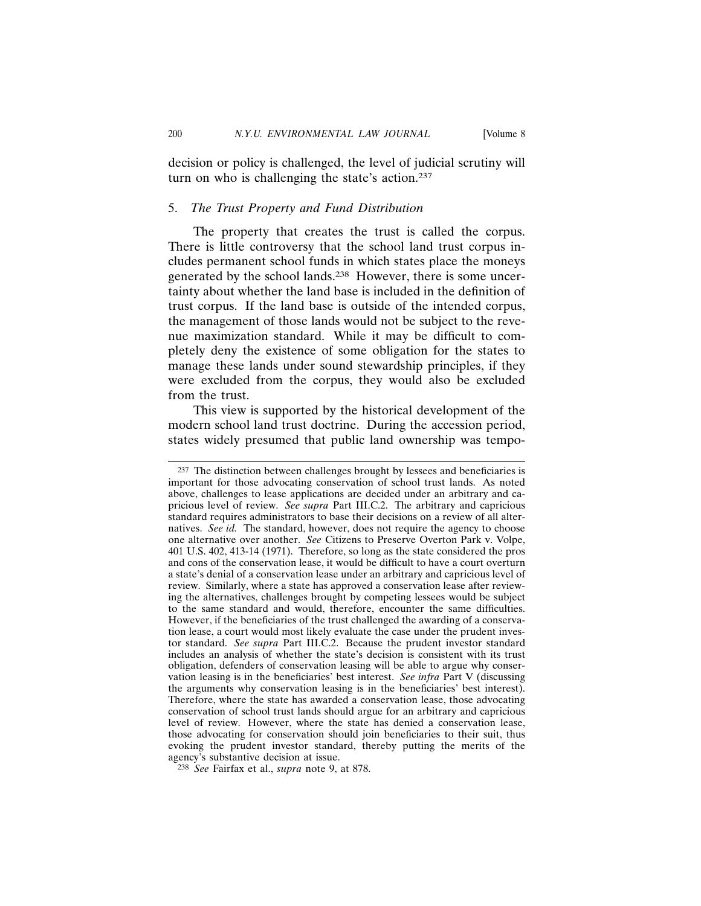decision or policy is challenged, the level of judicial scrutiny will turn on who is challenging the state's action.[237]

### 5. *The Trust Property and Fund Distribution*

The property that creates the trust is called the corpus. There is little controversy that the school land trust corpus includes permanent school funds in which states place the moneys generated by the school lands.[238] However, there is some uncertainty about whether the land base is included in the definition of trust corpus. If the land base is outside of the intended corpus, the management of those lands would not be subject to the revenue maximization standard. While it may be difficult to completely deny the existence of some obligation for the states to manage these lands under sound stewardship principles, if they were excluded from the corpus, they would also be excluded from the trust.

This view is supported by the historical development of the modern school land trust doctrine. During the accession period, states widely presumed that public land ownership was tempo-

---

[237] The distinction between challenges brought by lessees and beneficiaries is important for those advocating conservation of school trust lands. As noted above, challenges to lease applications are decided under an arbitrary and capricious level of review. *See supra* Part III.C.2. The arbitrary and capricious standard requires administrators to base their decisions on a review of all alternatives. *See id.* The standard, however, does not require the agency to choose one alternative over another. *See* Citizens to Preserve Overton Park v. Volpe, 401 U.S. 402, 413-14 (1971). Therefore, so long as the state considered the pros and cons of the conservation lease, it would be difficult to have a court overturn a state's denial of a conservation lease under an arbitrary and capricious level of review. Similarly, where a state has approved a conservation lease after reviewing the alternatives, challenges brought by competing lessees would be subject to the same standard and would, therefore, encounter the same difficulties. However, if the beneficiaries of the trust challenged the awarding of a conservation lease, a court would most likely evaluate the case under the prudent investor standard. *See supra* Part III.C.2. Because the prudent investor standard includes an analysis of whether the state's decision is consistent with its trust obligation, defenders of conservation leasing will be able to argue why conservation leasing is in the beneficiaries' best interest. *See infra* Part V (discussing the arguments why conservation leasing is in the beneficiaries' best interest). Therefore, where the state has awarded a conservation lease, those advocating conservation of school trust lands should argue for an arbitrary and capricious level of review. However, where the state has denied a conservation lease, those advocating for conservation should join beneficiaries to their suit, thus evoking the prudent investor standard, thereby putting the merits of the agency's substantive decision at issue.

[238] *See* Fairfax et al., *supra* note 9, at 878.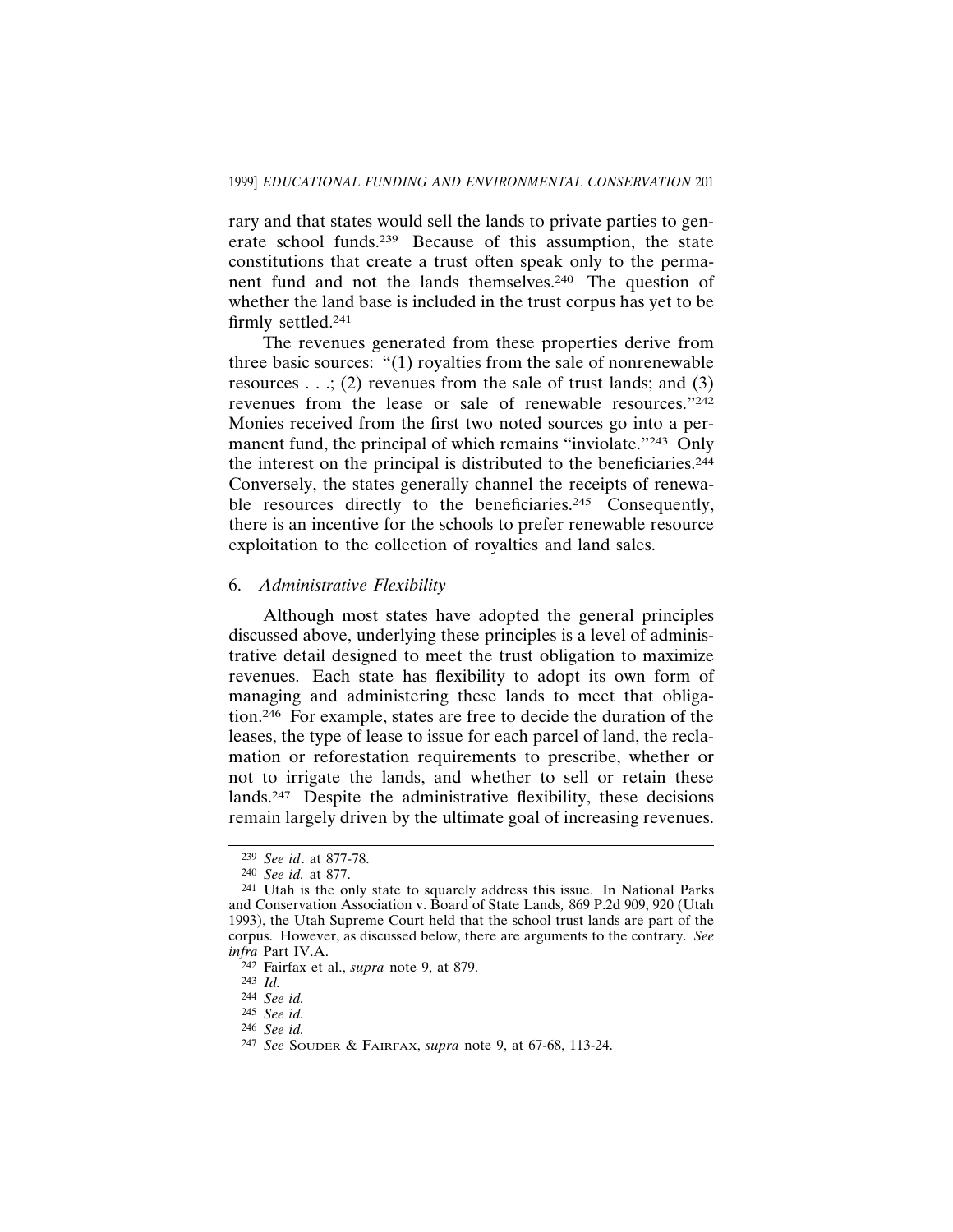rary and that states would sell the lands to private parties to generate school funds.[239] Because of this assumption, the state constitutions that create a trust often speak only to the permanent fund and not the lands themselves.[240] The question of whether the land base is included in the trust corpus has yet to be firmly settled.[241]

The revenues generated from these properties derive from three basic sources: "(1) royalties from the sale of nonrenewable resources . . .; (2) revenues from the sale of trust lands; and (3) revenues from the lease or sale of renewable resources."[242] Monies received from the first two noted sources go into a permanent fund, the principal of which remains "inviolate."[243] Only the interest on the principal is distributed to the beneficiaries.[244] Conversely, the states generally channel the receipts of renewable resources directly to the beneficiaries.[245] Consequently, there is an incentive for the schools to prefer renewable resource exploitation to the collection of royalties and land sales.

### 6. *Administrative Flexibility*

Although most states have adopted the general principles discussed above, underlying these principles is a level of administrative detail designed to meet the trust obligation to maximize revenues. Each state has flexibility to adopt its own form of managing and administering these lands to meet that obligation.[246] For example, states are free to decide the duration of the leases, the type of lease to issue for each parcel of land, the reclamation or reforestation requirements to prescribe, whether or not to irrigate the lands, and whether to sell or retain these lands.[247] Despite the administrative flexibility, these decisions remain largely driven by the ultimate goal of increasing revenues.

---

[239] *See id*. at 877-78.

[240] *See id.* at 877.

[241] Utah is the only state to squarely address this issue. In National Parks and Conservation Association v. Board of State Lands*,* 869 P.2d 909, 920 (Utah 1993), the Utah Supreme Court held that the school trust lands are part of the corpus. However, as discussed below, there are arguments to the contrary. *See infra* Part IV.A.

[242] Fairfax et al., *supra* note 9, at 879.

[243] *Id.*

[244] *See id.*

[245] *See id.*

[246] *See id.*

[247] *See* Souder & Fairfax, *supra* note 9, at 67-68, 113-24.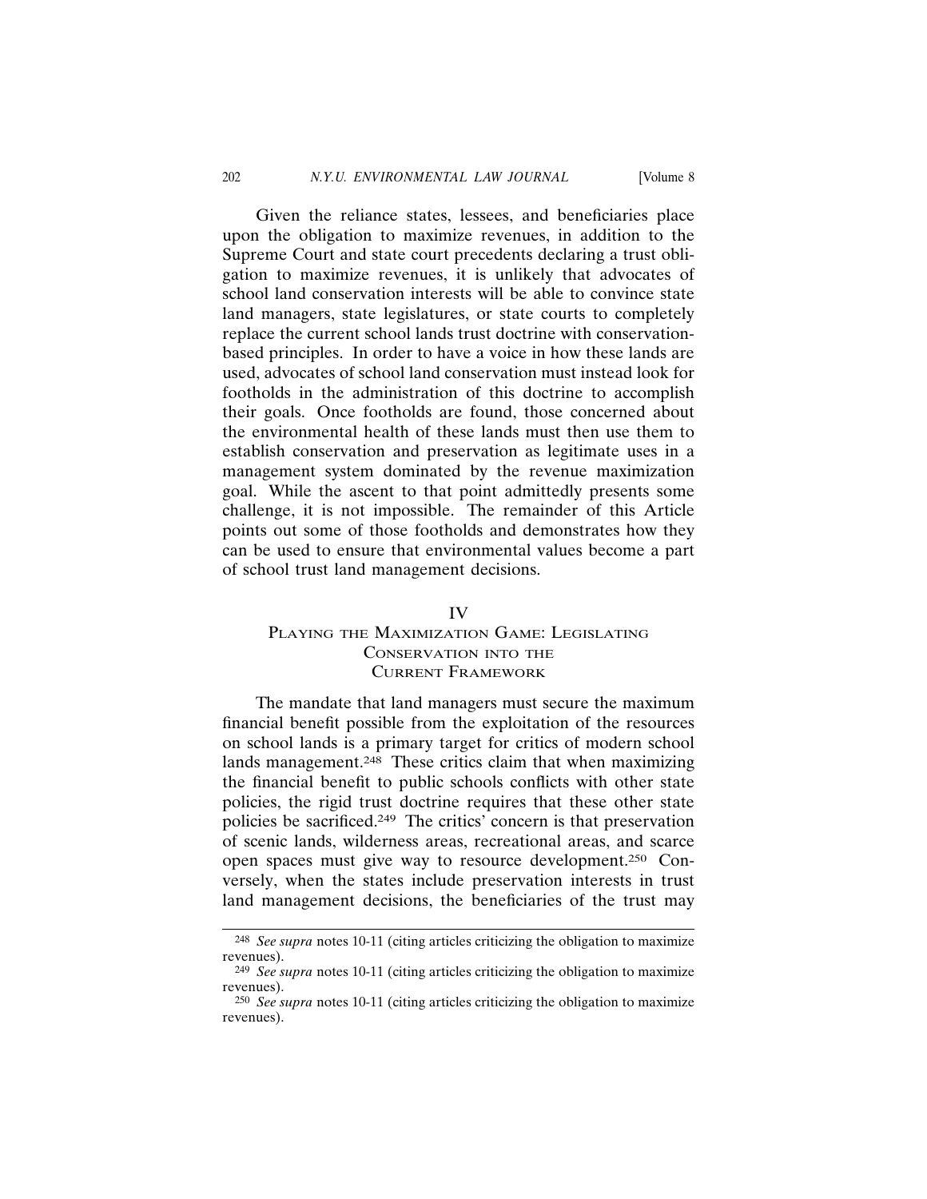Given the reliance states, lessees, and beneficiaries place upon the obligation to maximize revenues, in addition to the Supreme Court and state court precedents declaring a trust obligation to maximize revenues, it is unlikely that advocates of school land conservation interests will be able to convince state land managers, state legislatures, or state courts to completely replace the current school lands trust doctrine with conservation-based principles. In order to have a voice in how these lands are used, advocates of school land conservation must instead look for footholds in the administration of this doctrine to accomplish their goals. Once footholds are found, those concerned about the environmental health of these lands must then use them to establish conservation and preservation as legitimate uses in a management system dominated by the revenue maximization goal. While the ascent to that point admittedly presents some challenge, it is not impossible. The remainder of this Article points out some of those footholds and demonstrates how they can be used to ensure that environmental values become a part of school trust land management decisions.

## IV
## Playing the Maximization Game: Legislating Conservation into the Current Framework

The mandate that land managers must secure the maximum financial benefit possible from the exploitation of the resources on school lands is a primary target for critics of modern school lands management.[248] These critics claim that when maximizing the financial benefit to public schools conflicts with other state policies, the rigid trust doctrine requires that these other state policies be sacrificed.[249] The critics' concern is that preservation of scenic lands, wilderness areas, recreational areas, and scarce open spaces must give way to resource development.[250] Conversely, when the states include preservation interests in trust land management decisions, the beneficiaries of the trust may

---

[248] *See supra* notes 10-11 (citing articles criticizing the obligation to maximize revenues).

[249] *See supra* notes 10-11 (citing articles criticizing the obligation to maximize revenues).

[250] *See supra* notes 10-11 (citing articles criticizing the obligation to maximize revenues).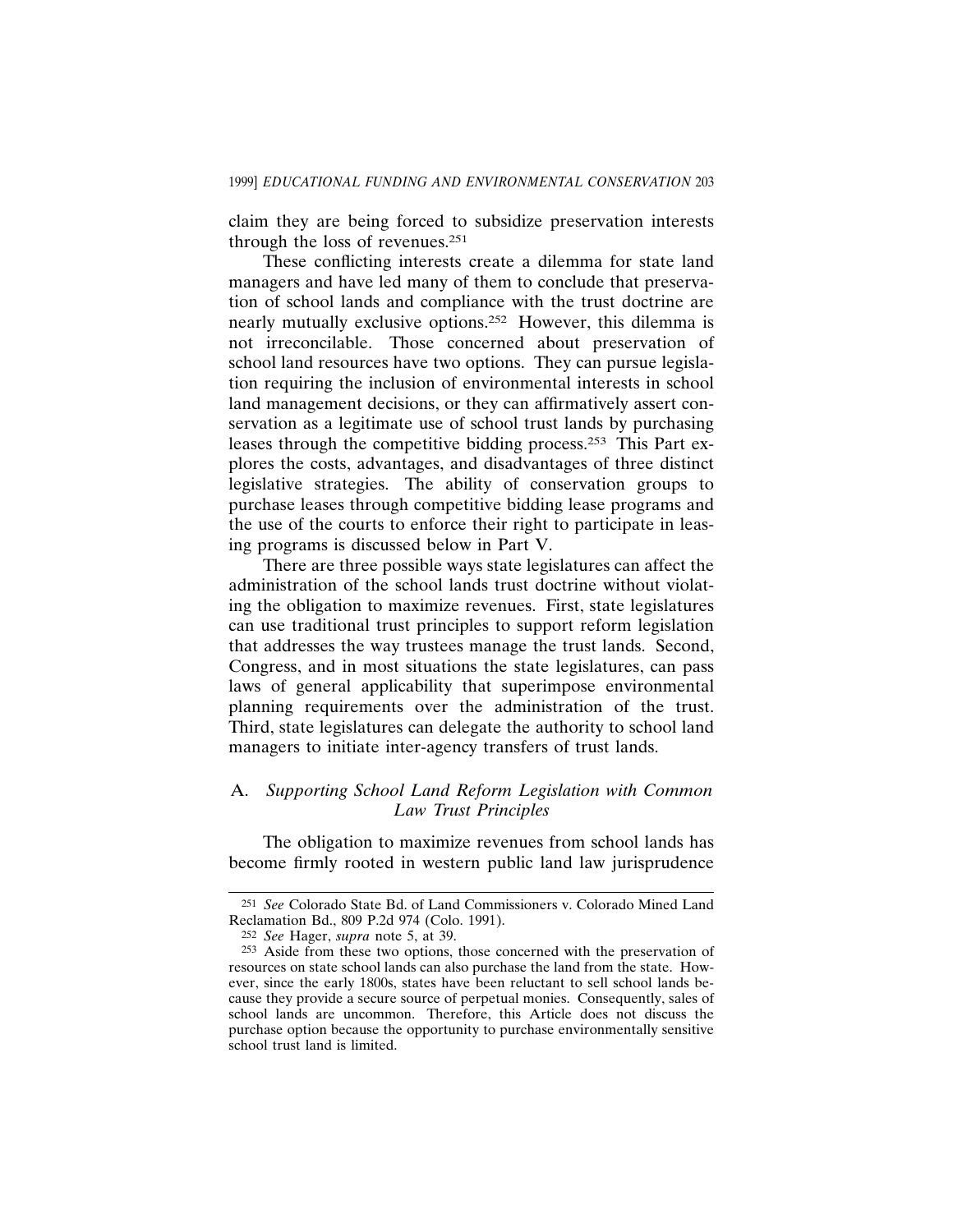claim they are being forced to subsidize preservation interests through the loss of revenues.[251]

These conflicting interests create a dilemma for state land managers and have led many of them to conclude that preservation of school lands and compliance with the trust doctrine are nearly mutually exclusive options.[252] However, this dilemma is not irreconcilable. Those concerned about preservation of school land resources have two options. They can pursue legislation requiring the inclusion of environmental interests in school land management decisions, or they can affirmatively assert conservation as a legitimate use of school trust lands by purchasing leases through the competitive bidding process.[253] This Part explores the costs, advantages, and disadvantages of three distinct legislative strategies. The ability of conservation groups to purchase leases through competitive bidding lease programs and the use of the courts to enforce their right to participate in leasing programs is discussed below in Part V.

There are three possible ways state legislatures can affect the administration of the school lands trust doctrine without violating the obligation to maximize revenues. First, state legislatures can use traditional trust principles to support reform legislation that addresses the way trustees manage the trust lands. Second, Congress, and in most situations the state legislatures, can pass laws of general applicability that superimpose environmental planning requirements over the administration of the trust. Third, state legislatures can delegate the authority to school land managers to initiate inter-agency transfers of trust lands.

## A. *Supporting School Land Reform Legislation with Common Law Trust Principles*

The obligation to maximize revenues from school lands has become firmly rooted in western public land law jurisprudence

---

[251] *See* Colorado State Bd. of Land Commissioners v. Colorado Mined Land Reclamation Bd., 809 P.2d 974 (Colo. 1991).

[252] *See* Hager, *supra* note 5, at 39.

[253] Aside from these two options, those concerned with the preservation of resources on state school lands can also purchase the land from the state. However, since the early 1800s, states have been reluctant to sell school lands because they provide a secure source of perpetual monies. Consequently, sales of school lands are uncommon. Therefore, this Article does not discuss the purchase option because the opportunity to purchase environmentally sensitive school trust land is limited.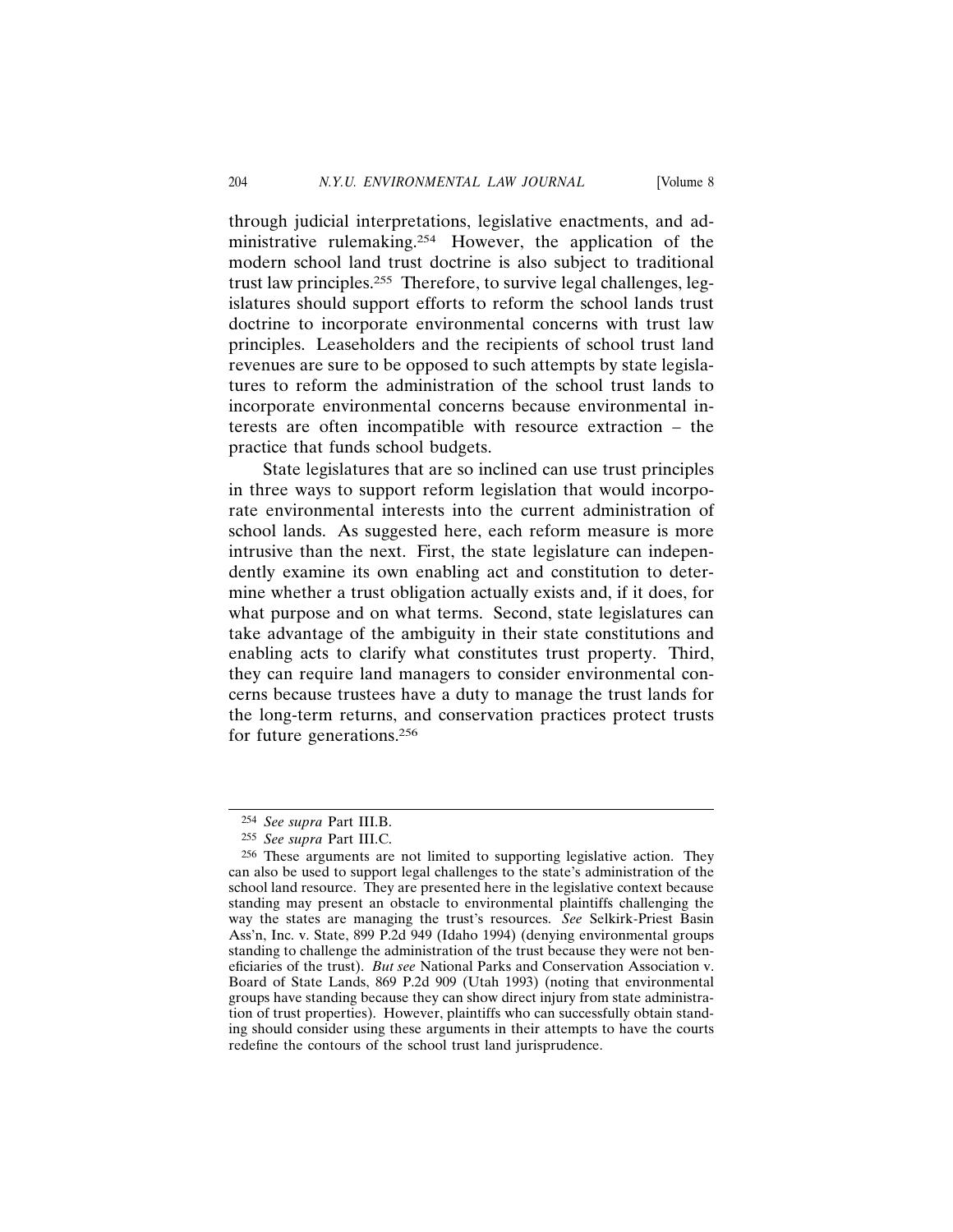through judicial interpretations, legislative enactments, and administrative rulemaking.[254] However, the application of the modern school land trust doctrine is also subject to traditional trust law principles.[255] Therefore, to survive legal challenges, legislatures should support efforts to reform the school lands trust doctrine to incorporate environmental concerns with trust law principles. Leaseholders and the recipients of school trust land revenues are sure to be opposed to such attempts by state legislatures to reform the administration of the school trust lands to incorporate environmental concerns because environmental interests are often incompatible with resource extraction – the practice that funds school budgets.

State legislatures that are so inclined can use trust principles in three ways to support reform legislation that would incorporate environmental interests into the current administration of school lands. As suggested here, each reform measure is more intrusive than the next. First, the state legislature can independently examine its own enabling act and constitution to determine whether a trust obligation actually exists and, if it does, for what purpose and on what terms. Second, state legislatures can take advantage of the ambiguity in their state constitutions and enabling acts to clarify what constitutes trust property. Third, they can require land managers to consider environmental concerns because trustees have a duty to manage the trust lands for the long-term returns, and conservation practices protect trusts for future generations.[256]

---

[254] *See supra* Part III.B.

[255] *See supra* Part III.C.

[256] These arguments are not limited to supporting legislative action. They can also be used to support legal challenges to the state's administration of the school land resource. They are presented here in the legislative context because standing may present an obstacle to environmental plaintiffs challenging the way the states are managing the trust's resources. *See* Selkirk-Priest Basin Ass'n, Inc. v. State, 899 P.2d 949 (Idaho 1994) (denying environmental groups standing to challenge the administration of the trust because they were not beneficiaries of the trust). *But see* National Parks and Conservation Association v. Board of State Lands, 869 P.2d 909 (Utah 1993) (noting that environmental groups have standing because they can show direct injury from state administration of trust properties). However, plaintiffs who can successfully obtain standing should consider using these arguments in their attempts to have the courts redefine the contours of the school trust land jurisprudence.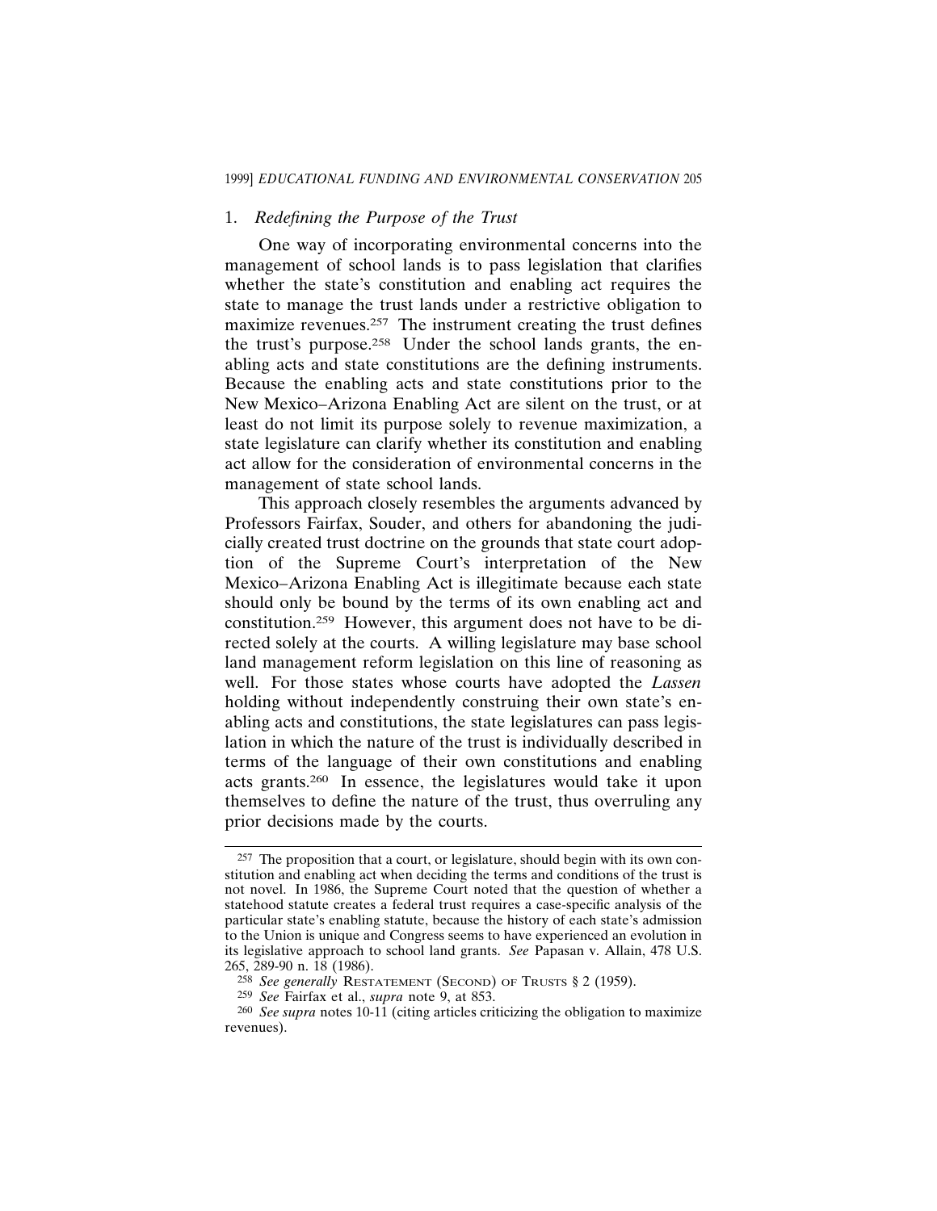### 1. *Redefining the Purpose of the Trust*

One way of incorporating environmental concerns into the management of school lands is to pass legislation that clarifies whether the state's constitution and enabling act requires the state to manage the trust lands under a restrictive obligation to maximize revenues.[257] The instrument creating the trust defines the trust's purpose.[258] Under the school lands grants, the enabling acts and state constitutions are the defining instruments. Because the enabling acts and state constitutions prior to the New Mexico–Arizona Enabling Act are silent on the trust, or at least do not limit its purpose solely to revenue maximization, a state legislature can clarify whether its constitution and enabling act allow for the consideration of environmental concerns in the management of state school lands.

This approach closely resembles the arguments advanced by Professors Fairfax, Souder, and others for abandoning the judicially created trust doctrine on the grounds that state court adoption of the Supreme Court's interpretation of the New Mexico–Arizona Enabling Act is illegitimate because each state should only be bound by the terms of its own enabling act and constitution.[259] However, this argument does not have to be directed solely at the courts. A willing legislature may base school land management reform legislation on this line of reasoning as well. For those states whose courts have adopted the *Lassen* holding without independently construing their own state's enabling acts and constitutions, the state legislatures can pass legislation in which the nature of the trust is individually described in terms of the language of their own constitutions and enabling acts grants.[260] In essence, the legislatures would take it upon themselves to define the nature of the trust, thus overruling any prior decisions made by the courts.

---

[257] The proposition that a court, or legislature, should begin with its own constitution and enabling act when deciding the terms and conditions of the trust is not novel. In 1986, the Supreme Court noted that the question of whether a statehood statute creates a federal trust requires a case-specific analysis of the particular state's enabling statute, because the history of each state's admission to the Union is unique and Congress seems to have experienced an evolution in its legislative approach to school land grants. *See* Papasan v. Allain, 478 U.S. 265, 289-90 n. 18 (1986).

[258] *See generally* RESTATEMENT (SECOND) OF TRUSTS § 2 (1959).

[259] *See* Fairfax et al., *supra* note 9, at 853.

[260] *See supra* notes 10-11 (citing articles criticizing the obligation to maximize revenues).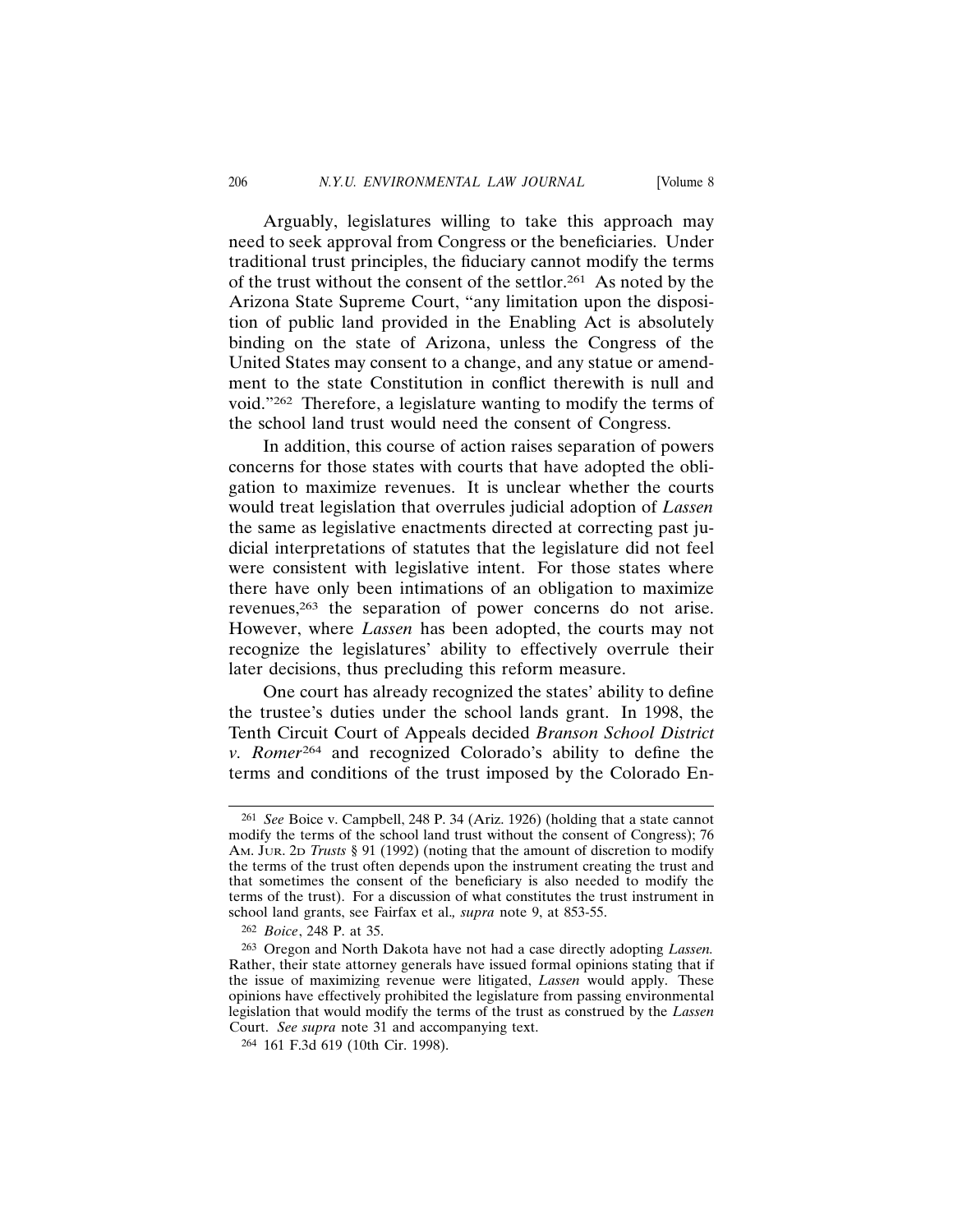Arguably, legislatures willing to take this approach may need to seek approval from Congress or the beneficiaries. Under traditional trust principles, the fiduciary cannot modify the terms of the trust without the consent of the settlor.[261] As noted by the Arizona State Supreme Court, "any limitation upon the disposition of public land provided in the Enabling Act is absolutely binding on the state of Arizona, unless the Congress of the United States may consent to a change, and any statue or amendment to the state Constitution in conflict therewith is null and void."[262] Therefore, a legislature wanting to modify the terms of the school land trust would need the consent of Congress.

In addition, this course of action raises separation of powers concerns for those states with courts that have adopted the obligation to maximize revenues. It is unclear whether the courts would treat legislation that overrules judicial adoption of *Lassen* the same as legislative enactments directed at correcting past judicial interpretations of statutes that the legislature did not feel were consistent with legislative intent. For those states where there have only been intimations of an obligation to maximize revenues,[263] the separation of power concerns do not arise. However, where *Lassen* has been adopted, the courts may not recognize the legislatures' ability to effectively overrule their later decisions, thus precluding this reform measure.

One court has already recognized the states' ability to define the trustee's duties under the school lands grant. In 1998, the Tenth Circuit Court of Appeals decided *Branson School District v. Romer*[264] and recognized Colorado's ability to define the terms and conditions of the trust imposed by the Colorado En-

---

[261] *See* Boice v. Campbell, 248 P. 34 (Ariz. 1926) (holding that a state cannot modify the terms of the school land trust without the consent of Congress); 76 Am. Jur. 2d *Trusts* § 91 (1992) (noting that the amount of discretion to modify the terms of the trust often depends upon the instrument creating the trust and that sometimes the consent of the beneficiary is also needed to modify the terms of the trust). For a discussion of what constitutes the trust instrument in school land grants, see Fairfax et al.*, supra* note 9, at 853-55.

[262] *Boice*, 248 P. at 35.

[263] Oregon and North Dakota have not had a case directly adopting *Lassen.* Rather, their state attorney generals have issued formal opinions stating that if the issue of maximizing revenue were litigated, *Lassen* would apply. These opinions have effectively prohibited the legislature from passing environmental legislation that would modify the terms of the trust as construed by the *Lassen* Court. *See supra* note 31 and accompanying text.

[264] 161 F.3d 619 (10th Cir. 1998).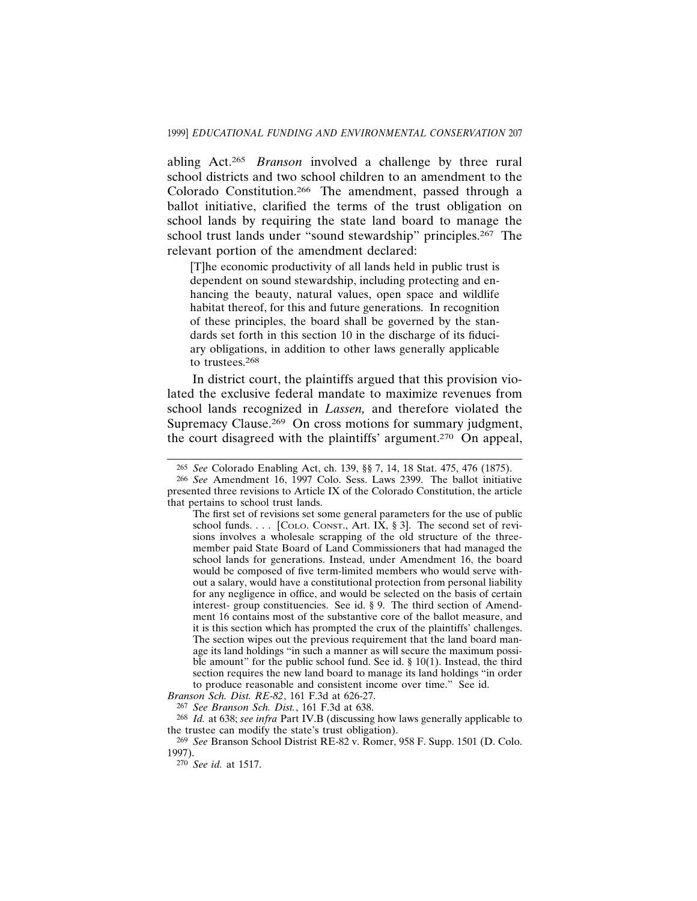abling Act.[265] *Branson* involved a challenge by three rural school districts and two school children to an amendment to the Colorado Constitution.[266] The amendment, passed through a ballot initiative, clarified the terms of the trust obligation on school lands by requiring the state land board to manage the school trust lands under "sound stewardship" principles.[267] The relevant portion of the amendment declared:

> [T]he economic productivity of all lands held in public trust is dependent on sound stewardship, including protecting and enhancing the beauty, natural values, open space and wildlife habitat thereof, for this and future generations. In recognition of these principles, the board shall be governed by the standards set forth in this section 10 in the discharge of its fiduciary obligations, in addition to other laws generally applicable to trustees.[268]

In district court, the plaintiffs argued that this provision violated the exclusive federal mandate to maximize revenues from school lands recognized in *Lassen,* and therefore violated the Supremacy Clause.[269] On cross motions for summary judgment, the court disagreed with the plaintiffs' argument.[270] On appeal,

---

[265] *See* Colorado Enabling Act, ch. 139, §§ 7, 14, 18 Stat. 475, 476 (1875).

[266] *See* Amendment 16, 1997 Colo. Sess. Laws 2399. The ballot initiative presented three revisions to Article IX of the Colorado Constitution, the article that pertains to school trust lands.

> The first set of revisions set some general parameters for the use of public school funds. . . . [COLO. CONST., Art. IX, § 3]. The second set of revisions involves a wholesale scrapping of the old structure of the three-member paid State Board of Land Commissioners that had managed the school lands for generations. Instead, under Amendment 16, the board would be composed of five term-limited members who would serve without a salary, would have a constitutional protection from personal liability for any negligence in office, and would be selected on the basis of certain interest- group constituencies. See id. § 9. The third section of Amendment 16 contains most of the substantive core of the ballot measure, and it is this section which has prompted the crux of the plaintiffs' challenges. The section wipes out the previous requirement that the land board manage its land holdings "in such a manner as will secure the maximum possible amount" for the public school fund. See id. § 10(1). Instead, the third section requires the new land board to manage its land holdings "in order to produce reasonable and consistent income over time." See id.

*Branson Sch. Dist. RE-82*, 161 F.3d at 626-27.

[267] *See Branson Sch. Dist.*, 161 F.3d at 638.

[268] *Id.* at 638; *see infra* Part IV.B (discussing how laws generally applicable to the trustee can modify the state's trust obligation).

[269] *See* Branson School Distrist RE-82 v. Romer, 958 F. Supp. 1501 (D. Colo. 1997).

[270] *See id.* at 1517.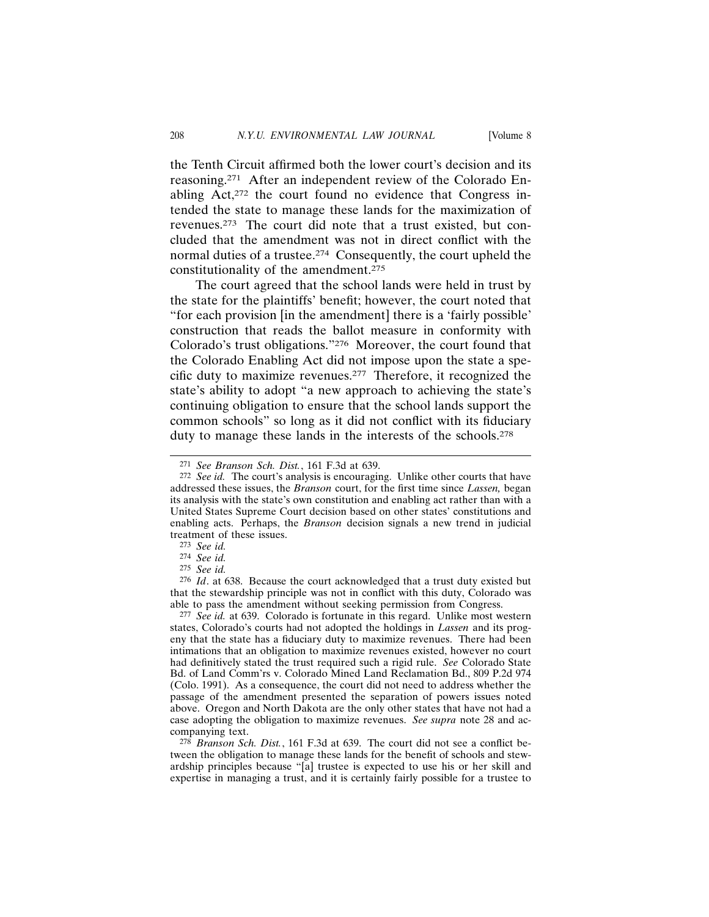the Tenth Circuit affirmed both the lower court's decision and its reasoning.[271] After an independent review of the Colorado Enabling Act,[272] the court found no evidence that Congress intended the state to manage these lands for the maximization of revenues.[273] The court did note that a trust existed, but concluded that the amendment was not in direct conflict with the normal duties of a trustee.[274] Consequently, the court upheld the constitutionality of the amendment.[275]

The court agreed that the school lands were held in trust by the state for the plaintiffs' benefit; however, the court noted that "for each provision [in the amendment] there is a 'fairly possible' construction that reads the ballot measure in conformity with Colorado's trust obligations."[276] Moreover, the court found that the Colorado Enabling Act did not impose upon the state a specific duty to maximize revenues.[277] Therefore, it recognized the state's ability to adopt "a new approach to achieving the state's continuing obligation to ensure that the school lands support the common schools" so long as it did not conflict with its fiduciary duty to manage these lands in the interests of the schools.[278]

---

[271] *See Branson Sch. Dist.*, 161 F.3d at 639.

[272] *See id.* The court's analysis is encouraging. Unlike other courts that have addressed these issues, the *Branson* court, for the first time since *Lassen,* began its analysis with the state's own constitution and enabling act rather than with a United States Supreme Court decision based on other states' constitutions and enabling acts. Perhaps, the *Branson* decision signals a new trend in judicial treatment of these issues.

[273] *See id.*

[274] *See id.*

[275] *See id.*

[276] *Id*. at 638. Because the court acknowledged that a trust duty existed but that the stewardship principle was not in conflict with this duty, Colorado was able to pass the amendment without seeking permission from Congress.

[277] *See id.* at 639. Colorado is fortunate in this regard. Unlike most western states, Colorado's courts had not adopted the holdings in *Lassen* and its progeny that the state has a fiduciary duty to maximize revenues. There had been intimations that an obligation to maximize revenues existed, however no court had definitively stated the trust required such a rigid rule. *See* Colorado State Bd. of Land Comm'rs v. Colorado Mined Land Reclamation Bd., 809 P.2d 974 (Colo. 1991). As a consequence, the court did not need to address whether the passage of the amendment presented the separation of powers issues noted above. Oregon and North Dakota are the only other states that have not had a case adopting the obligation to maximize revenues. *See supra* note 28 and accompanying text.

[278] *Branson Sch. Dist.*, 161 F.3d at 639. The court did not see a conflict between the obligation to manage these lands for the benefit of schools and stewardship principles because "[a] trustee is expected to use his or her skill and expertise in managing a trust, and it is certainly fairly possible for a trustee to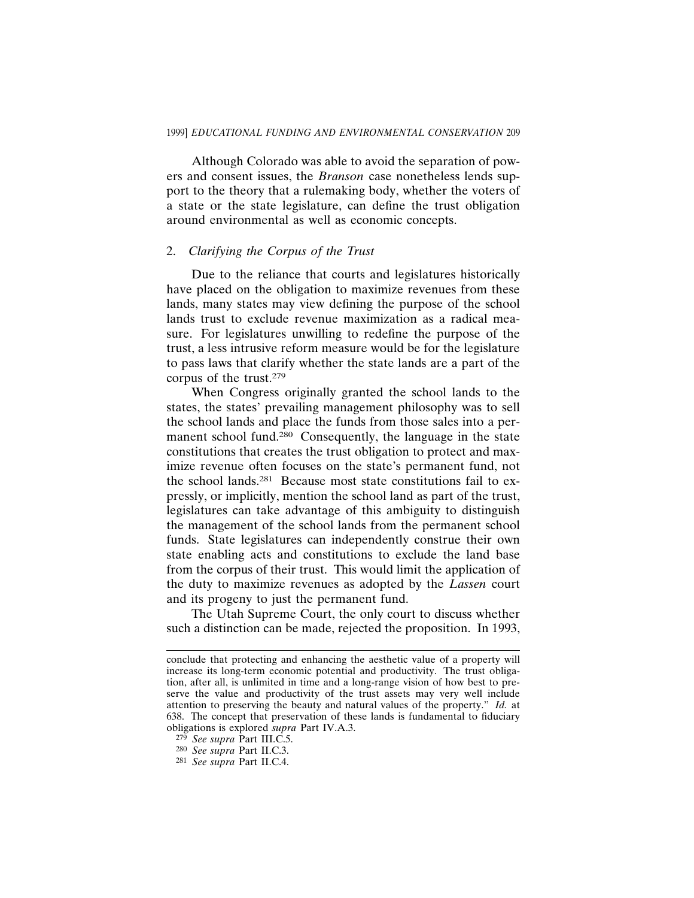Although Colorado was able to avoid the separation of powers and consent issues, the *Branson* case nonetheless lends support to the theory that a rulemaking body, whether the voters of a state or the state legislature, can define the trust obligation around environmental as well as economic concepts.

### 2. *Clarifying the Corpus of the Trust*

Due to the reliance that courts and legislatures historically have placed on the obligation to maximize revenues from these lands, many states may view defining the purpose of the school lands trust to exclude revenue maximization as a radical measure. For legislatures unwilling to redefine the purpose of the trust, a less intrusive reform measure would be for the legislature to pass laws that clarify whether the state lands are a part of the corpus of the trust.[279]

When Congress originally granted the school lands to the states, the states' prevailing management philosophy was to sell the school lands and place the funds from those sales into a permanent school fund.[280] Consequently, the language in the state constitutions that creates the trust obligation to protect and maximize revenue often focuses on the state's permanent fund, not the school lands.[281] Because most state constitutions fail to expressly, or implicitly, mention the school land as part of the trust, legislatures can take advantage of this ambiguity to distinguish the management of the school lands from the permanent school funds. State legislatures can independently construe their own state enabling acts and constitutions to exclude the land base from the corpus of their trust. This would limit the application of the duty to maximize revenues as adopted by the *Lassen* court and its progeny to just the permanent fund.

The Utah Supreme Court, the only court to discuss whether such a distinction can be made, rejected the proposition. In 1993,

---

conclude that protecting and enhancing the aesthetic value of a property will increase its long-term economic potential and productivity. The trust obligation, after all, is unlimited in time and a long-range vision of how best to preserve the value and productivity of the trust assets may very well include attention to preserving the beauty and natural values of the property." *Id.* at 638. The concept that preservation of these lands is fundamental to fiduciary obligations is explored *supra* Part IV.A.3.

[279] *See supra* Part III.C.5.

[280] *See supra* Part II.C.3.

[281] *See supra* Part II.C.4.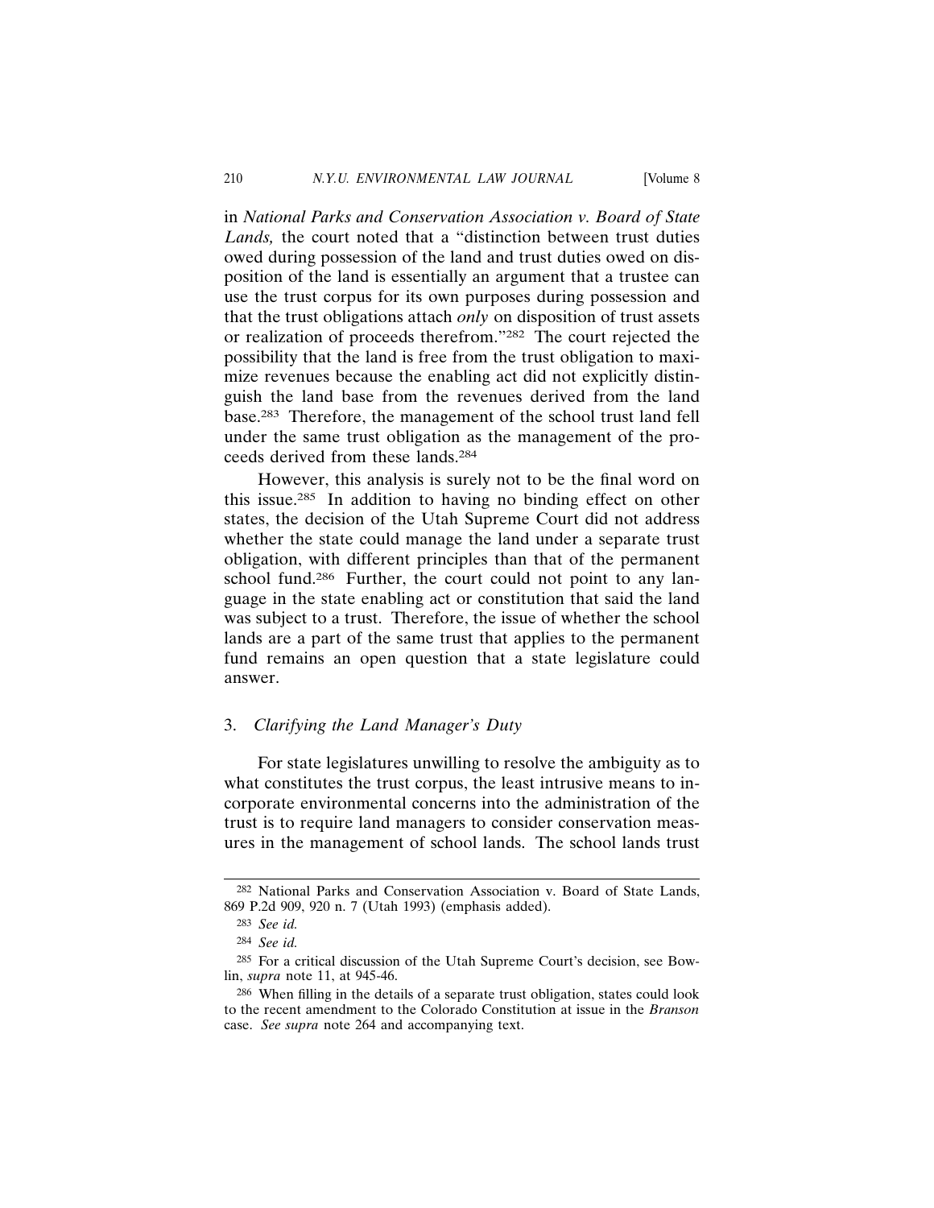in *National Parks and Conservation Association v. Board of State Lands,* the court noted that a "distinction between trust duties owed during possession of the land and trust duties owed on disposition of the land is essentially an argument that a trustee can use the trust corpus for its own purposes during possession and that the trust obligations attach *only* on disposition of trust assets or realization of proceeds therefrom."[282] The court rejected the possibility that the land is free from the trust obligation to maximize revenues because the enabling act did not explicitly distinguish the land base from the revenues derived from the land base.[283] Therefore, the management of the school trust land fell under the same trust obligation as the management of the proceeds derived from these lands.[284]

However, this analysis is surely not to be the final word on this issue.[285] In addition to having no binding effect on other states, the decision of the Utah Supreme Court did not address whether the state could manage the land under a separate trust obligation, with different principles than that of the permanent school fund.[286] Further, the court could not point to any language in the state enabling act or constitution that said the land was subject to a trust. Therefore, the issue of whether the school lands are a part of the same trust that applies to the permanent fund remains an open question that a state legislature could answer.

### 3. *Clarifying the Land Manager's Duty*

For state legislatures unwilling to resolve the ambiguity as to what constitutes the trust corpus, the least intrusive means to incorporate environmental concerns into the administration of the trust is to require land managers to consider conservation measures in the management of school lands. The school lands trust

---

[282] National Parks and Conservation Association v. Board of State Lands, 869 P.2d 909, 920 n. 7 (Utah 1993) (emphasis added).

[283] *See id.*

[284] *See id.*

[285] For a critical discussion of the Utah Supreme Court's decision, see Bowlin, *supra* note 11, at 945-46.

[286] When filling in the details of a separate trust obligation, states could look to the recent amendment to the Colorado Constitution at issue in the *Branson* case. *See supra* note 264 and accompanying text.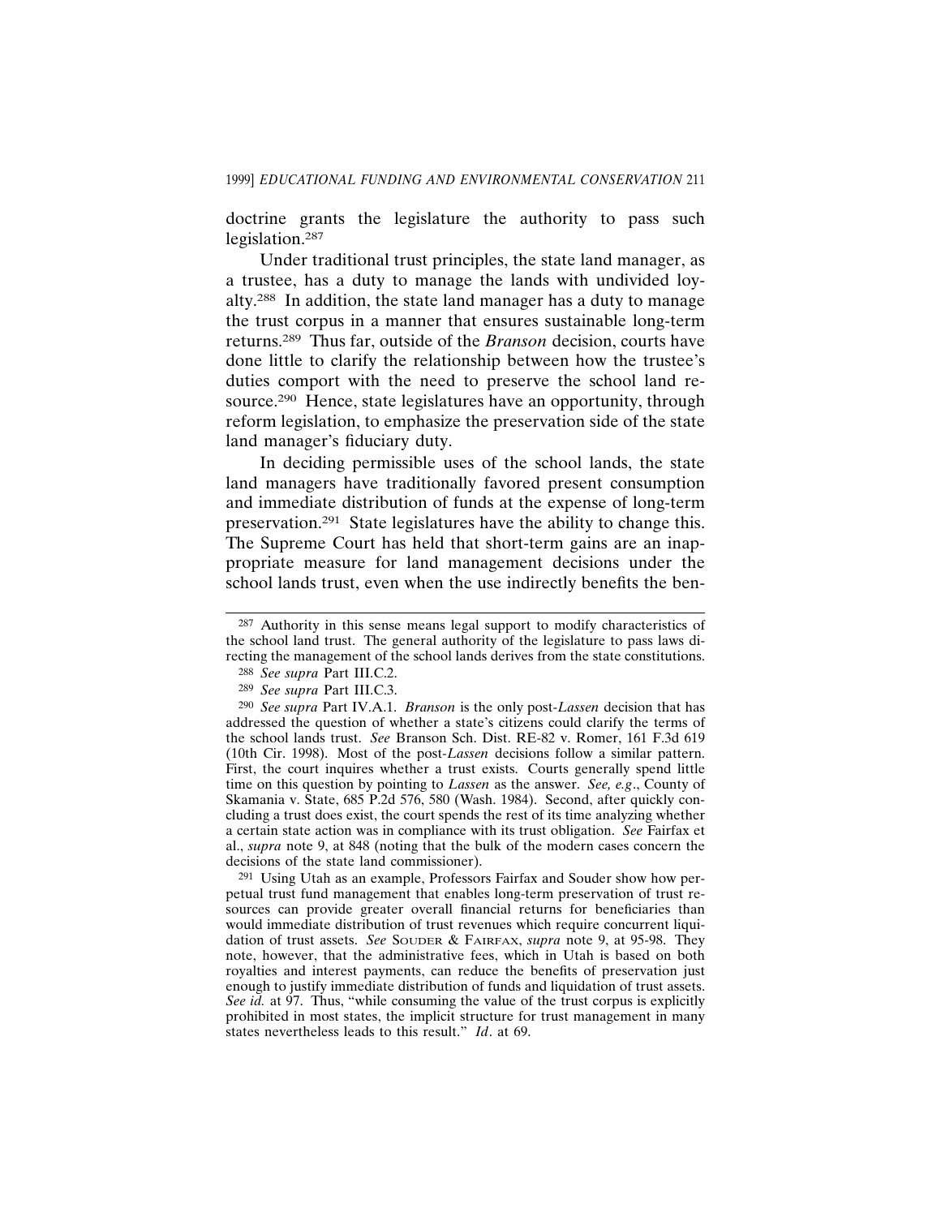doctrine grants the legislature the authority to pass such legislation.[287]

Under traditional trust principles, the state land manager, as a trustee, has a duty to manage the lands with undivided loyalty.[288] In addition, the state land manager has a duty to manage the trust corpus in a manner that ensures sustainable long-term returns.[289] Thus far, outside of the *Branson* decision, courts have done little to clarify the relationship between how the trustee's duties comport with the need to preserve the school land resource.[290] Hence, state legislatures have an opportunity, through reform legislation, to emphasize the preservation side of the state land manager's fiduciary duty.

In deciding permissible uses of the school lands, the state land managers have traditionally favored present consumption and immediate distribution of funds at the expense of long-term preservation.[291] State legislatures have the ability to change this. The Supreme Court has held that short-term gains are an inappropriate measure for land management decisions under the school lands trust, even when the use indirectly benefits the ben-

---

[287] Authority in this sense means legal support to modify characteristics of the school land trust. The general authority of the legislature to pass laws directing the management of the school lands derives from the state constitutions.

[288] *See supra* Part III.C.2.

[289] *See supra* Part III.C.3.

[290] *See supra* Part IV.A.1. *Branson* is the only post-*Lassen* decision that has addressed the question of whether a state's citizens could clarify the terms of the school lands trust. *See* Branson Sch. Dist. RE-82 v. Romer, 161 F.3d 619 (10th Cir. 1998). Most of the post-*Lassen* decisions follow a similar pattern. First, the court inquires whether a trust exists. Courts generally spend little time on this question by pointing to *Lassen* as the answer. *See, e.g*., County of Skamania v. State, 685 P.2d 576, 580 (Wash. 1984). Second, after quickly concluding a trust does exist, the court spends the rest of its time analyzing whether a certain state action was in compliance with its trust obligation. *See* Fairfax et al., *supra* note 9, at 848 (noting that the bulk of the modern cases concern the decisions of the state land commissioner).

[291] Using Utah as an example, Professors Fairfax and Souder show how perpetual trust fund management that enables long-term preservation of trust resources can provide greater overall financial returns for beneficiaries than would immediate distribution of trust revenues which require concurrent liquidation of trust assets. *See* Souder & Fairfax, *supra* note 9, at 95-98. They note, however, that the administrative fees, which in Utah is based on both royalties and interest payments, can reduce the benefits of preservation just enough to justify immediate distribution of funds and liquidation of trust assets. *See id.* at 97. Thus, "while consuming the value of the trust corpus is explicitly prohibited in most states, the implicit structure for trust management in many states nevertheless leads to this result." *Id*. at 69.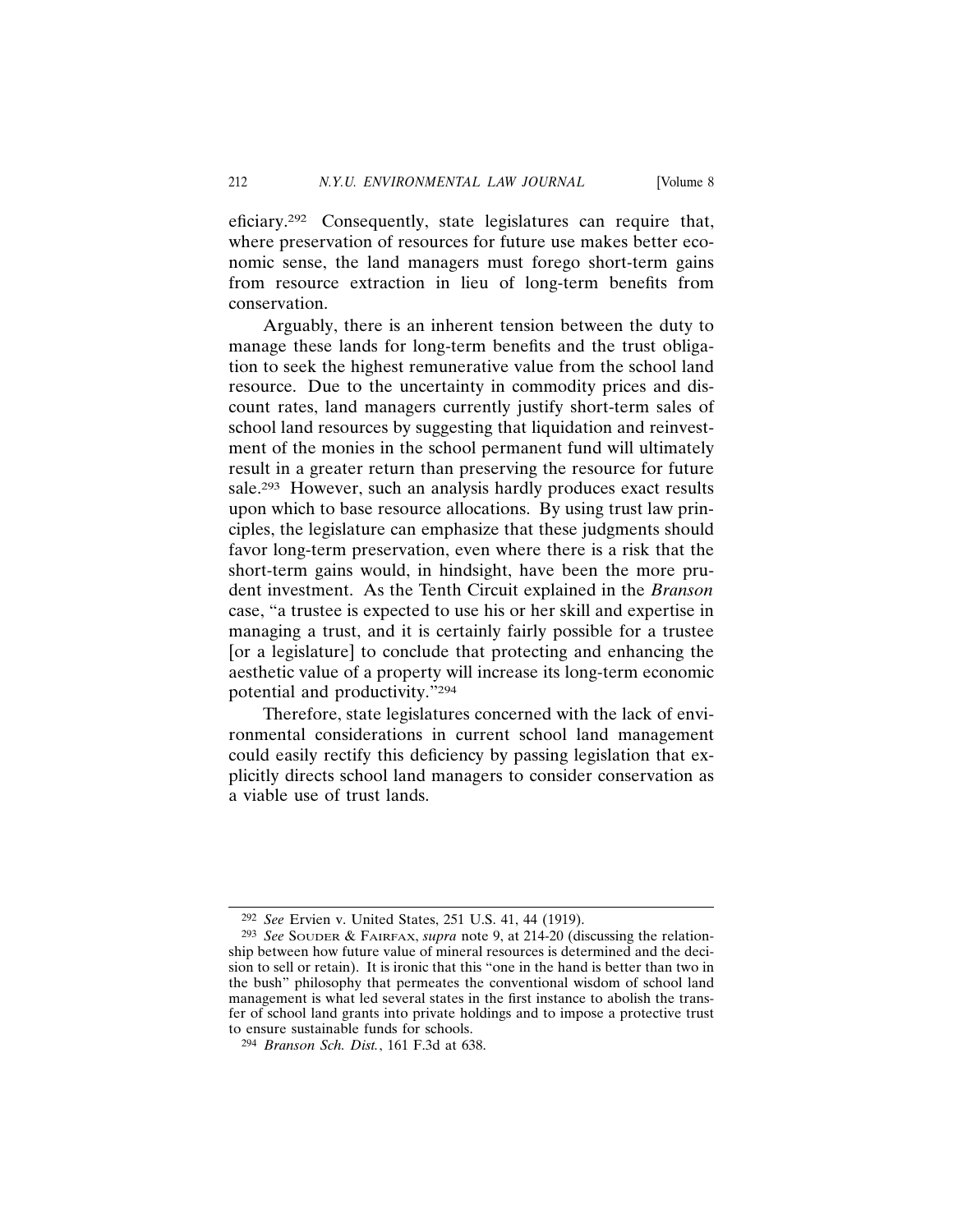eficiary.[292] Consequently, state legislatures can require that, where preservation of resources for future use makes better economic sense, the land managers must forego short-term gains from resource extraction in lieu of long-term benefits from conservation.

Arguably, there is an inherent tension between the duty to manage these lands for long-term benefits and the trust obligation to seek the highest remunerative value from the school land resource. Due to the uncertainty in commodity prices and discount rates, land managers currently justify short-term sales of school land resources by suggesting that liquidation and reinvestment of the monies in the school permanent fund will ultimately result in a greater return than preserving the resource for future sale.[293] However, such an analysis hardly produces exact results upon which to base resource allocations. By using trust law principles, the legislature can emphasize that these judgments should favor long-term preservation, even where there is a risk that the short-term gains would, in hindsight, have been the more prudent investment. As the Tenth Circuit explained in the *Branson* case, "a trustee is expected to use his or her skill and expertise in managing a trust, and it is certainly fairly possible for a trustee [or a legislature] to conclude that protecting and enhancing the aesthetic value of a property will increase its long-term economic potential and productivity."[294]

Therefore, state legislatures concerned with the lack of environmental considerations in current school land management could easily rectify this deficiency by passing legislation that explicitly directs school land managers to consider conservation as a viable use of trust lands.

---

[292] *See* Ervien v. United States, 251 U.S. 41, 44 (1919).

[293] *See* Souder & Fairfax, *supra* note 9, at 214-20 (discussing the relationship between how future value of mineral resources is determined and the decision to sell or retain). It is ironic that this "one in the hand is better than two in the bush" philosophy that permeates the conventional wisdom of school land management is what led several states in the first instance to abolish the transfer of school land grants into private holdings and to impose a protective trust to ensure sustainable funds for schools.

[294] *Branson Sch. Dist.*, 161 F.3d at 638.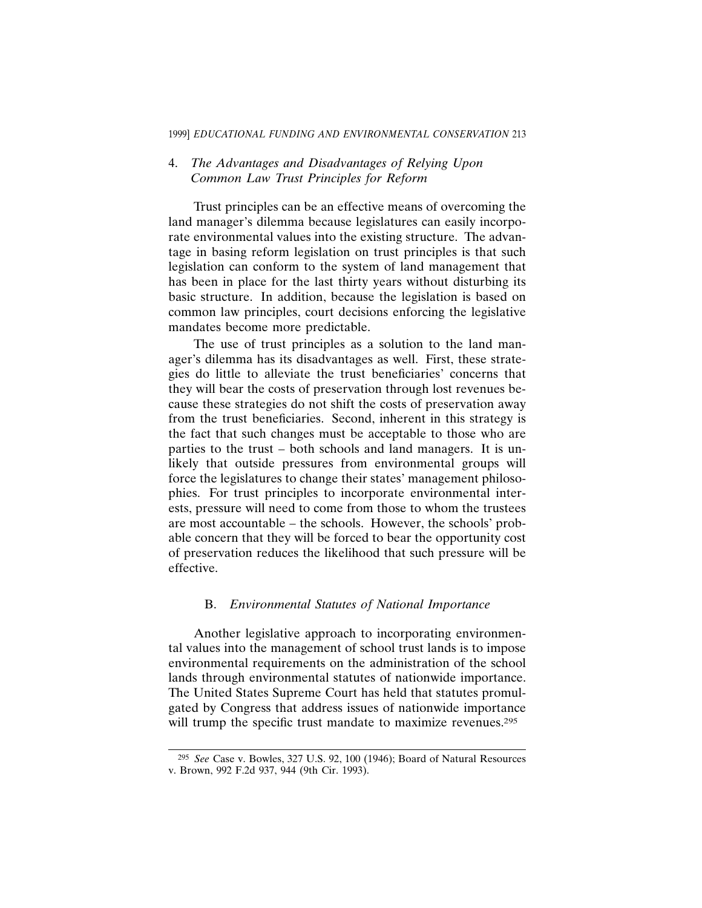### 4. *The Advantages and Disadvantages of Relying Upon Common Law Trust Principles for Reform*

Trust principles can be an effective means of overcoming the land manager's dilemma because legislatures can easily incorporate environmental values into the existing structure. The advantage in basing reform legislation on trust principles is that such legislation can conform to the system of land management that has been in place for the last thirty years without disturbing its basic structure. In addition, because the legislation is based on common law principles, court decisions enforcing the legislative mandates become more predictable.

The use of trust principles as a solution to the land manager's dilemma has its disadvantages as well. First, these strategies do little to alleviate the trust beneficiaries' concerns that they will bear the costs of preservation through lost revenues because these strategies do not shift the costs of preservation away from the trust beneficiaries. Second, inherent in this strategy is the fact that such changes must be acceptable to those who are parties to the trust – both schools and land managers. It is unlikely that outside pressures from environmental groups will force the legislatures to change their states' management philosophies. For trust principles to incorporate environmental interests, pressure will need to come from those to whom the trustees are most accountable – the schools. However, the schools' probable concern that they will be forced to bear the opportunity cost of preservation reduces the likelihood that such pressure will be effective.

## B. *Environmental Statutes of National Importance*

Another legislative approach to incorporating environmental values into the management of school trust lands is to impose environmental requirements on the administration of the school lands through environmental statutes of nationwide importance. The United States Supreme Court has held that statutes promulgated by Congress that address issues of nationwide importance will trump the specific trust mandate to maximize revenues.[295]

[295] *See* Case v. Bowles, 327 U.S. 92, 100 (1946); Board of Natural Resources v. Brown, 992 F.2d 937, 944 (9th Cir. 1993).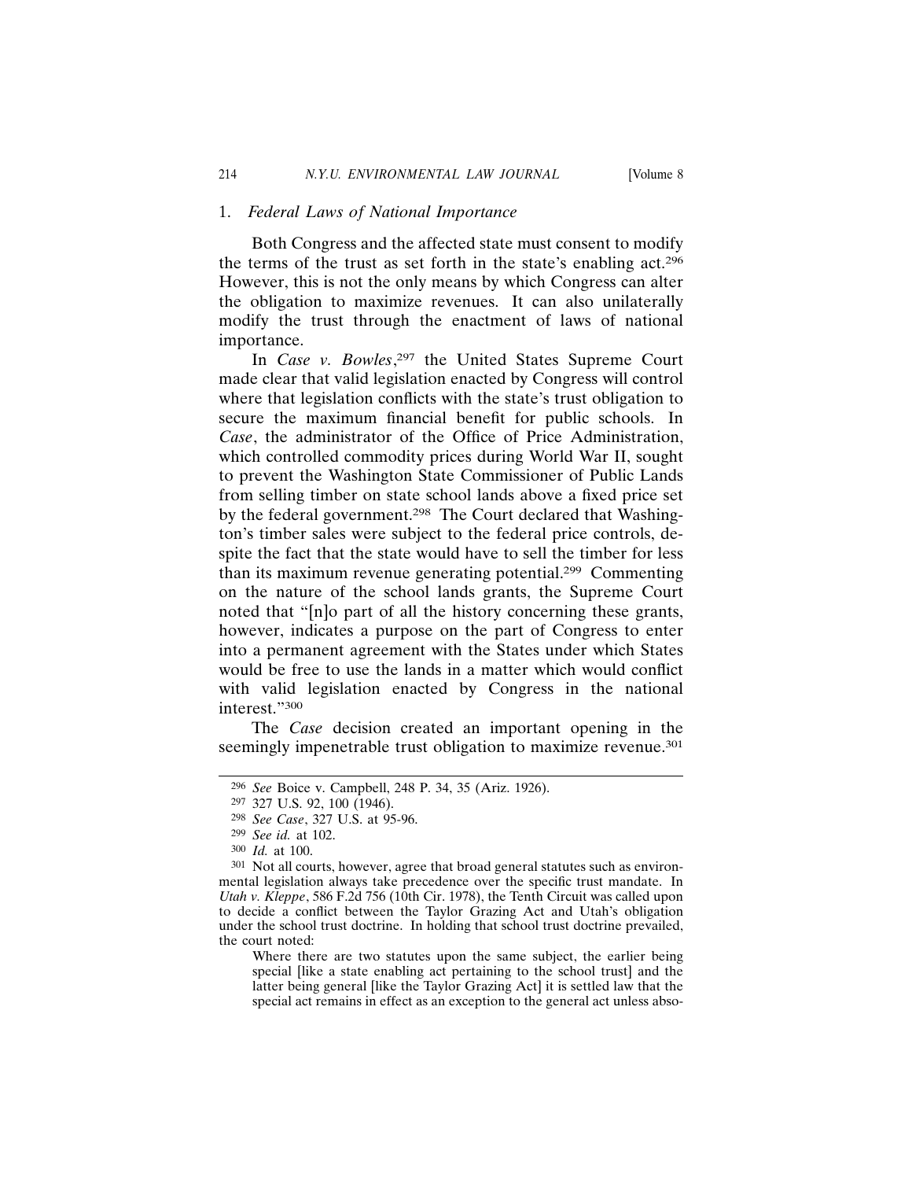### 1. *Federal Laws of National Importance*

Both Congress and the affected state must consent to modify the terms of the trust as set forth in the state's enabling act.[296] However, this is not the only means by which Congress can alter the obligation to maximize revenues. It can also unilaterally modify the trust through the enactment of laws of national importance.

In *Case v. Bowles*,[297] the United States Supreme Court made clear that valid legislation enacted by Congress will control where that legislation conflicts with the state's trust obligation to secure the maximum financial benefit for public schools. In *Case*, the administrator of the Office of Price Administration, which controlled commodity prices during World War II, sought to prevent the Washington State Commissioner of Public Lands from selling timber on state school lands above a fixed price set by the federal government.[298] The Court declared that Washington's timber sales were subject to the federal price controls, despite the fact that the state would have to sell the timber for less than its maximum revenue generating potential.[299] Commenting on the nature of the school lands grants, the Supreme Court noted that "[n]o part of all the history concerning these grants, however, indicates a purpose on the part of Congress to enter into a permanent agreement with the States under which States would be free to use the lands in a matter which would conflict with valid legislation enacted by Congress in the national interest."[300]

The *Case* decision created an important opening in the seemingly impenetrable trust obligation to maximize revenue.[301]

---

[296] *See* Boice v. Campbell, 248 P. 34, 35 (Ariz. 1926).

[297] 327 U.S. 92, 100 (1946).

[298] *See Case*, 327 U.S. at 95-96.

[299] *See id.* at 102.

[300] *Id.* at 100.

[301] Not all courts, however, agree that broad general statutes such as environmental legislation always take precedence over the specific trust mandate. In *Utah v. Kleppe*, 586 F.2d 756 (10th Cir. 1978), the Tenth Circuit was called upon to decide a conflict between the Taylor Grazing Act and Utah's obligation under the school trust doctrine. In holding that school trust doctrine prevailed, the court noted:

> Where there are two statutes upon the same subject, the earlier being special [like a state enabling act pertaining to the school trust] and the latter being general [like the Taylor Grazing Act] it is settled law that the special act remains in effect as an exception to the general act unless abso-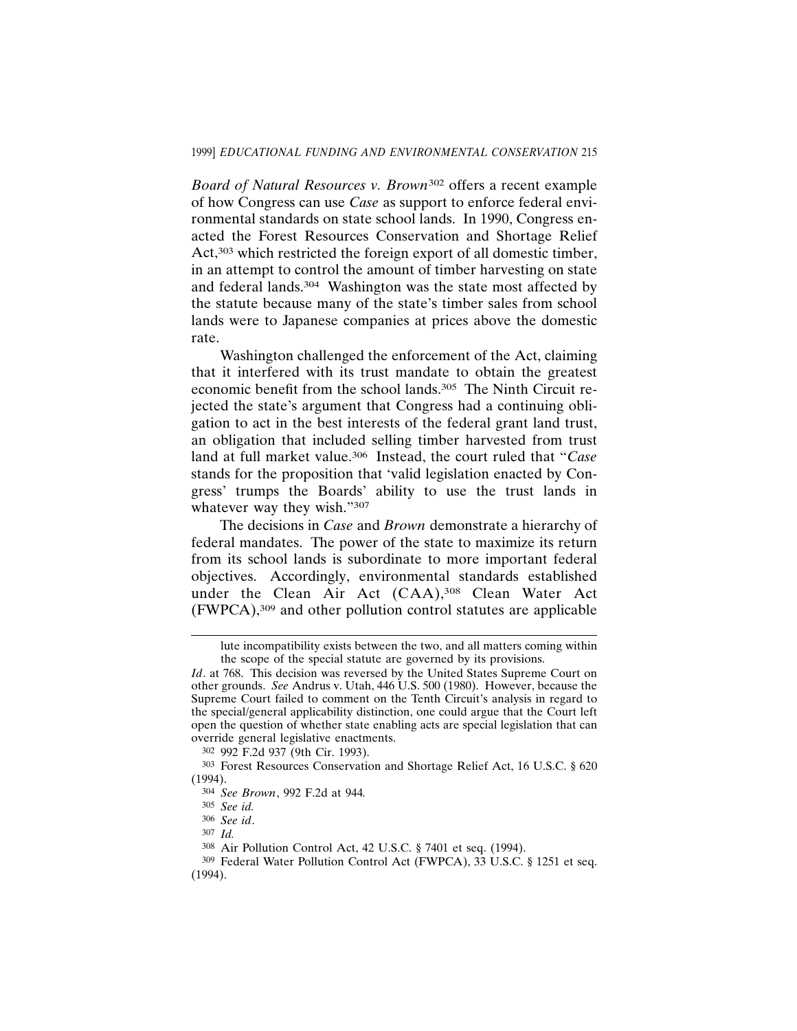*Board of Natural Resources v. Brown*[302] offers a recent example of how Congress can use *Case* as support to enforce federal environmental standards on state school lands. In 1990, Congress enacted the Forest Resources Conservation and Shortage Relief Act,[303] which restricted the foreign export of all domestic timber, in an attempt to control the amount of timber harvesting on state and federal lands.[304] Washington was the state most affected by the statute because many of the state's timber sales from school lands were to Japanese companies at prices above the domestic rate.

Washington challenged the enforcement of the Act, claiming that it interfered with its trust mandate to obtain the greatest economic benefit from the school lands.[305] The Ninth Circuit rejected the state's argument that Congress had a continuing obligation to act in the best interests of the federal grant land trust, an obligation that included selling timber harvested from trust land at full market value.[306] Instead, the court ruled that "*Case* stands for the proposition that 'valid legislation enacted by Congress' trumps the Boards' ability to use the trust lands in whatever way they wish."[307]

The decisions in *Case* and *Brown* demonstrate a hierarchy of federal mandates. The power of the state to maximize its return from its school lands is subordinate to more important federal objectives. Accordingly, environmental standards established under the Clean Air Act (CAA),[308] Clean Water Act (FWPCA),[309] and other pollution control statutes are applicable

---

> lute incompatibility exists between the two, and all matters coming within the scope of the special statute are governed by its provisions.

*Id*. at 768. This decision was reversed by the United States Supreme Court on other grounds. *See* Andrus v. Utah, 446 U.S. 500 (1980). However, because the Supreme Court failed to comment on the Tenth Circuit's analysis in regard to the special/general applicability distinction, one could argue that the Court left open the question of whether state enabling acts are special legislation that can override general legislative enactments.

[302] 992 F.2d 937 (9th Cir. 1993).

[303] Forest Resources Conservation and Shortage Relief Act, 16 U.S.C. § 620 (1994).

[304] *See Brown*, 992 F.2d at 944.

[305] *See id.*

[306] *See id*.

[307] *Id.*

[308] Air Pollution Control Act, 42 U.S.C. § 7401 et seq. (1994).

[309] Federal Water Pollution Control Act (FWPCA), 33 U.S.C. § 1251 et seq. (1994).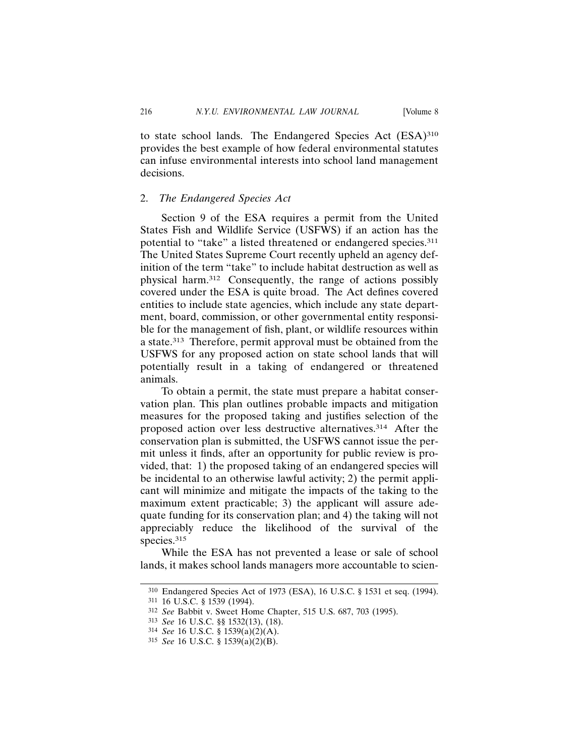to state school lands. The Endangered Species Act (ESA)[310] provides the best example of how federal environmental statutes can infuse environmental interests into school land management decisions.

### 2. *The Endangered Species Act*

Section 9 of the ESA requires a permit from the United States Fish and Wildlife Service (USFWS) if an action has the potential to "take" a listed threatened or endangered species.[311] The United States Supreme Court recently upheld an agency definition of the term "take" to include habitat destruction as well as physical harm.[312] Consequently, the range of actions possibly covered under the ESA is quite broad. The Act defines covered entities to include state agencies, which include any state department, board, commission, or other governmental entity responsible for the management of fish, plant, or wildlife resources within a state.[313] Therefore, permit approval must be obtained from the USFWS for any proposed action on state school lands that will potentially result in a taking of endangered or threatened animals.

To obtain a permit, the state must prepare a habitat conservation plan. This plan outlines probable impacts and mitigation measures for the proposed taking and justifies selection of the proposed action over less destructive alternatives.[314] After the conservation plan is submitted, the USFWS cannot issue the permit unless it finds, after an opportunity for public review is provided, that: 1) the proposed taking of an endangered species will be incidental to an otherwise lawful activity; 2) the permit applicant will minimize and mitigate the impacts of the taking to the maximum extent practicable; 3) the applicant will assure adequate funding for its conservation plan; and 4) the taking will not appreciably reduce the likelihood of the survival of the species.[315]

While the ESA has not prevented a lease or sale of school lands, it makes school lands managers more accountable to scien-

---

[310] Endangered Species Act of 1973 (ESA), 16 U.S.C. § 1531 et seq. (1994).

[311] 16 U.S.C. § 1539 (1994).

[312] *See* Babbit v. Sweet Home Chapter, 515 U.S. 687, 703 (1995).

[313] *See* 16 U.S.C. §§ 1532(13), (18).

[314] *See* 16 U.S.C. § 1539(a)(2)(A).

[315] *See* 16 U.S.C. § 1539(a)(2)(B).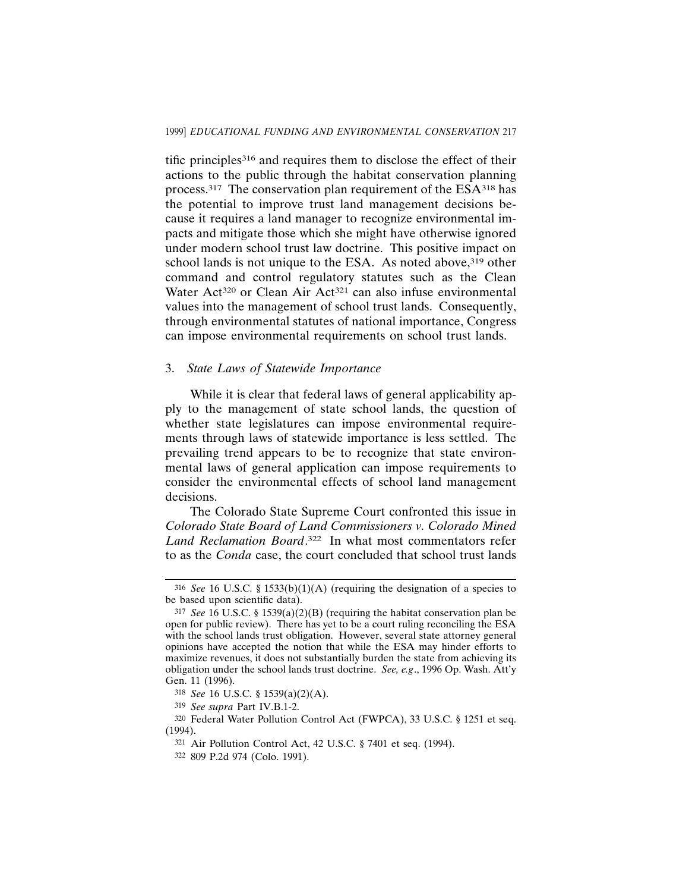tific principles[316] and requires them to disclose the effect of their actions to the public through the habitat conservation planning process.[317] The conservation plan requirement of the ESA[318] has the potential to improve trust land management decisions because it requires a land manager to recognize environmental impacts and mitigate those which she might have otherwise ignored under modern school trust law doctrine. This positive impact on school lands is not unique to the ESA. As noted above,[319] other command and control regulatory statutes such as the Clean Water Act[320] or Clean Air Act[321] can also infuse environmental values into the management of school trust lands. Consequently, through environmental statutes of national importance, Congress can impose environmental requirements on school trust lands.

### 3. *State Laws of Statewide Importance*

While it is clear that federal laws of general applicability apply to the management of state school lands, the question of whether state legislatures can impose environmental requirements through laws of statewide importance is less settled. The prevailing trend appears to be to recognize that state environmental laws of general application can impose requirements to consider the environmental effects of school land management decisions.

The Colorado State Supreme Court confronted this issue in *Colorado State Board of Land Commissioners v. Colorado Mined Land Reclamation Board*.[322] In what most commentators refer to as the *Conda* case, the court concluded that school trust lands

---

[316] *See* 16 U.S.C. § 1533(b)(1)(A) (requiring the designation of a species to be based upon scientific data).

[317] *See* 16 U.S.C. § 1539(a)(2)(B) (requiring the habitat conservation plan be open for public review). There has yet to be a court ruling reconciling the ESA with the school lands trust obligation. However, several state attorney general opinions have accepted the notion that while the ESA may hinder efforts to maximize revenues, it does not substantially burden the state from achieving its obligation under the school lands trust doctrine. *See, e.g*., 1996 Op. Wash. Att'y Gen. 11 (1996).

[318] *See* 16 U.S.C. § 1539(a)(2)(A).

[319] *See supra* Part IV.B.1-2.

[320] Federal Water Pollution Control Act (FWPCA), 33 U.S.C. § 1251 et seq. (1994).

[321] Air Pollution Control Act, 42 U.S.C. § 7401 et seq. (1994).

[322] 809 P.2d 974 (Colo. 1991).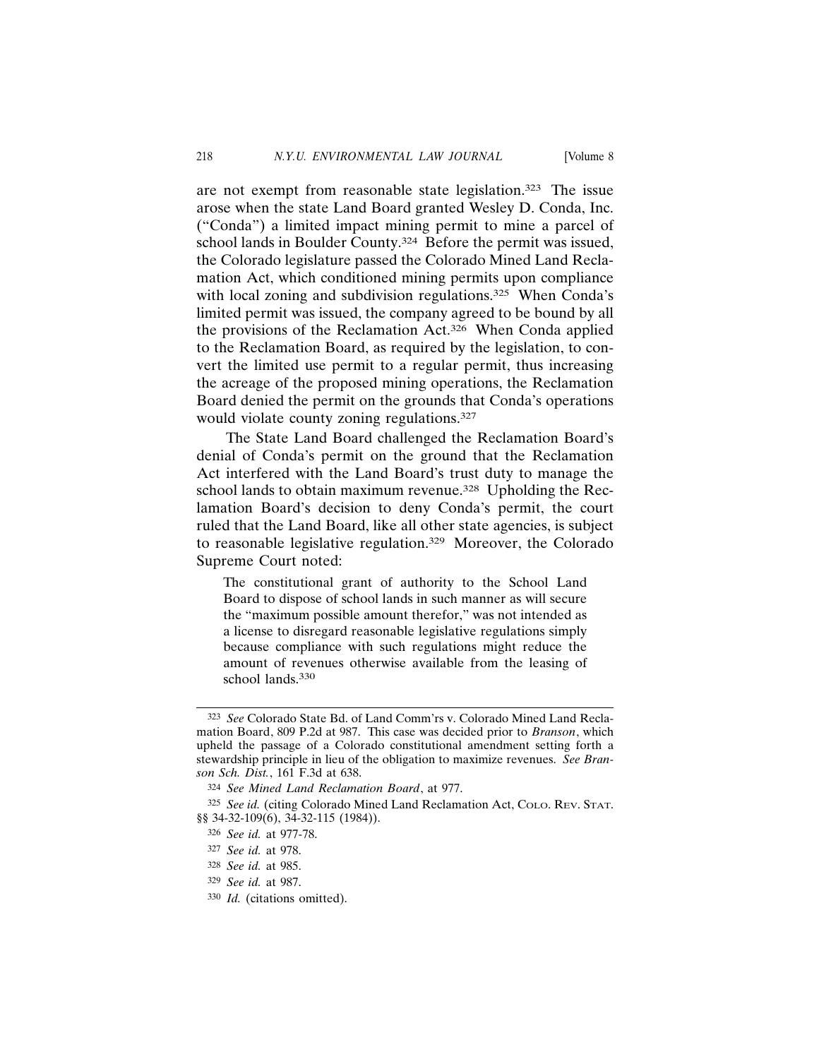are not exempt from reasonable state legislation.[323] The issue arose when the state Land Board granted Wesley D. Conda, Inc. ("Conda") a limited impact mining permit to mine a parcel of school lands in Boulder County.[324] Before the permit was issued, the Colorado legislature passed the Colorado Mined Land Reclamation Act, which conditioned mining permits upon compliance with local zoning and subdivision regulations.[325] When Conda's limited permit was issued, the company agreed to be bound by all the provisions of the Reclamation Act.[326] When Conda applied to the Reclamation Board, as required by the legislation, to convert the limited use permit to a regular permit, thus increasing the acreage of the proposed mining operations, the Reclamation Board denied the permit on the grounds that Conda's operations would violate county zoning regulations.[327]

The State Land Board challenged the Reclamation Board's denial of Conda's permit on the ground that the Reclamation Act interfered with the Land Board's trust duty to manage the school lands to obtain maximum revenue.[328] Upholding the Reclamation Board's decision to deny Conda's permit, the court ruled that the Land Board, like all other state agencies, is subject to reasonable legislative regulation.[329] Moreover, the Colorado Supreme Court noted:

> The constitutional grant of authority to the School Land Board to dispose of school lands in such manner as will secure the "maximum possible amount therefor," was not intended as a license to disregard reasonable legislative regulations simply because compliance with such regulations might reduce the amount of revenues otherwise available from the leasing of school lands.[330]

---

[323] *See* Colorado State Bd. of Land Comm'rs v. Colorado Mined Land Reclamation Board, 809 P.2d at 987. This case was decided prior to *Branson*, which upheld the passage of a Colorado constitutional amendment setting forth a stewardship principle in lieu of the obligation to maximize revenues. *See Branson Sch. Dist.*, 161 F.3d at 638.

[324] *See Mined Land Reclamation Board*, at 977.

[325] *See id.* (citing Colorado Mined Land Reclamation Act, COLO. REV. STAT. §§ 34-32-109(6), 34-32-115 (1984)).

[326] *See id.* at 977-78.

[327] *See id.* at 978.

[328] *See id.* at 985.

[329] *See id.* at 987.

[330] *Id.* (citations omitted).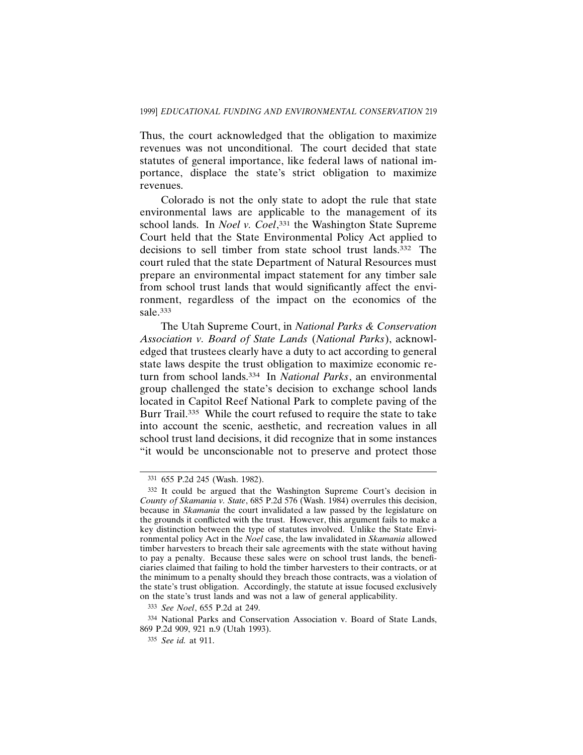Thus, the court acknowledged that the obligation to maximize revenues was not unconditional. The court decided that state statutes of general importance, like federal laws of national importance, displace the state's strict obligation to maximize revenues.

Colorado is not the only state to adopt the rule that state environmental laws are applicable to the management of its school lands. In *Noel v. Coel*,[331] the Washington State Supreme Court held that the State Environmental Policy Act applied to decisions to sell timber from state school trust lands.[332] The court ruled that the state Department of Natural Resources must prepare an environmental impact statement for any timber sale from school trust lands that would significantly affect the environment, regardless of the impact on the economics of the sale.[333]

The Utah Supreme Court, in *National Parks & Conservation Association v. Board of State Lands* (*National Parks*), acknowledged that trustees clearly have a duty to act according to general state laws despite the trust obligation to maximize economic return from school lands.[334] In *National Parks*, an environmental group challenged the state's decision to exchange school lands located in Capitol Reef National Park to complete paving of the Burr Trail.[335] While the court refused to require the state to take into account the scenic, aesthetic, and recreation values in all school trust land decisions, it did recognize that in some instances "it would be unconscionable not to preserve and protect those

---

[331] 655 P.2d 245 (Wash. 1982).

[332] It could be argued that the Washington Supreme Court's decision in *County of Skamania v. State*, 685 P.2d 576 (Wash. 1984) overrules this decision, because in *Skamania* the court invalidated a law passed by the legislature on the grounds it conflicted with the trust. However, this argument fails to make a key distinction between the type of statutes involved. Unlike the State Environmental policy Act in the *Noel* case, the law invalidated in *Skamania* allowed timber harvesters to breach their sale agreements with the state without having to pay a penalty. Because these sales were on school trust lands, the beneficiaries claimed that failing to hold the timber harvesters to their contracts, or at the minimum to a penalty should they breach those contracts, was a violation of the state's trust obligation. Accordingly, the statute at issue focused exclusively on the state's trust lands and was not a law of general applicability.

[333] *See Noel*, 655 P.2d at 249.

[334] National Parks and Conservation Association v. Board of State Lands, 869 P.2d 909, 921 n.9 (Utah 1993).

[335] *See id.* at 911.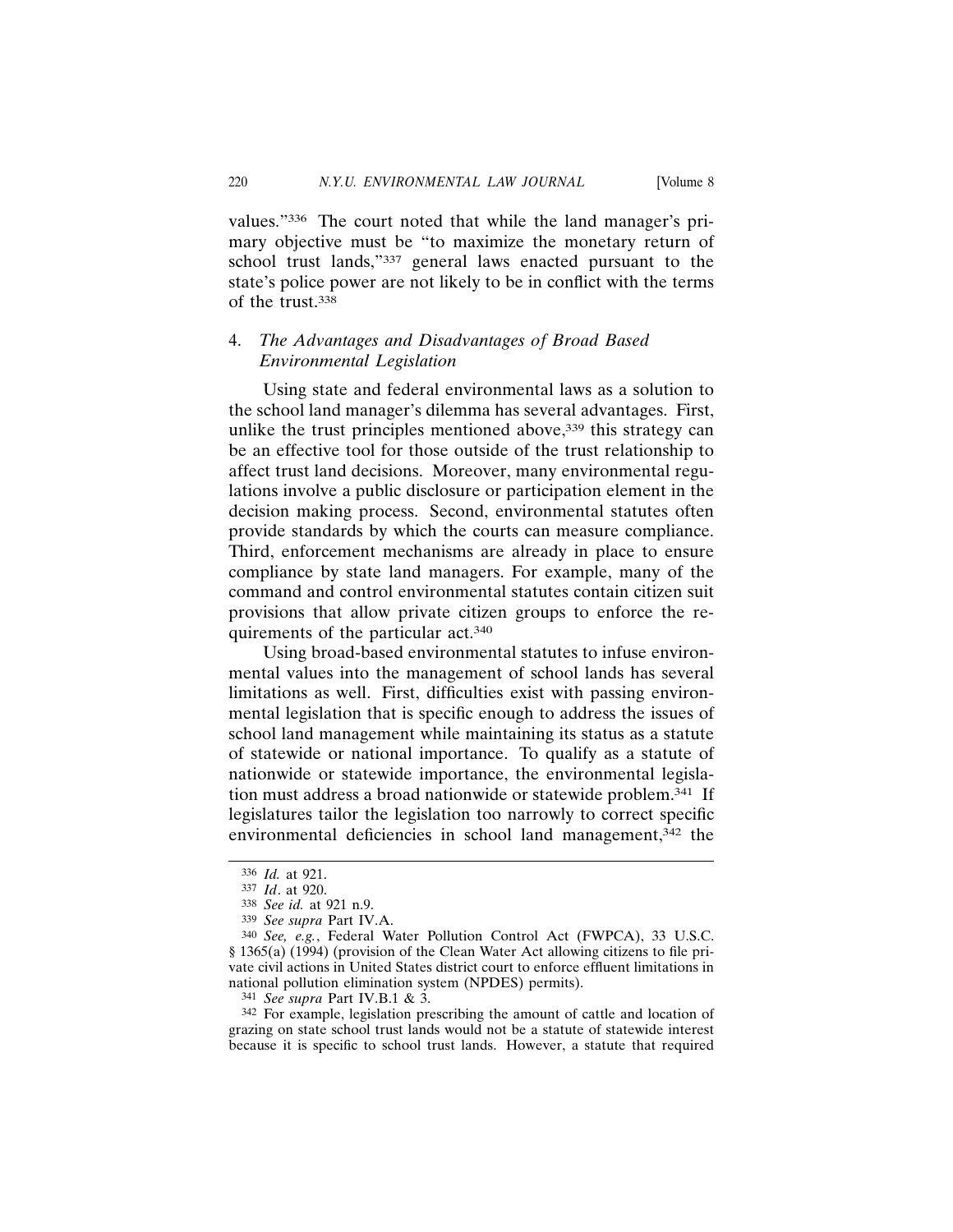values."[336] The court noted that while the land manager's primary objective must be "to maximize the monetary return of school trust lands,"[337] general laws enacted pursuant to the state's police power are not likely to be in conflict with the terms of the trust.[338]

### 4. *The Advantages and Disadvantages of Broad Based Environmental Legislation*

Using state and federal environmental laws as a solution to the school land manager's dilemma has several advantages. First, unlike the trust principles mentioned above,[339] this strategy can be an effective tool for those outside of the trust relationship to affect trust land decisions. Moreover, many environmental regulations involve a public disclosure or participation element in the decision making process. Second, environmental statutes often provide standards by which the courts can measure compliance. Third, enforcement mechanisms are already in place to ensure compliance by state land managers. For example, many of the command and control environmental statutes contain citizen suit provisions that allow private citizen groups to enforce the requirements of the particular act.[340]

Using broad-based environmental statutes to infuse environmental values into the management of school lands has several limitations as well. First, difficulties exist with passing environmental legislation that is specific enough to address the issues of school land management while maintaining its status as a statute of statewide or national importance. To qualify as a statute of nationwide or statewide importance, the environmental legislation must address a broad nationwide or statewide problem.[341] If legislatures tailor the legislation too narrowly to correct specific environmental deficiencies in school land management,[342] the

---

[336] *Id.* at 921.

[337] *Id*. at 920.

[338] *See id.* at 921 n.9.

[339] *See supra* Part IV.A.

[340] *See, e.g.*, Federal Water Pollution Control Act (FWPCA), 33 U.S.C. § 1365(a) (1994) (provision of the Clean Water Act allowing citizens to file private civil actions in United States district court to enforce effluent limitations in national pollution elimination system (NPDES) permits).

[341] *See supra* Part IV.B.1 & 3.

[342] For example, legislation prescribing the amount of cattle and location of grazing on state school trust lands would not be a statute of statewide interest because it is specific to school trust lands. However, a statute that required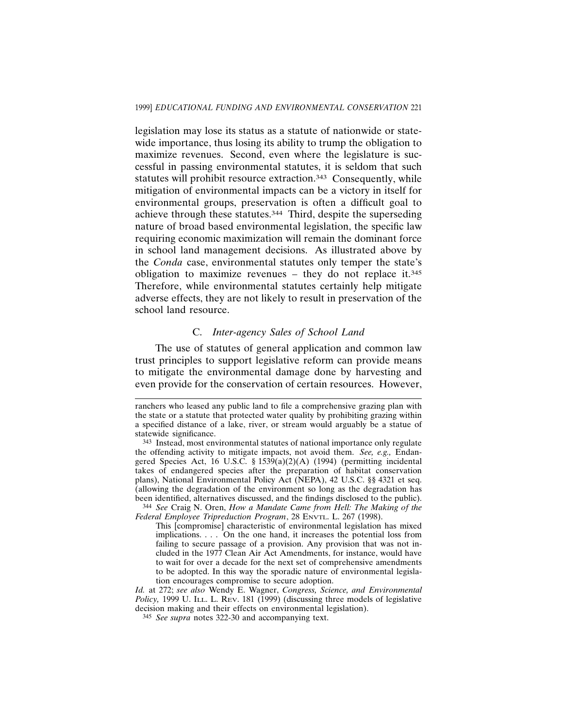legislation may lose its status as a statute of nationwide or statewide importance, thus losing its ability to trump the obligation to maximize revenues. Second, even where the legislature is successful in passing environmental statutes, it is seldom that such statutes will prohibit resource extraction.[343] Consequently, while mitigation of environmental impacts can be a victory in itself for environmental groups, preservation is often a difficult goal to achieve through these statutes.[344] Third, despite the superseding nature of broad based environmental legislation, the specific law requiring economic maximization will remain the dominant force in school land management decisions. As illustrated above by the *Conda* case, environmental statutes only temper the state's obligation to maximize revenues – they do not replace it.[345] Therefore, while environmental statutes certainly help mitigate adverse effects, they are not likely to result in preservation of the school land resource.

### C. *Inter-agency Sales of School Land*

The use of statutes of general application and common law trust principles to support legislative reform can provide means to mitigate the environmental damage done by harvesting and even provide for the conservation of certain resources. However,

---

ranchers who leased any public land to file a comprehensive grazing plan with the state or a statute that protected water quality by prohibiting grazing within a specified distance of a lake, river, or stream would arguably be a statue of statewide significance.

[343] Instead, most environmental statutes of national importance only regulate the offending activity to mitigate impacts, not avoid them. *See, e.g.,* Endangered Species Act, 16 U.S.C. § 1539(a)(2)(A) (1994) (permitting incidental takes of endangered species after the preparation of habitat conservation plans), National Environmental Policy Act (NEPA), 42 U.S.C. §§ 4321 et seq. (allowing the degradation of the environment so long as the degradation has been identified, alternatives discussed, and the findings disclosed to the public).

[344] *See* Craig N. Oren, *How a Mandate Came from Hell: The Making of the Federal Employee Tripreduction Program*, 28 ENVTL. L. 267 (1998).

> This [compromise] characteristic of environmental legislation has mixed implications. . . . On the one hand, it increases the potential loss from failing to secure passage of a provision. Any provision that was not included in the 1977 Clean Air Act Amendments, for instance, would have to wait for over a decade for the next set of comprehensive amendments to be adopted. In this way the sporadic nature of environmental legislation encourages compromise to secure adoption.

*Id.* at 272; *see also* Wendy E. Wagner, *Congress, Science, and Environmental Policy,* 1999 U. ILL. L. REV. 181 (1999) (discussing three models of legislative decision making and their effects on environmental legislation).

[345] *See supra* notes 322-30 and accompanying text.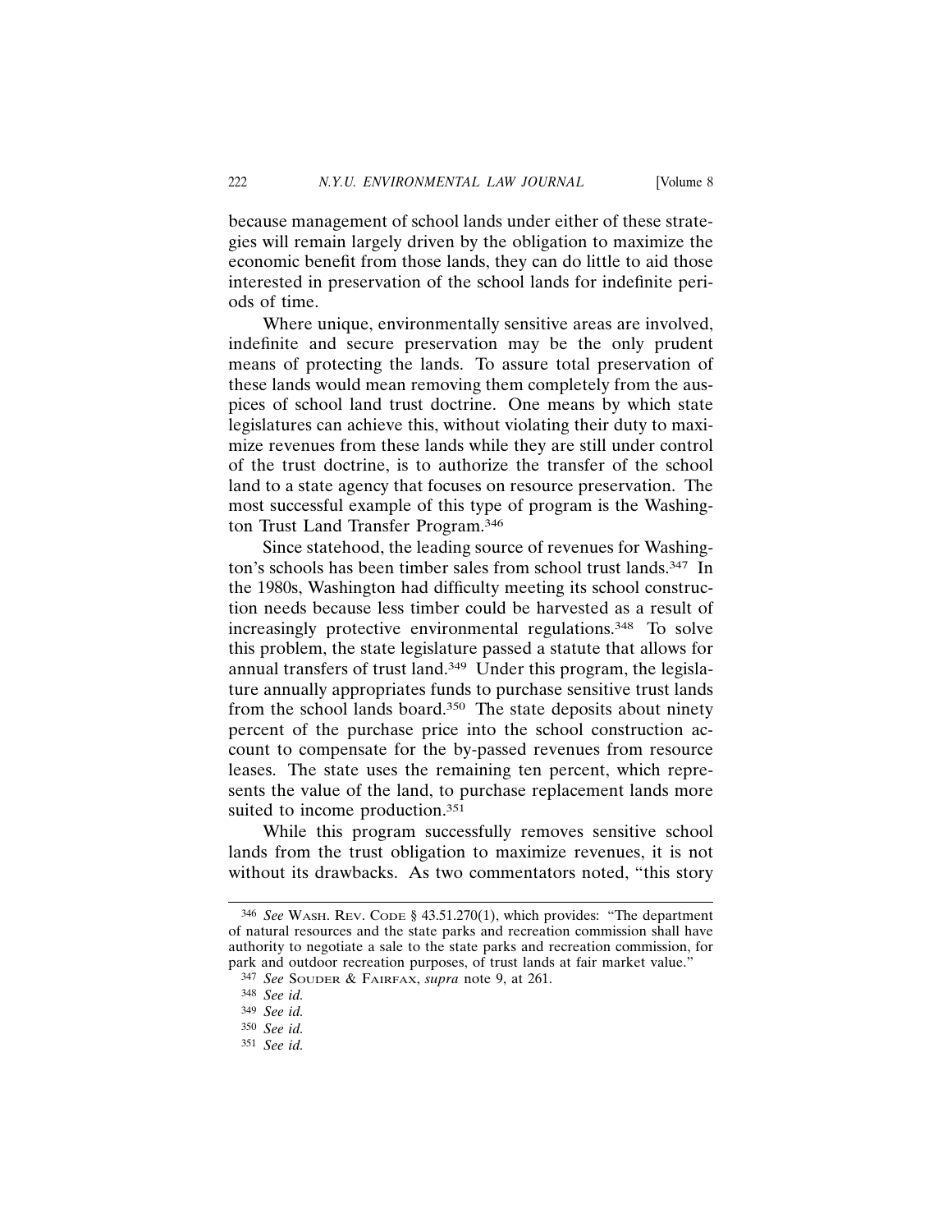because management of school lands under either of these strategies will remain largely driven by the obligation to maximize the economic benefit from those lands, they can do little to aid those interested in preservation of the school lands for indefinite periods of time.

Where unique, environmentally sensitive areas are involved, indefinite and secure preservation may be the only prudent means of protecting the lands. To assure total preservation of these lands would mean removing them completely from the auspices of school land trust doctrine. One means by which state legislatures can achieve this, without violating their duty to maximize revenues from these lands while they are still under control of the trust doctrine, is to authorize the transfer of the school land to a state agency that focuses on resource preservation. The most successful example of this type of program is the Washington Trust Land Transfer Program.[346]

Since statehood, the leading source of revenues for Washington's schools has been timber sales from school trust lands.[347] In the 1980s, Washington had difficulty meeting its school construction needs because less timber could be harvested as a result of increasingly protective environmental regulations.[348] To solve this problem, the state legislature passed a statute that allows for annual transfers of trust land.[349] Under this program, the legislature annually appropriates funds to purchase sensitive trust lands from the school lands board.[350] The state deposits about ninety percent of the purchase price into the school construction account to compensate for the by-passed revenues from resource leases. The state uses the remaining ten percent, which represents the value of the land, to purchase replacement lands more suited to income production.[351]

While this program successfully removes sensitive school lands from the trust obligation to maximize revenues, it is not without its drawbacks. As two commentators noted, "this story

---

[346] *See* WASH. REV. CODE § 43.51.270(1), which provides: "The department of natural resources and the state parks and recreation commission shall have authority to negotiate a sale to the state parks and recreation commission, for park and outdoor recreation purposes, of trust lands at fair market value."

[347] *See* SOUDER & FAIRFAX, *supra* note 9, at 261.

[348] *See id.*

[349] *See id.*

[350] *See id.*

[351] *See id.*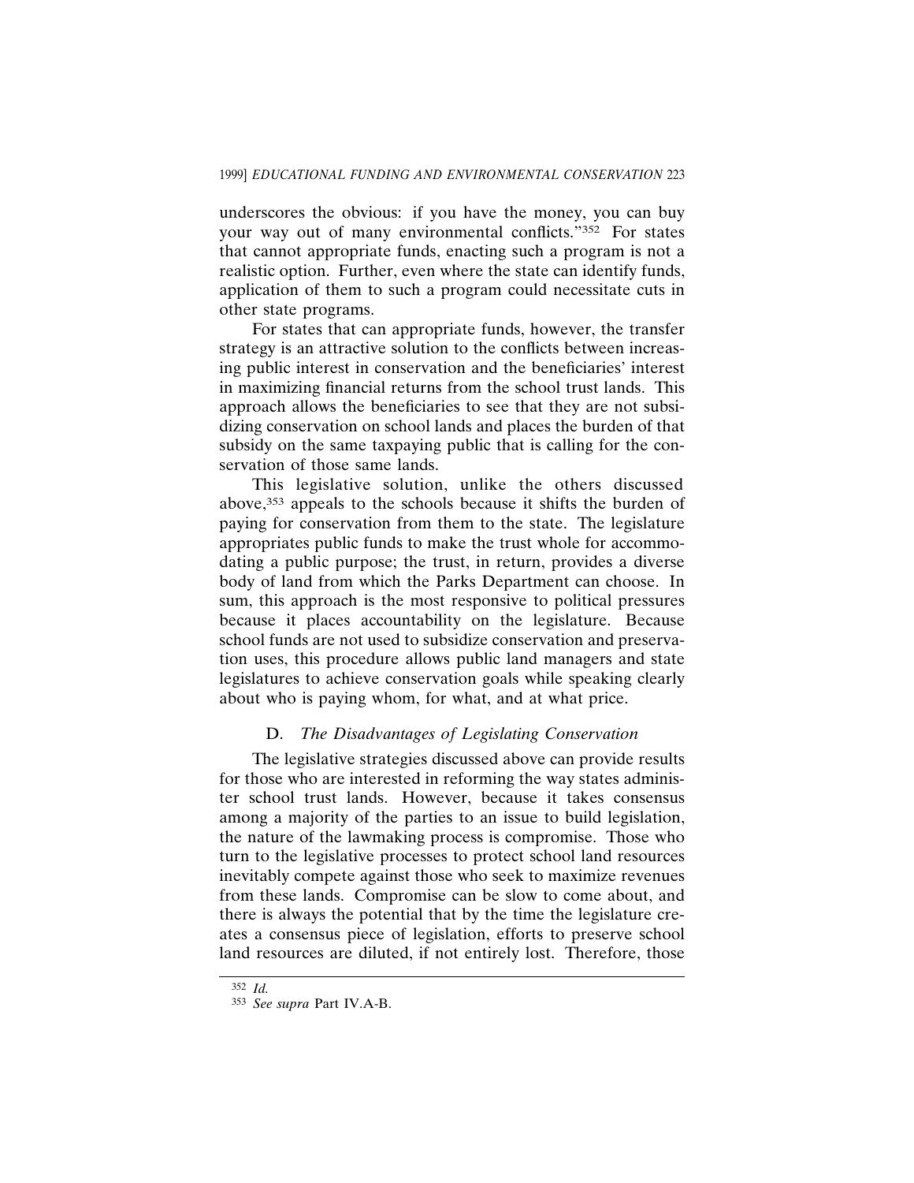underscores the obvious: if you have the money, you can buy your way out of many environmental conflicts."[352] For states that cannot appropriate funds, enacting such a program is not a realistic option. Further, even where the state can identify funds, application of them to such a program could necessitate cuts in other state programs.

For states that can appropriate funds, however, the transfer strategy is an attractive solution to the conflicts between increasing public interest in conservation and the beneficiaries' interest in maximizing financial returns from the school trust lands. This approach allows the beneficiaries to see that they are not subsidizing conservation on school lands and places the burden of that subsidy on the same taxpaying public that is calling for the conservation of those same lands.

This legislative solution, unlike the others discussed above,[353] appeals to the schools because it shifts the burden of paying for conservation from them to the state. The legislature appropriates public funds to make the trust whole for accommodating a public purpose; the trust, in return, provides a diverse body of land from which the Parks Department can choose. In sum, this approach is the most responsive to political pressures because it places accountability on the legislature. Because school funds are not used to subsidize conservation and preservation uses, this procedure allows public land managers and state legislatures to achieve conservation goals while speaking clearly about who is paying whom, for what, and at what price.

### D. *The Disadvantages of Legislating Conservation*

The legislative strategies discussed above can provide results for those who are interested in reforming the way states administer school trust lands. However, because it takes consensus among a majority of the parties to an issue to build legislation, the nature of the lawmaking process is compromise. Those who turn to the legislative processes to protect school land resources inevitably compete against those who seek to maximize revenues from these lands. Compromise can be slow to come about, and there is always the potential that by the time the legislature creates a consensus piece of legislation, efforts to preserve school land resources are diluted, if not entirely lost. Therefore, those

---

[352] *Id.*

[353] *See supra* Part IV.A-B.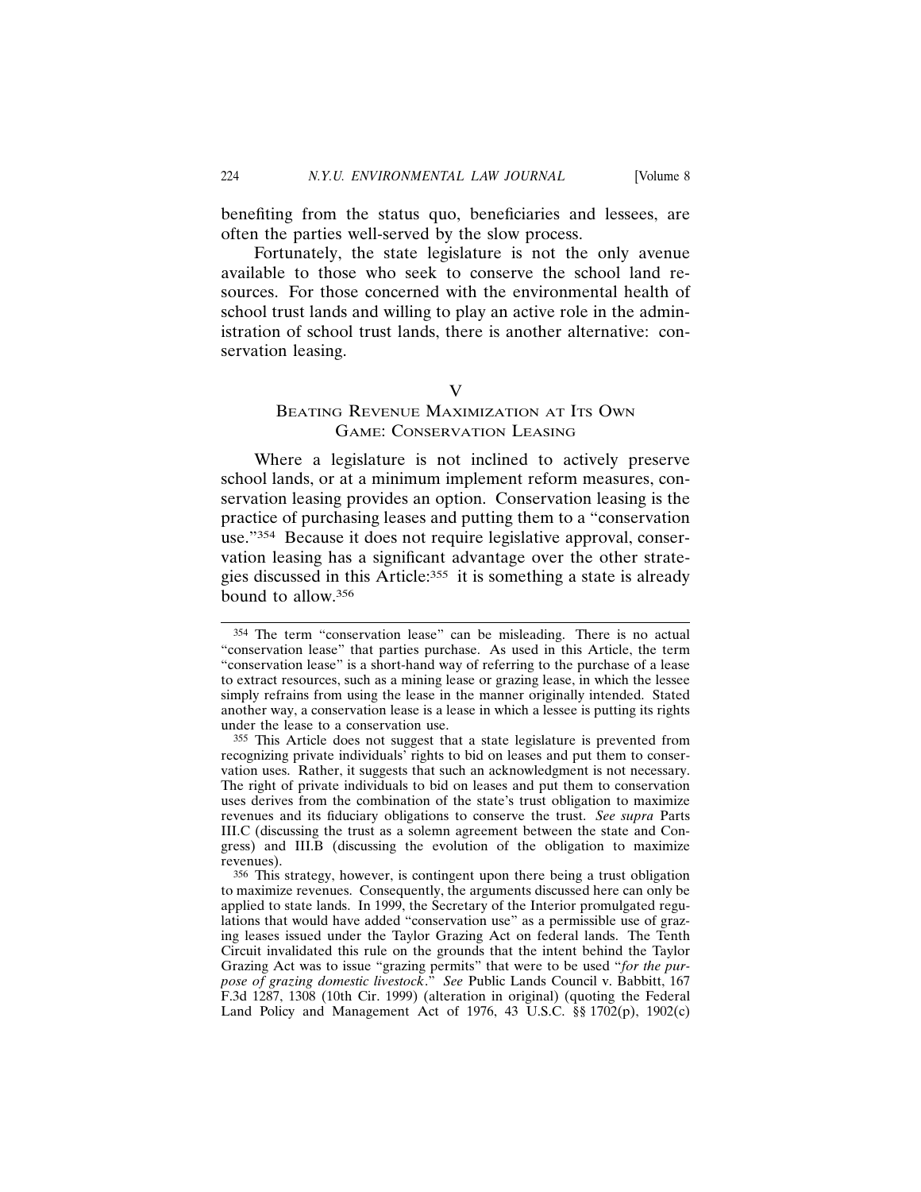benefiting from the status quo, beneficiaries and lessees, are often the parties well-served by the slow process.

Fortunately, the state legislature is not the only avenue available to those who seek to conserve the school land resources. For those concerned with the environmental health of school trust lands and willing to play an active role in the administration of school trust lands, there is another alternative: conservation leasing.

## V
## BEATING REVENUE MAXIMIZATION AT ITS OWN GAME: CONSERVATION LEASING

Where a legislature is not inclined to actively preserve school lands, or at a minimum implement reform measures, conservation leasing provides an option. Conservation leasing is the practice of purchasing leases and putting them to a "conservation use."[354] Because it does not require legislative approval, conservation leasing has a significant advantage over the other strategies discussed in this Article:[355] it is something a state is already bound to allow.[356]

---

[354] The term "conservation lease" can be misleading. There is no actual "conservation lease" that parties purchase. As used in this Article, the term "conservation lease" is a short-hand way of referring to the purchase of a lease to extract resources, such as a mining lease or grazing lease, in which the lessee simply refrains from using the lease in the manner originally intended. Stated another way, a conservation lease is a lease in which a lessee is putting its rights under the lease to a conservation use.

[355] This Article does not suggest that a state legislature is prevented from recognizing private individuals' rights to bid on leases and put them to conservation uses. Rather, it suggests that such an acknowledgment is not necessary. The right of private individuals to bid on leases and put them to conservation uses derives from the combination of the state's trust obligation to maximize revenues and its fiduciary obligations to conserve the trust. *See supra* Parts III.C (discussing the trust as a solemn agreement between the state and Congress) and III.B (discussing the evolution of the obligation to maximize revenues).

[356] This strategy, however, is contingent upon there being a trust obligation to maximize revenues. Consequently, the arguments discussed here can only be applied to state lands. In 1999, the Secretary of the Interior promulgated regulations that would have added "conservation use" as a permissible use of grazing leases issued under the Taylor Grazing Act on federal lands. The Tenth Circuit invalidated this rule on the grounds that the intent behind the Taylor Grazing Act was to issue "grazing permits" that were to be used "*for the purpose of grazing domestic livestock*." *See* Public Lands Council v. Babbitt, 167 F.3d 1287, 1308 (10th Cir. 1999) (alteration in original) (quoting the Federal Land Policy and Management Act of 1976, 43 U.S.C. §§ 1702(p), 1902(c)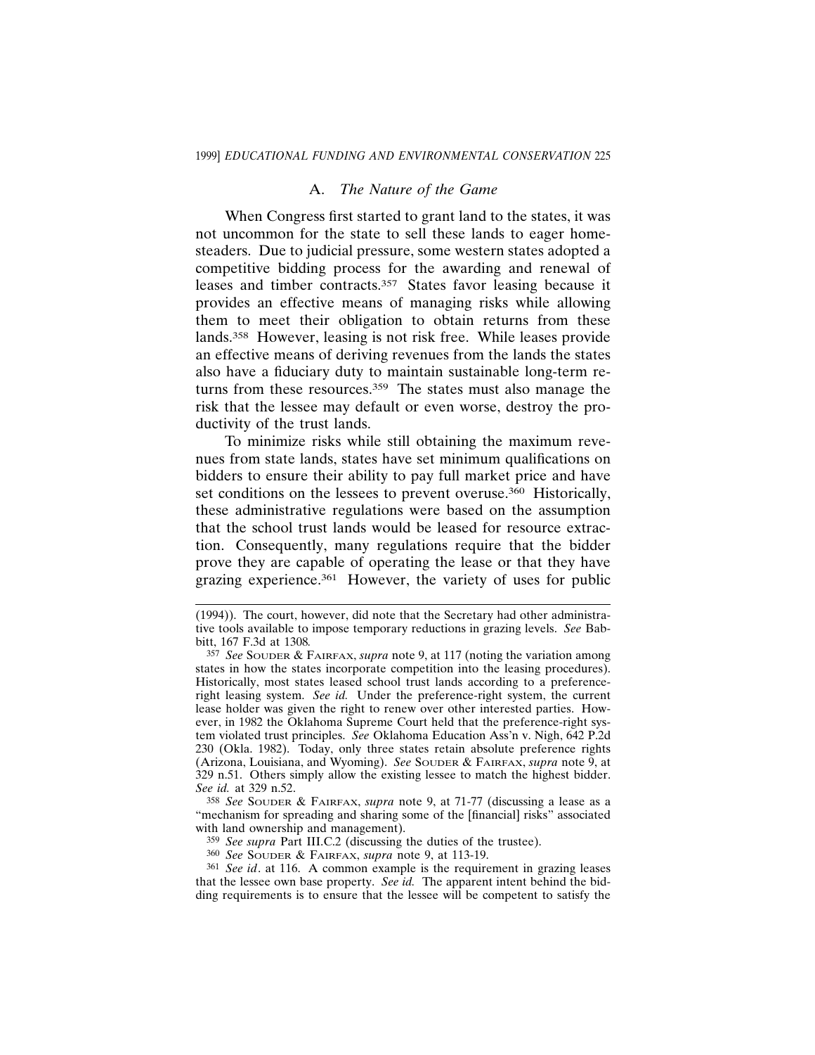### A. *The Nature of the Game*

When Congress first started to grant land to the states, it was not uncommon for the state to sell these lands to eager homesteaders. Due to judicial pressure, some western states adopted a competitive bidding process for the awarding and renewal of leases and timber contracts.[357] States favor leasing because it provides an effective means of managing risks while allowing them to meet their obligation to obtain returns from these lands.[358] However, leasing is not risk free. While leases provide an effective means of deriving revenues from the lands the states also have a fiduciary duty to maintain sustainable long-term returns from these resources.[359] The states must also manage the risk that the lessee may default or even worse, destroy the productivity of the trust lands.

To minimize risks while still obtaining the maximum revenues from state lands, states have set minimum qualifications on bidders to ensure their ability to pay full market price and have set conditions on the lessees to prevent overuse.[360] Historically, these administrative regulations were based on the assumption that the school trust lands would be leased for resource extraction. Consequently, many regulations require that the bidder prove they are capable of operating the lease or that they have grazing experience.[361] However, the variety of uses for public

---

(1994)). The court, however, did note that the Secretary had other administrative tools available to impose temporary reductions in grazing levels. *See* Babbitt, 167 F.3d at 1308.

[357] *See* SOUDER & FAIRFAX, *supra* note 9, at 117 (noting the variation among states in how the states incorporate competition into the leasing procedures). Historically, most states leased school trust lands according to a preference-right leasing system. *See id.* Under the preference-right system, the current lease holder was given the right to renew over other interested parties. However, in 1982 the Oklahoma Supreme Court held that the preference-right system violated trust principles. *See* Oklahoma Education Ass'n v. Nigh, 642 P.2d 230 (Okla. 1982). Today, only three states retain absolute preference rights (Arizona, Louisiana, and Wyoming). *See* SOUDER & FAIRFAX, *supra* note 9, at 329 n.51. Others simply allow the existing lessee to match the highest bidder. *See id.* at 329 n.52.

[358] *See* SOUDER & FAIRFAX, *supra* note 9, at 71-77 (discussing a lease as a "mechanism for spreading and sharing some of the [financial] risks" associated with land ownership and management).

[359] *See supra* Part III.C.2 (discussing the duties of the trustee).

[360] *See* SOUDER & FAIRFAX, *supra* note 9, at 113-19.

[361] *See id*. at 116. A common example is the requirement in grazing leases that the lessee own base property. *See id.* The apparent intent behind the bidding requirements is to ensure that the lessee will be competent to satisfy the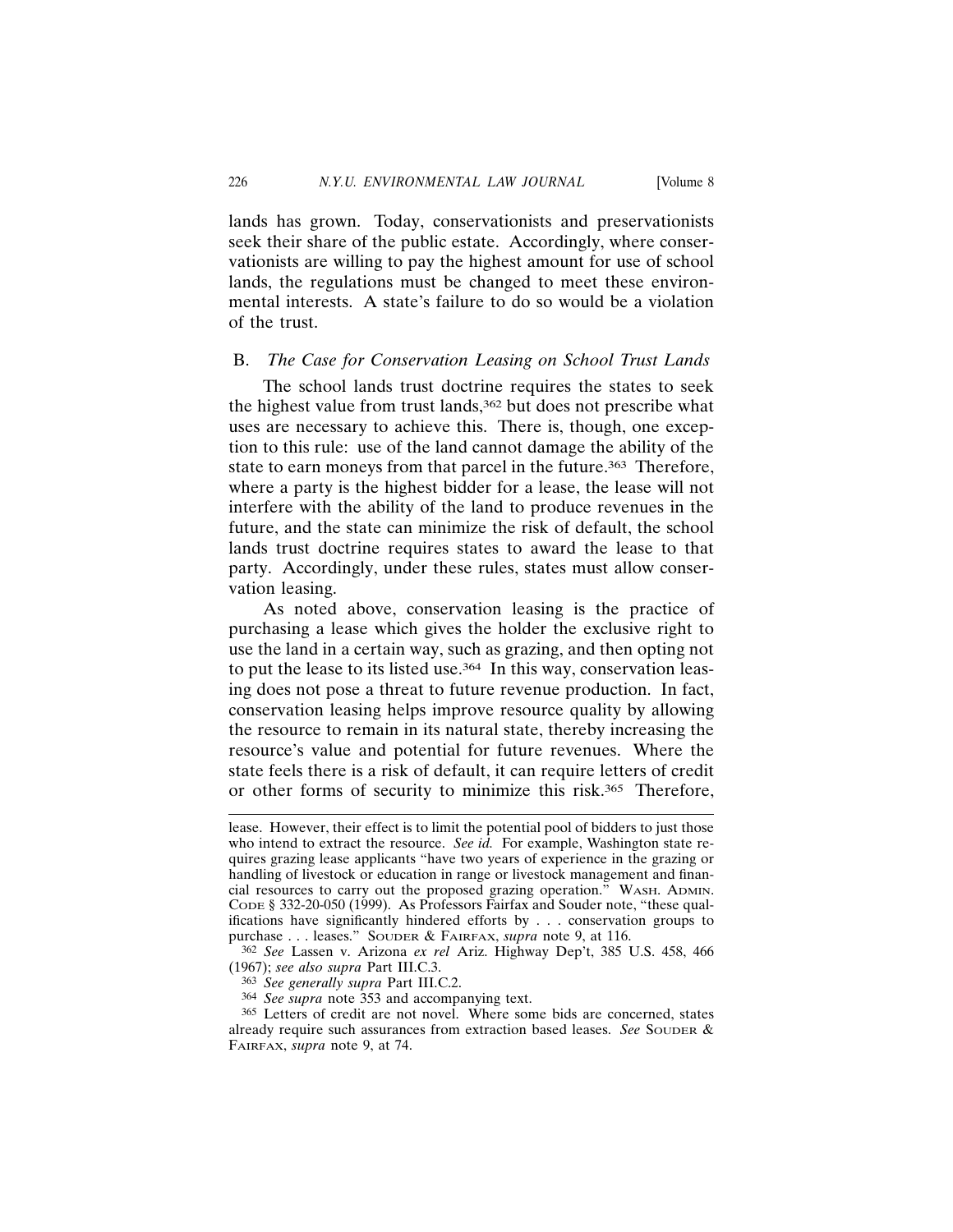lands has grown. Today, conservationists and preservationists seek their share of the public estate. Accordingly, where conservationists are willing to pay the highest amount for use of school lands, the regulations must be changed to meet these environmental interests. A state's failure to do so would be a violation of the trust.

### B. *The Case for Conservation Leasing on School Trust Lands*

The school lands trust doctrine requires the states to seek the highest value from trust lands,[362] but does not prescribe what uses are necessary to achieve this. There is, though, one exception to this rule: use of the land cannot damage the ability of the state to earn moneys from that parcel in the future.[363] Therefore, where a party is the highest bidder for a lease, the lease will not interfere with the ability of the land to produce revenues in the future, and the state can minimize the risk of default, the school lands trust doctrine requires states to award the lease to that party. Accordingly, under these rules, states must allow conservation leasing.

As noted above, conservation leasing is the practice of purchasing a lease which gives the holder the exclusive right to use the land in a certain way, such as grazing, and then opting not to put the lease to its listed use.[364] In this way, conservation leasing does not pose a threat to future revenue production. In fact, conservation leasing helps improve resource quality by allowing the resource to remain in its natural state, thereby increasing the resource's value and potential for future revenues. Where the state feels there is a risk of default, it can require letters of credit or other forms of security to minimize this risk.[365] Therefore,

---

lease. However, their effect is to limit the potential pool of bidders to just those who intend to extract the resource. *See id.* For example, Washington state requires grazing lease applicants "have two years of experience in the grazing or handling of livestock or education in range or livestock management and financial resources to carry out the proposed grazing operation." WASH. ADMIN. CODE § 332-20-050 (1999). As Professors Fairfax and Souder note, "these qualifications have significantly hindered efforts by . . . conservation groups to purchase . . . leases." SOUDER & FAIRFAX, *supra* note 9, at 116.

[362] *See* Lassen v. Arizona *ex rel* Ariz. Highway Dep't, 385 U.S. 458, 466 (1967); *see also supra* Part III.C.3.

[363] *See generally supra* Part III.C.2.

[364] *See supra* note 353 and accompanying text.

[365] Letters of credit are not novel. Where some bids are concerned, states already require such assurances from extraction based leases. *See* SOUDER & FAIRFAX, *supra* note 9, at 74.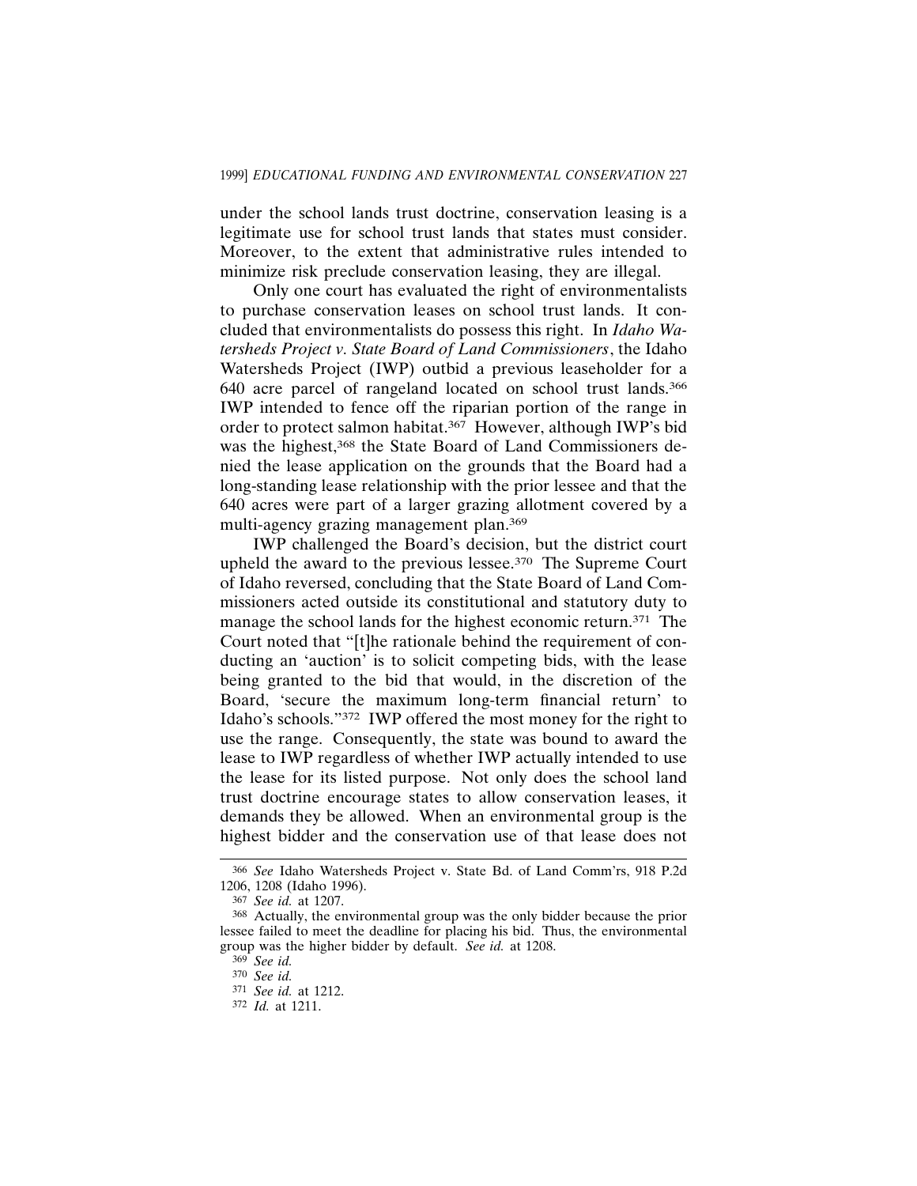under the school lands trust doctrine, conservation leasing is a legitimate use for school trust lands that states must consider. Moreover, to the extent that administrative rules intended to minimize risk preclude conservation leasing, they are illegal.

Only one court has evaluated the right of environmentalists to purchase conservation leases on school trust lands. It concluded that environmentalists do possess this right. In *Idaho Watersheds Project v. State Board of Land Commissioners*, the Idaho Watersheds Project (IWP) outbid a previous leaseholder for a 640 acre parcel of rangeland located on school trust lands.[366] IWP intended to fence off the riparian portion of the range in order to protect salmon habitat.[367] However, although IWP's bid was the highest,[368] the State Board of Land Commissioners denied the lease application on the grounds that the Board had a long-standing lease relationship with the prior lessee and that the 640 acres were part of a larger grazing allotment covered by a multi-agency grazing management plan.[369]

IWP challenged the Board's decision, but the district court upheld the award to the previous lessee.[370] The Supreme Court of Idaho reversed, concluding that the State Board of Land Commissioners acted outside its constitutional and statutory duty to manage the school lands for the highest economic return.[371] The Court noted that "[t]he rationale behind the requirement of conducting an 'auction' is to solicit competing bids, with the lease being granted to the bid that would, in the discretion of the Board, 'secure the maximum long-term financial return' to Idaho's schools."[372] IWP offered the most money for the right to use the range. Consequently, the state was bound to award the lease to IWP regardless of whether IWP actually intended to use the lease for its listed purpose. Not only does the school land trust doctrine encourage states to allow conservation leases, it demands they be allowed. When an environmental group is the highest bidder and the conservation use of that lease does not

---

[366] *See* Idaho Watersheds Project v. State Bd. of Land Comm'rs, 918 P.2d 1206, 1208 (Idaho 1996).

[367] *See id.* at 1207.

[368] Actually, the environmental group was the only bidder because the prior lessee failed to meet the deadline for placing his bid. Thus, the environmental group was the higher bidder by default. *See id.* at 1208.

[369] *See id.*

[370] *See id.*

[371] *See id.* at 1212.

[372] *Id.* at 1211.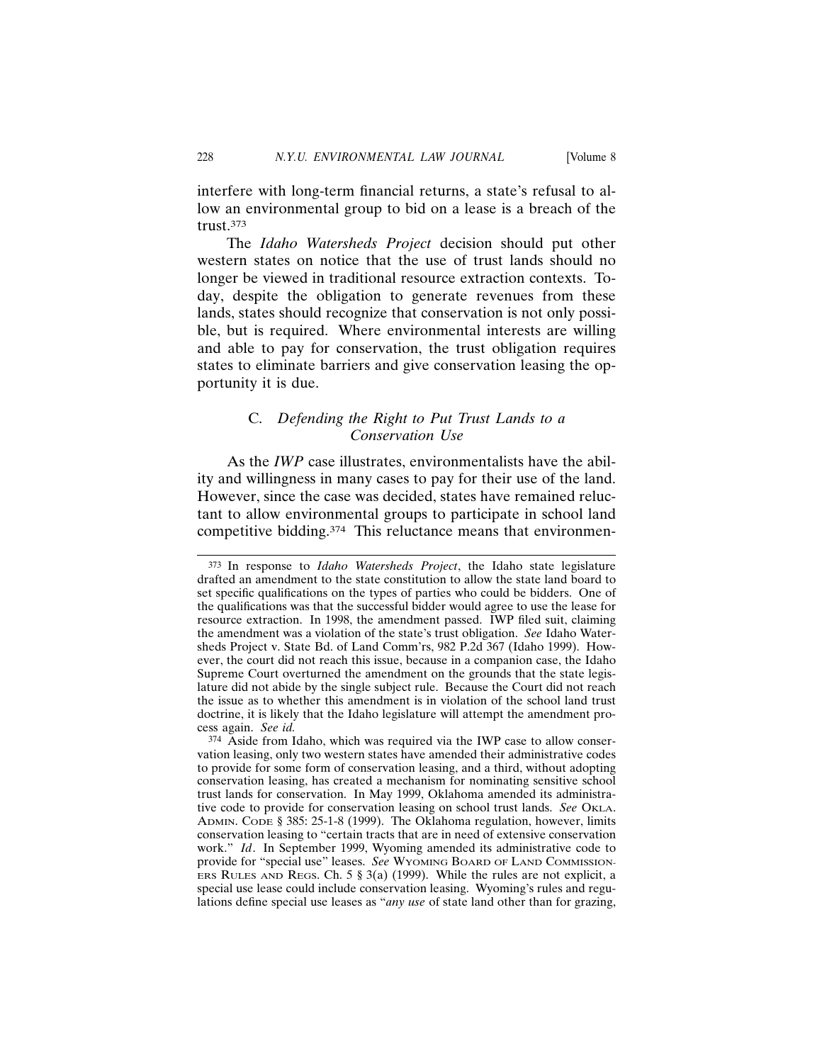interfere with long-term financial returns, a state's refusal to allow an environmental group to bid on a lease is a breach of the trust.[373]

The *Idaho Watersheds Project* decision should put other western states on notice that the use of trust lands should no longer be viewed in traditional resource extraction contexts. Today, despite the obligation to generate revenues from these lands, states should recognize that conservation is not only possible, but is required. Where environmental interests are willing and able to pay for conservation, the trust obligation requires states to eliminate barriers and give conservation leasing the opportunity it is due.

### C. *Defending the Right to Put Trust Lands to a Conservation Use*

As the *IWP* case illustrates, environmentalists have the ability and willingness in many cases to pay for their use of the land. However, since the case was decided, states have remained reluctant to allow environmental groups to participate in school land competitive bidding.[374] This reluctance means that environmen-

---

[373] In response to *Idaho Watersheds Project*, the Idaho state legislature drafted an amendment to the state constitution to allow the state land board to set specific qualifications on the types of parties who could be bidders. One of the qualifications was that the successful bidder would agree to use the lease for resource extraction. In 1998, the amendment passed. IWP filed suit, claiming the amendment was a violation of the state's trust obligation. *See* Idaho Watersheds Project v. State Bd. of Land Comm'rs, 982 P.2d 367 (Idaho 1999). However, the court did not reach this issue, because in a companion case, the Idaho Supreme Court overturned the amendment on the grounds that the state legislature did not abide by the single subject rule. Because the Court did not reach the issue as to whether this amendment is in violation of the school land trust doctrine, it is likely that the Idaho legislature will attempt the amendment process again. *See id.*

[374] Aside from Idaho, which was required via the IWP case to allow conservation leasing, only two western states have amended their administrative codes to provide for some form of conservation leasing, and a third, without adopting conservation leasing, has created a mechanism for nominating sensitive school trust lands for conservation. In May 1999, Oklahoma amended its administrative code to provide for conservation leasing on school trust lands. *See* OKLA. ADMIN. CODE § 385: 25-1-8 (1999). The Oklahoma regulation, however, limits conservation leasing to "certain tracts that are in need of extensive conservation work." *Id*. In September 1999, Wyoming amended its administrative code to provide for "special use" leases. *See* WYOMING BOARD OF LAND COMMISSIONERS RULES AND REGS. Ch. 5 § 3(a) (1999). While the rules are not explicit, a special use lease could include conservation leasing. Wyoming's rules and regulations define special use leases as "*any use* of state land other than for grazing,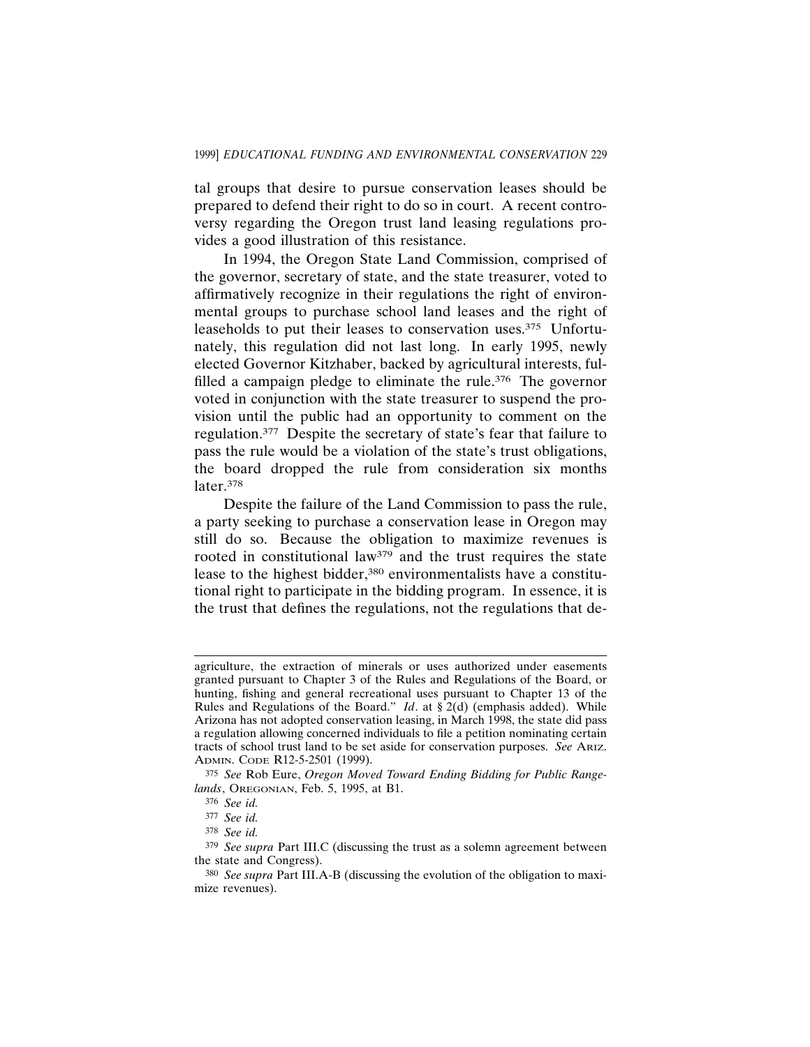tal groups that desire to pursue conservation leases should be prepared to defend their right to do so in court. A recent controversy regarding the Oregon trust land leasing regulations provides a good illustration of this resistance.

In 1994, the Oregon State Land Commission, comprised of the governor, secretary of state, and the state treasurer, voted to affirmatively recognize in their regulations the right of environmental groups to purchase school land leases and the right of leaseholds to put their leases to conservation uses.[375] Unfortunately, this regulation did not last long. In early 1995, newly elected Governor Kitzhaber, backed by agricultural interests, fulfilled a campaign pledge to eliminate the rule.[376] The governor voted in conjunction with the state treasurer to suspend the provision until the public had an opportunity to comment on the regulation.[377] Despite the secretary of state's fear that failure to pass the rule would be a violation of the state's trust obligations, the board dropped the rule from consideration six months later.[378]

Despite the failure of the Land Commission to pass the rule, a party seeking to purchase a conservation lease in Oregon may still do so. Because the obligation to maximize revenues is rooted in constitutional law[379] and the trust requires the state lease to the highest bidder,[380] environmentalists have a constitutional right to participate in the bidding program. In essence, it is the trust that defines the regulations, not the regulations that de-

---

agriculture, the extraction of minerals or uses authorized under easements granted pursuant to Chapter 3 of the Rules and Regulations of the Board, or hunting, fishing and general recreational uses pursuant to Chapter 13 of the Rules and Regulations of the Board." *Id*. at § 2(d) (emphasis added). While Arizona has not adopted conservation leasing, in March 1998, the state did pass a regulation allowing concerned individuals to file a petition nominating certain tracts of school trust land to be set aside for conservation purposes. *See* ARIZ. ADMIN. CODE R12-5-2501 (1999).

[375] *See* Rob Eure, *Oregon Moved Toward Ending Bidding for Public Rangelands*, OREGONIAN, Feb. 5, 1995, at B1.

[376] *See id.*

[377] *See id.*

[378] *See id.*

[379] *See supra* Part III.C (discussing the trust as a solemn agreement between the state and Congress).

[380] *See supra* Part III.A-B (discussing the evolution of the obligation to maximize revenues).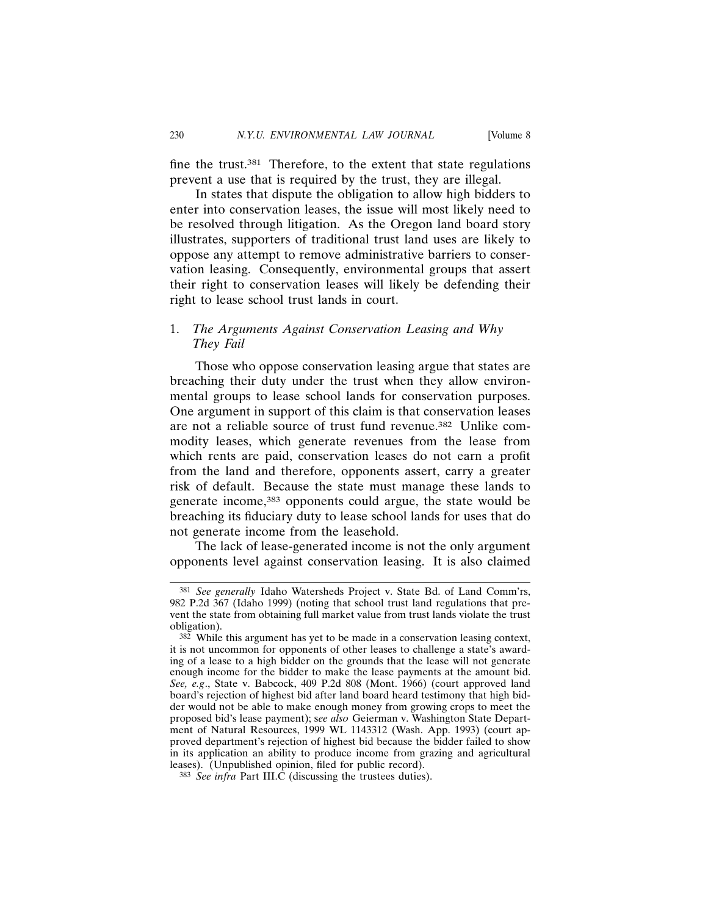fine the trust.[381] Therefore, to the extent that state regulations prevent a use that is required by the trust, they are illegal.

In states that dispute the obligation to allow high bidders to enter into conservation leases, the issue will most likely need to be resolved through litigation. As the Oregon land board story illustrates, supporters of traditional trust land uses are likely to oppose any attempt to remove administrative barriers to conservation leasing. Consequently, environmental groups that assert their right to conservation leases will likely be defending their right to lease school trust lands in court.

### 1. *The Arguments Against Conservation Leasing and Why They Fail*

Those who oppose conservation leasing argue that states are breaching their duty under the trust when they allow environmental groups to lease school lands for conservation purposes. One argument in support of this claim is that conservation leases are not a reliable source of trust fund revenue.[382] Unlike commodity leases, which generate revenues from the lease from which rents are paid, conservation leases do not earn a profit from the land and therefore, opponents assert, carry a greater risk of default. Because the state must manage these lands to generate income,[383] opponents could argue, the state would be breaching its fiduciary duty to lease school lands for uses that do not generate income from the leasehold.

The lack of lease-generated income is not the only argument opponents level against conservation leasing. It is also claimed

---

[381] *See generally* Idaho Watersheds Project v. State Bd. of Land Comm'rs, 982 P.2d 367 (Idaho 1999) (noting that school trust land regulations that prevent the state from obtaining full market value from trust lands violate the trust obligation).

[382] While this argument has yet to be made in a conservation leasing context, it is not uncommon for opponents of other leases to challenge a state's awarding of a lease to a high bidder on the grounds that the lease will not generate enough income for the bidder to make the lease payments at the amount bid. *See, e.g*., State v. Babcock, 409 P.2d 808 (Mont. 1966) (court approved land board's rejection of highest bid after land board heard testimony that high bidder would not be able to make enough money from growing crops to meet the proposed bid's lease payment); s*ee also* Geierman v. Washington State Department of Natural Resources, 1999 WL 1143312 (Wash. App. 1993) (court approved department's rejection of highest bid because the bidder failed to show in its application an ability to produce income from grazing and agricultural leases). (Unpublished opinion, filed for public record).

[383] *See infra* Part III.C (discussing the trustees duties).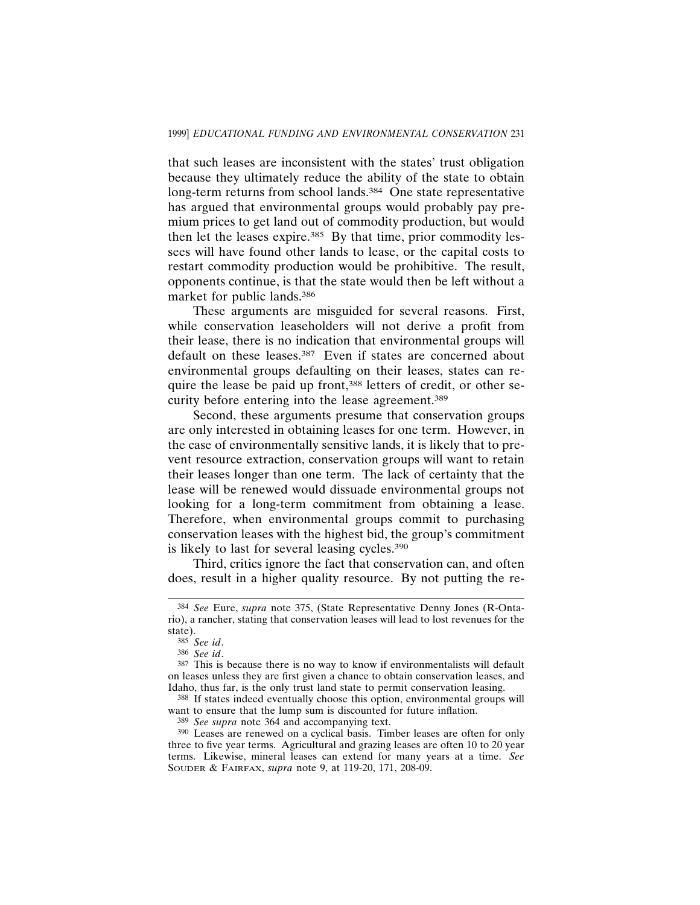that such leases are inconsistent with the states' trust obligation because they ultimately reduce the ability of the state to obtain long-term returns from school lands.[384] One state representative has argued that environmental groups would probably pay premium prices to get land out of commodity production, but would then let the leases expire.[385] By that time, prior commodity lessees will have found other lands to lease, or the capital costs to restart commodity production would be prohibitive. The result, opponents continue, is that the state would then be left without a market for public lands.[386]

These arguments are misguided for several reasons. First, while conservation leaseholders will not derive a profit from their lease, there is no indication that environmental groups will default on these leases.[387] Even if states are concerned about environmental groups defaulting on their leases, states can require the lease be paid up front,[388] letters of credit, or other security before entering into the lease agreement.[389]

Second, these arguments presume that conservation groups are only interested in obtaining leases for one term. However, in the case of environmentally sensitive lands, it is likely that to prevent resource extraction, conservation groups will want to retain their leases longer than one term. The lack of certainty that the lease will be renewed would dissuade environmental groups not looking for a long-term commitment from obtaining a lease. Therefore, when environmental groups commit to purchasing conservation leases with the highest bid, the group's commitment is likely to last for several leasing cycles.[390]

Third, critics ignore the fact that conservation can, and often does, result in a higher quality resource. By not putting the re-

---

[384] *See* Eure, *supra* note 375, (State Representative Denny Jones (R-Ontario), a rancher, stating that conservation leases will lead to lost revenues for the state).

[385] *See id*.

[386] *See id*.

[387] This is because there is no way to know if environmentalists will default on leases unless they are first given a chance to obtain conservation leases, and Idaho, thus far, is the only trust land state to permit conservation leasing.

[388] If states indeed eventually choose this option, environmental groups will want to ensure that the lump sum is discounted for future inflation.

[389] *See supra* note 364 and accompanying text.

[390] Leases are renewed on a cyclical basis. Timber leases are often for only three to five year terms. Agricultural and grazing leases are often 10 to 20 year terms. Likewise, mineral leases can extend for many years at a time. *See* Souder & Fairfax, *supra* note 9, at 119-20, 171, 208-09.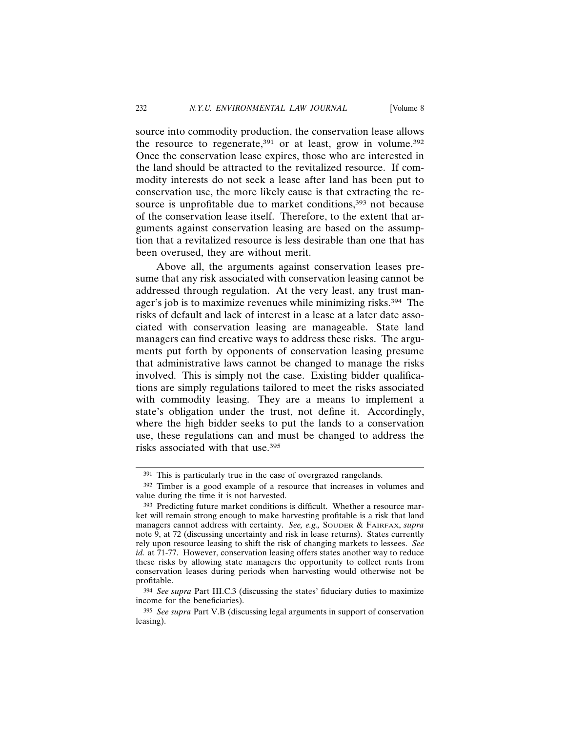source into commodity production, the conservation lease allows the resource to regenerate,[391] or at least, grow in volume.[392] Once the conservation lease expires, those who are interested in the land should be attracted to the revitalized resource. If commodity interests do not seek a lease after land has been put to conservation use, the more likely cause is that extracting the resource is unprofitable due to market conditions,[393] not because of the conservation lease itself. Therefore, to the extent that arguments against conservation leasing are based on the assumption that a revitalized resource is less desirable than one that has been overused, they are without merit.

Above all, the arguments against conservation leases presume that any risk associated with conservation leasing cannot be addressed through regulation. At the very least, any trust manager's job is to maximize revenues while minimizing risks.[394] The risks of default and lack of interest in a lease at a later date associated with conservation leasing are manageable. State land managers can find creative ways to address these risks. The arguments put forth by opponents of conservation leasing presume that administrative laws cannot be changed to manage the risks involved. This is simply not the case. Existing bidder qualifications are simply regulations tailored to meet the risks associated with commodity leasing. They are a means to implement a state's obligation under the trust, not define it. Accordingly, where the high bidder seeks to put the lands to a conservation use, these regulations can and must be changed to address the risks associated with that use.[395]

---

[391] This is particularly true in the case of overgrazed rangelands.

[392] Timber is a good example of a resource that increases in volumes and value during the time it is not harvested.

[393] Predicting future market conditions is difficult. Whether a resource market will remain strong enough to make harvesting profitable is a risk that land managers cannot address with certainty. *See, e.g.,* SOUDER & FAIRFAX, *supra* note 9, at 72 (discussing uncertainty and risk in lease returns). States currently rely upon resource leasing to shift the risk of changing markets to lessees. *See id.* at 71-77. However, conservation leasing offers states another way to reduce these risks by allowing state managers the opportunity to collect rents from conservation leases during periods when harvesting would otherwise not be profitable.

[394] *See supra* Part III.C.3 (discussing the states' fiduciary duties to maximize income for the beneficiaries).

[395] *See supra* Part V.B (discussing legal arguments in support of conservation leasing).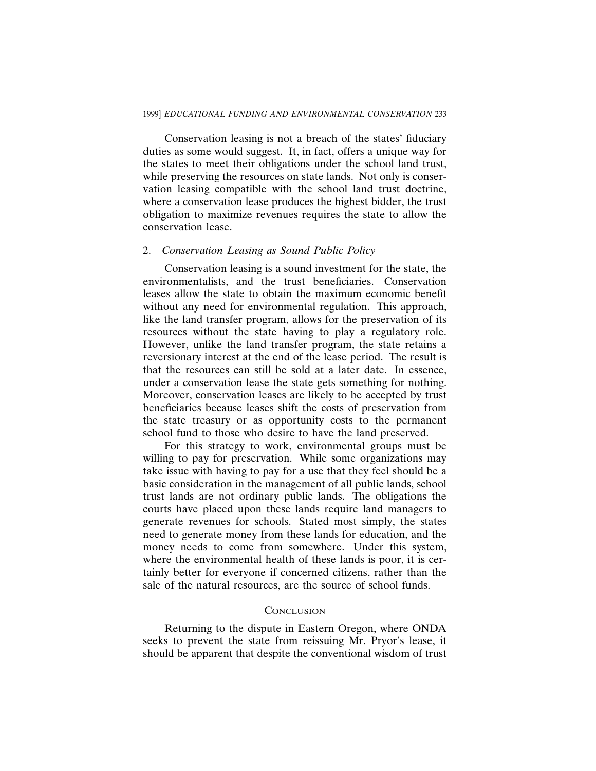Conservation leasing is not a breach of the states' fiduciary duties as some would suggest. It, in fact, offers a unique way for the states to meet their obligations under the school land trust, while preserving the resources on state lands. Not only is conservation leasing compatible with the school land trust doctrine, where a conservation lease produces the highest bidder, the trust obligation to maximize revenues requires the state to allow the conservation lease.

### 2. *Conservation Leasing as Sound Public Policy*

Conservation leasing is a sound investment for the state, the environmentalists, and the trust beneficiaries. Conservation leases allow the state to obtain the maximum economic benefit without any need for environmental regulation. This approach, like the land transfer program, allows for the preservation of its resources without the state having to play a regulatory role. However, unlike the land transfer program, the state retains a reversionary interest at the end of the lease period. The result is that the resources can still be sold at a later date. In essence, under a conservation lease the state gets something for nothing. Moreover, conservation leases are likely to be accepted by trust beneficiaries because leases shift the costs of preservation from the state treasury or as opportunity costs to the permanent school fund to those who desire to have the land preserved.

For this strategy to work, environmental groups must be willing to pay for preservation. While some organizations may take issue with having to pay for a use that they feel should be a basic consideration in the management of all public lands, school trust lands are not ordinary public lands. The obligations the courts have placed upon these lands require land managers to generate revenues for schools. Stated most simply, the states need to generate money from these lands for education, and the money needs to come from somewhere. Under this system, where the environmental health of these lands is poor, it is certainly better for everyone if concerned citizens, rather than the sale of the natural resources, are the source of school funds.

## Conclusion

Returning to the dispute in Eastern Oregon, where ONDA seeks to prevent the state from reissuing Mr. Pryor's lease, it should be apparent that despite the conventional wisdom of trust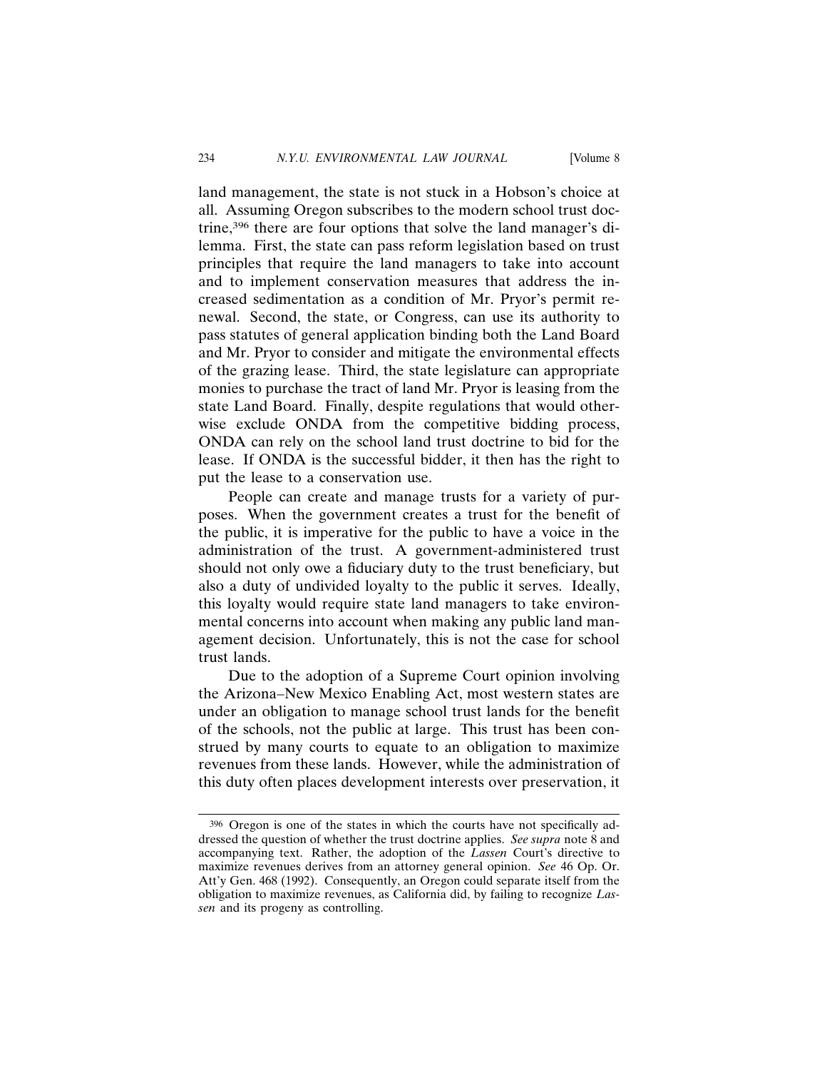land management, the state is not stuck in a Hobson's choice at all. Assuming Oregon subscribes to the modern school trust doctrine,[396] there are four options that solve the land manager's dilemma. First, the state can pass reform legislation based on trust principles that require the land managers to take into account and to implement conservation measures that address the increased sedimentation as a condition of Mr. Pryor's permit renewal. Second, the state, or Congress, can use its authority to pass statutes of general application binding both the Land Board and Mr. Pryor to consider and mitigate the environmental effects of the grazing lease. Third, the state legislature can appropriate monies to purchase the tract of land Mr. Pryor is leasing from the state Land Board. Finally, despite regulations that would otherwise exclude ONDA from the competitive bidding process, ONDA can rely on the school land trust doctrine to bid for the lease. If ONDA is the successful bidder, it then has the right to put the lease to a conservation use.

People can create and manage trusts for a variety of purposes. When the government creates a trust for the benefit of the public, it is imperative for the public to have a voice in the administration of the trust. A government-administered trust should not only owe a fiduciary duty to the trust beneficiary, but also a duty of undivided loyalty to the public it serves. Ideally, this loyalty would require state land managers to take environmental concerns into account when making any public land management decision. Unfortunately, this is not the case for school trust lands.

Due to the adoption of a Supreme Court opinion involving the Arizona–New Mexico Enabling Act, most western states are under an obligation to manage school trust lands for the benefit of the schools, not the public at large. This trust has been construed by many courts to equate to an obligation to maximize revenues from these lands. However, while the administration of this duty often places development interests over preservation, it

---

[396] Oregon is one of the states in which the courts have not specifically addressed the question of whether the trust doctrine applies. *See supra* note 8 and accompanying text. Rather, the adoption of the *Lassen* Court's directive to maximize revenues derives from an attorney general opinion. *See* 46 Op. Or. Att'y Gen. 468 (1992). Consequently, an Oregon could separate itself from the obligation to maximize revenues, as California did, by failing to recognize *Lassen* and its progeny as controlling.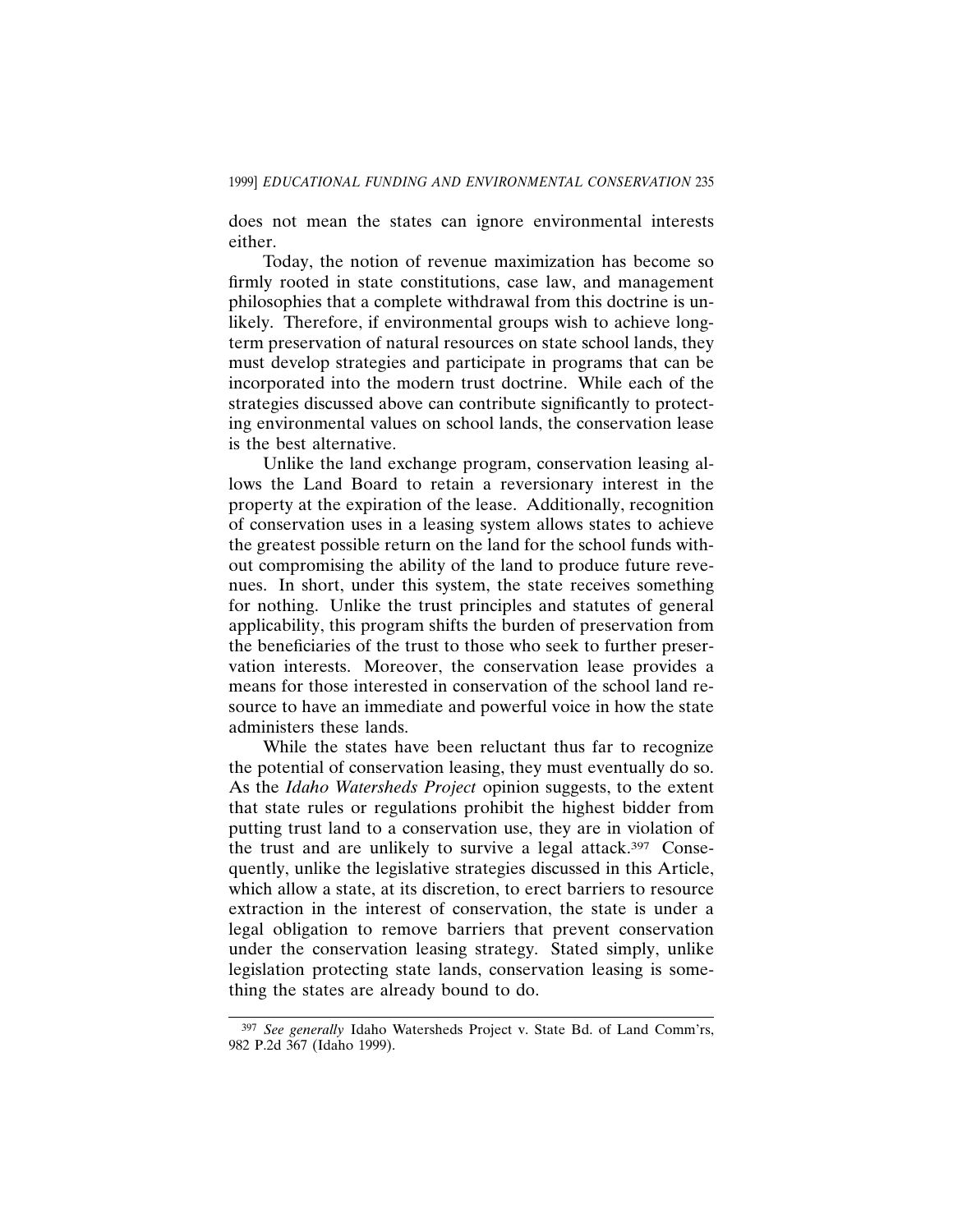does not mean the states can ignore environmental interests either.

Today, the notion of revenue maximization has become so firmly rooted in state constitutions, case law, and management philosophies that a complete withdrawal from this doctrine is unlikely. Therefore, if environmental groups wish to achieve long-term preservation of natural resources on state school lands, they must develop strategies and participate in programs that can be incorporated into the modern trust doctrine. While each of the strategies discussed above can contribute significantly to protecting environmental values on school lands, the conservation lease is the best alternative.

Unlike the land exchange program, conservation leasing allows the Land Board to retain a reversionary interest in the property at the expiration of the lease. Additionally, recognition of conservation uses in a leasing system allows states to achieve the greatest possible return on the land for the school funds without compromising the ability of the land to produce future revenues. In short, under this system, the state receives something for nothing. Unlike the trust principles and statutes of general applicability, this program shifts the burden of preservation from the beneficiaries of the trust to those who seek to further preservation interests. Moreover, the conservation lease provides a means for those interested in conservation of the school land resource to have an immediate and powerful voice in how the state administers these lands.

While the states have been reluctant thus far to recognize the potential of conservation leasing, they must eventually do so. As the *Idaho Watersheds Project* opinion suggests, to the extent that state rules or regulations prohibit the highest bidder from putting trust land to a conservation use, they are in violation of the trust and are unlikely to survive a legal attack.[397] Consequently, unlike the legislative strategies discussed in this Article, which allow a state, at its discretion, to erect barriers to resource extraction in the interest of conservation, the state is under a legal obligation to remove barriers that prevent conservation under the conservation leasing strategy. Stated simply, unlike legislation protecting state lands, conservation leasing is something the states are already bound to do.

[397] *See generally* Idaho Watersheds Project v. State Bd. of Land Comm'rs, 982 P.2d 367 (Idaho 1999).